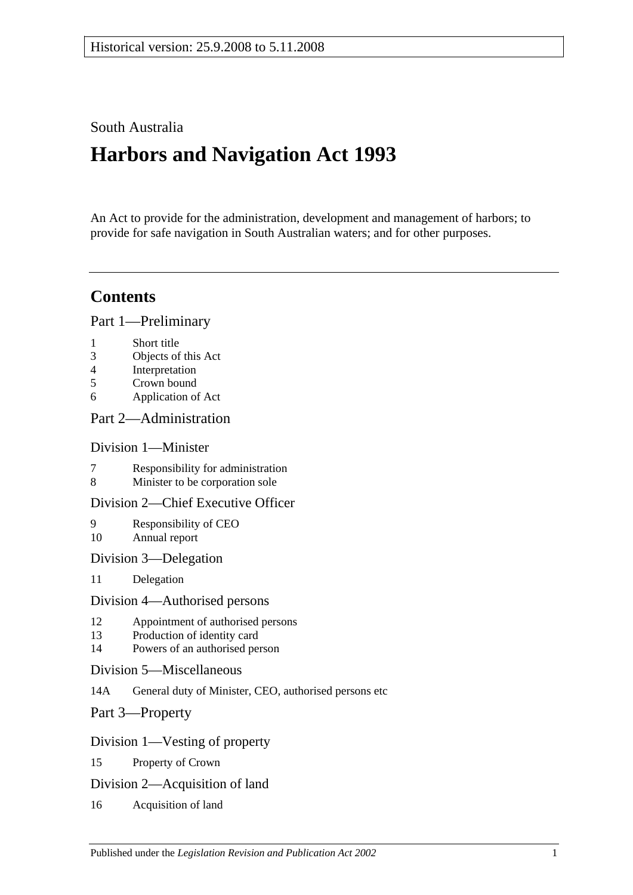Historical version: 25.9.2008 to 5.11.2008

South Australia

# Harbors and Navigation Act 1993

An Act to provide for the administration, development and management of harbors; to provide for safe navigation in South Australian waters; and for other purposes.

## Contents

Part 1—Preliminary

- 1 Short title
- 3 Objects of this Act
- 4 Interpretation
- 5 Crown bound
- 6 Application of Act

Part 2—Administration

Division 1—Minister

- 7 Responsibility for administration
- 8 Minister to be corporation sole

Division 2—Chief Executive Officer

- 9 Responsibility of CEO
- 10 Annual report

Division 3—Delegation

- 11 Delegation

Division 4—Authorised persons

- 12 Appointment of authorised persons
- 13 Production of identity card
- 14 Powers of an authorised person

Division 5—Miscellaneous

- 14A General duty of Minister, CEO, authorised persons etc

Part 3—Property

Division 1—Vesting of property

- 15 Property of Crown

Division 2—Acquisition of land

- 16 Acquisition of land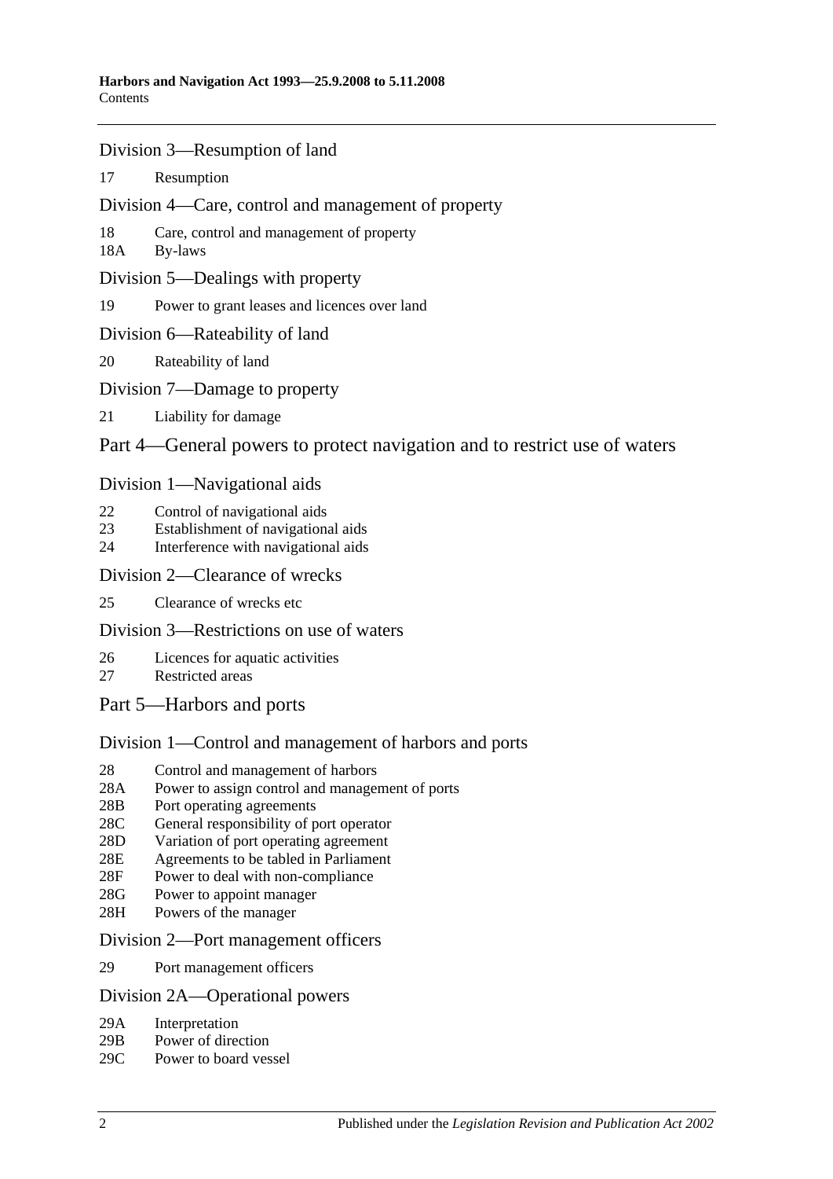## Division 3—Resumption of land

17 Resumption

## Division 4—Care, control and management of property

18 Care, control and management of property
18A By-laws

## Division 5—Dealings with property

19 Power to grant leases and licences over land

## Division 6—Rateability of land

20 Rateability of land

## Division 7—Damage to property

21 Liability for damage

# Part 4—General powers to protect navigation and to restrict use of waters

## Division 1—Navigational aids

22 Control of navigational aids
23 Establishment of navigational aids
24 Interference with navigational aids

## Division 2—Clearance of wrecks

25 Clearance of wrecks etc

## Division 3—Restrictions on use of waters

26 Licences for aquatic activities
27 Restricted areas

# Part 5—Harbors and ports

## Division 1—Control and management of harbors and ports

28 Control and management of harbors
28A Power to assign control and management of ports
28B Port operating agreements
28C General responsibility of port operator
28D Variation of port operating agreement
28E Agreements to be tabled in Parliament
28F Power to deal with non-compliance
28G Power to appoint manager
28H Powers of the manager

## Division 2—Port management officers

29 Port management officers

## Division 2A—Operational powers

29A Interpretation
29B Power of direction
29C Power to board vessel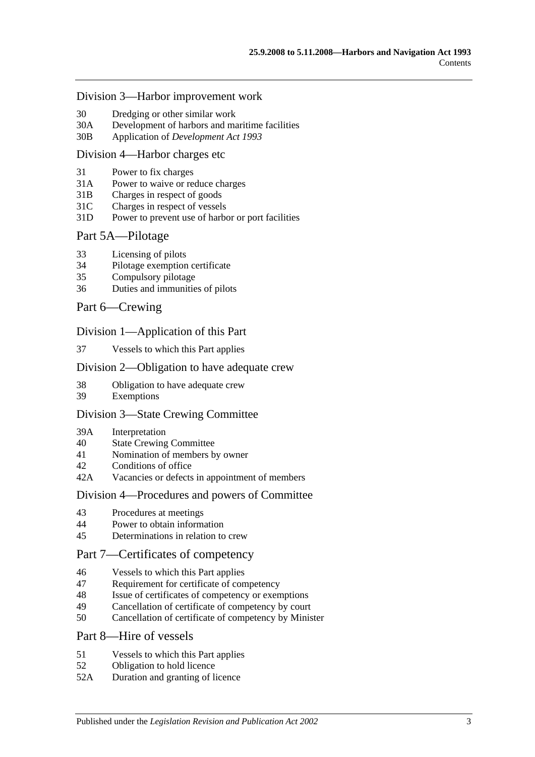## Division 3—Harbor improvement work

30 Dredging or other similar work
30A Development of harbors and maritime facilities
30B Application of *Development Act 1993*

## Division 4—Harbor charges etc

31 Power to fix charges
31A Power to waive or reduce charges
31B Charges in respect of goods
31C Charges in respect of vessels
31D Power to prevent use of harbor or port facilities

# Part 5A—Pilotage

33 Licensing of pilots
34 Pilotage exemption certificate
35 Compulsory pilotage
36 Duties and immunities of pilots

# Part 6—Crewing

## Division 1—Application of this Part

37 Vessels to which this Part applies

## Division 2—Obligation to have adequate crew

38 Obligation to have adequate crew
39 Exemptions

## Division 3—State Crewing Committee

39A Interpretation
40 State Crewing Committee
41 Nomination of members by owner
42 Conditions of office
42A Vacancies or defects in appointment of members

## Division 4—Procedures and powers of Committee

43 Procedures at meetings
44 Power to obtain information
45 Determinations in relation to crew

# Part 7—Certificates of competency

46 Vessels to which this Part applies
47 Requirement for certificate of competency
48 Issue of certificates of competency or exemptions
49 Cancellation of certificate of competency by court
50 Cancellation of certificate of competency by Minister

# Part 8—Hire of vessels

51 Vessels to which this Part applies
52 Obligation to hold licence
52A Duration and granting of licence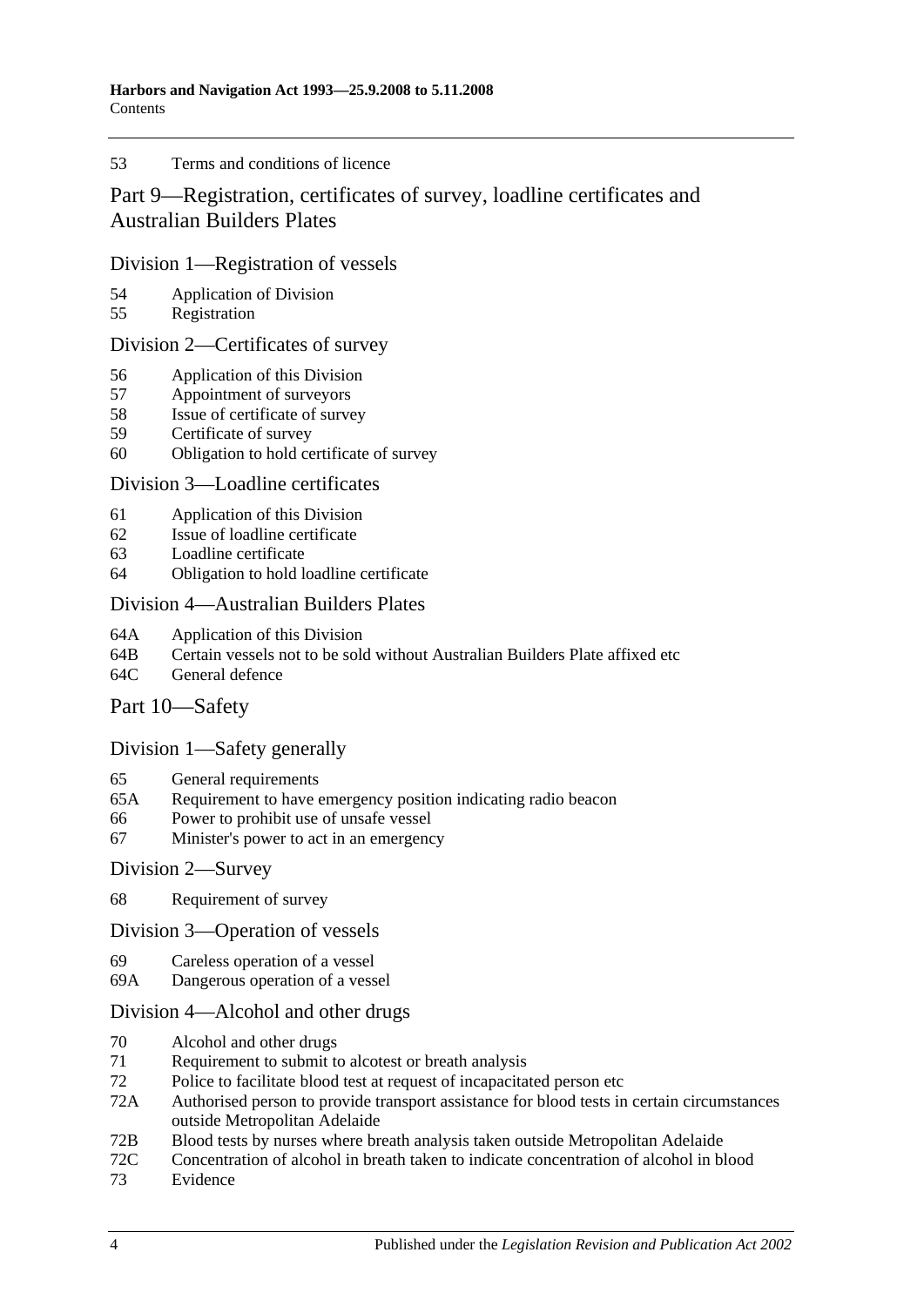53 Terms and conditions of licence

## Part 9—Registration, certificates of survey, loadline certificates and Australian Builders Plates

### Division 1—Registration of vessels

54 Application of Division
55 Registration

### Division 2—Certificates of survey

56 Application of this Division
57 Appointment of surveyors
58 Issue of certificate of survey
59 Certificate of survey
60 Obligation to hold certificate of survey

### Division 3—Loadline certificates

61 Application of this Division
62 Issue of loadline certificate
63 Loadline certificate
64 Obligation to hold loadline certificate

### Division 4—Australian Builders Plates

64A Application of this Division
64B Certain vessels not to be sold without Australian Builders Plate affixed etc
64C General defence

## Part 10—Safety

### Division 1—Safety generally

65 General requirements
65A Requirement to have emergency position indicating radio beacon
66 Power to prohibit use of unsafe vessel
67 Minister's power to act in an emergency

### Division 2—Survey

68 Requirement of survey

### Division 3—Operation of vessels

69 Careless operation of a vessel
69A Dangerous operation of a vessel

### Division 4—Alcohol and other drugs

70 Alcohol and other drugs
71 Requirement to submit to alcotest or breath analysis
72 Police to facilitate blood test at request of incapacitated person etc
72A Authorised person to provide transport assistance for blood tests in certain circumstances outside Metropolitan Adelaide
72B Blood tests by nurses where breath analysis taken outside Metropolitan Adelaide
72C Concentration of alcohol in breath taken to indicate concentration of alcohol in blood
73 Evidence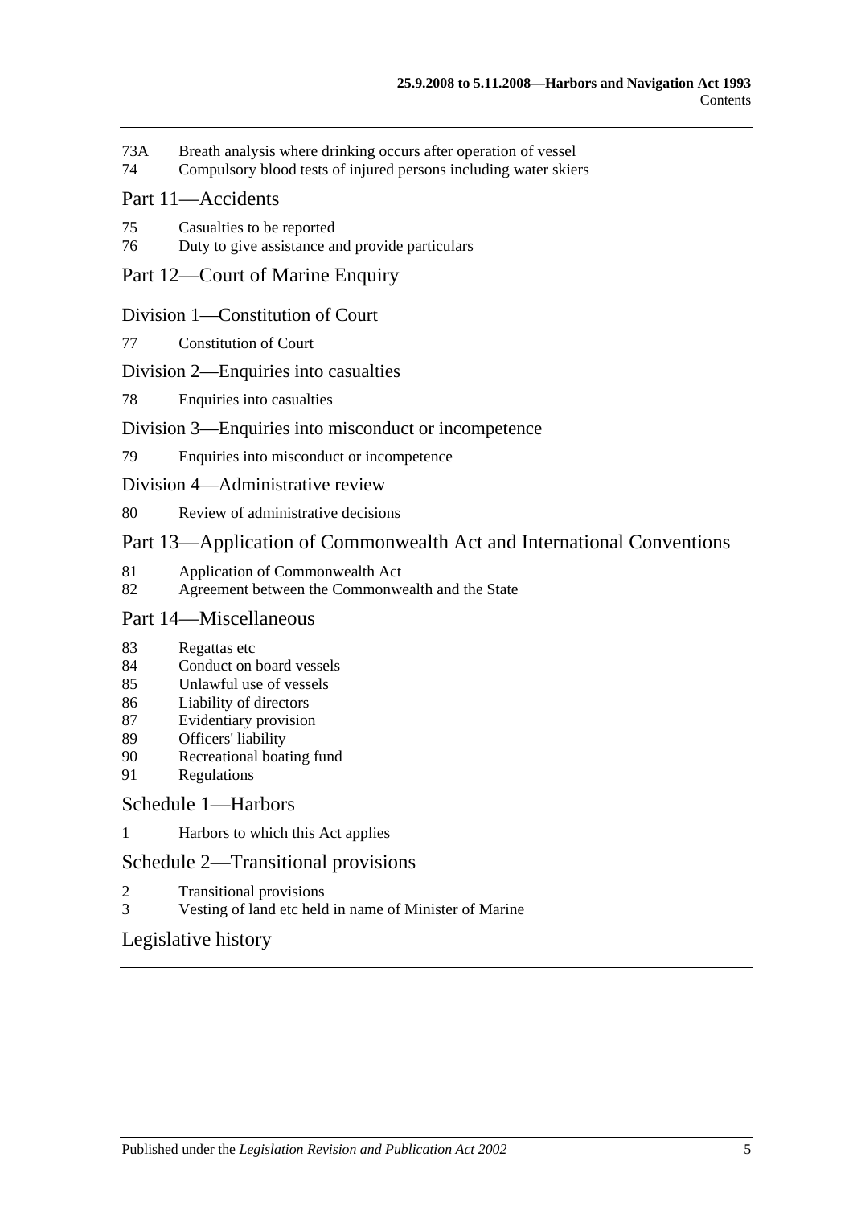73A Breath analysis where drinking occurs after operation of vessel
74 Compulsory blood tests of injured persons including water skiers

## Part 11—Accidents

75 Casualties to be reported
76 Duty to give assistance and provide particulars

## Part 12—Court of Marine Enquiry

### Division 1—Constitution of Court

77 Constitution of Court

### Division 2—Enquiries into casualties

78 Enquiries into casualties

### Division 3—Enquiries into misconduct or incompetence

79 Enquiries into misconduct or incompetence

### Division 4—Administrative review

80 Review of administrative decisions

## Part 13—Application of Commonwealth Act and International Conventions

81 Application of Commonwealth Act
82 Agreement between the Commonwealth and the State

## Part 14—Miscellaneous

83 Regattas etc
84 Conduct on board vessels
85 Unlawful use of vessels
86 Liability of directors
87 Evidentiary provision
89 Officers' liability
90 Recreational boating fund
91 Regulations

## Schedule 1—Harbors

1 Harbors to which this Act applies

## Schedule 2—Transitional provisions

2 Transitional provisions
3 Vesting of land etc held in name of Minister of Marine

## Legislative history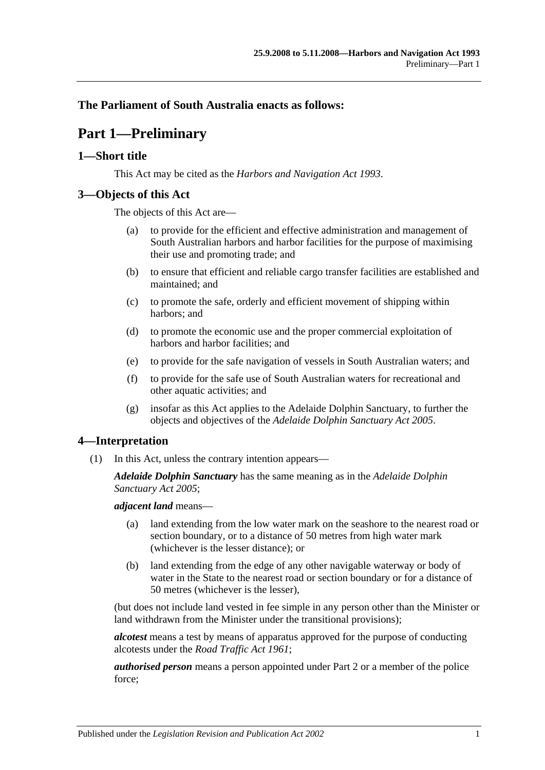## The Parliament of South Australia enacts as follows:

# Part 1—Preliminary

## 1—Short title

This Act may be cited as the *Harbors and Navigation Act 1993*.

## 3—Objects of this Act

The objects of this Act are—

(a) to provide for the efficient and effective administration and management of South Australian harbors and harbor facilities for the purpose of maximising their use and promoting trade; and

(b) to ensure that efficient and reliable cargo transfer facilities are established and maintained; and

(c) to promote the safe, orderly and efficient movement of shipping within harbors; and

(d) to promote the economic use and the proper commercial exploitation of harbors and harbor facilities; and

(e) to provide for the safe navigation of vessels in South Australian waters; and

(f) to provide for the safe use of South Australian waters for recreational and other aquatic activities; and

(g) insofar as this Act applies to the Adelaide Dolphin Sanctuary, to further the objects and objectives of the *Adelaide Dolphin Sanctuary Act 2005*.

## 4—Interpretation

(1) In this Act, unless the contrary intention appears—

***Adelaide Dolphin Sanctuary*** has the same meaning as in the *Adelaide Dolphin Sanctuary Act 2005*;

***adjacent land*** means—

(a) land extending from the low water mark on the seashore to the nearest road or section boundary, or to a distance of 50 metres from high water mark (whichever is the lesser distance); or

(b) land extending from the edge of any other navigable waterway or body of water in the State to the nearest road or section boundary or for a distance of 50 metres (whichever is the lesser),

(but does not include land vested in fee simple in any person other than the Minister or land withdrawn from the Minister under the transitional provisions);

***alcotest*** means a test by means of apparatus approved for the purpose of conducting alcotests under the *Road Traffic Act 1961*;

***authorised person*** means a person appointed under Part 2 or a member of the police force;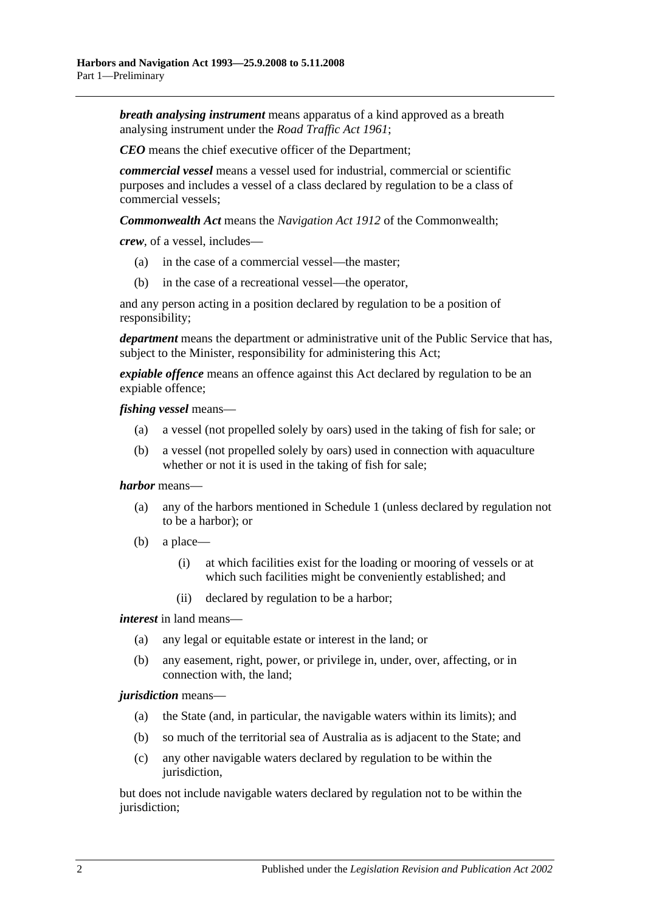***breath analysing instrument*** means apparatus of a kind approved as a breath analysing instrument under the *Road Traffic Act 1961*;

***CEO*** means the chief executive officer of the Department;

***commercial vessel*** means a vessel used for industrial, commercial or scientific purposes and includes a vessel of a class declared by regulation to be a class of commercial vessels;

***Commonwealth Act*** means the *Navigation Act 1912* of the Commonwealth;

***crew***, of a vessel, includes—

- (a) in the case of a commercial vessel—the master;
- (b) in the case of a recreational vessel—the operator,

and any person acting in a position declared by regulation to be a position of responsibility;

***department*** means the department or administrative unit of the Public Service that has, subject to the Minister, responsibility for administering this Act;

***expiable offence*** means an offence against this Act declared by regulation to be an expiable offence;

***fishing vessel*** means—

- (a) a vessel (not propelled solely by oars) used in the taking of fish for sale; or
- (b) a vessel (not propelled solely by oars) used in connection with aquaculture whether or not it is used in the taking of fish for sale;

***harbor*** means—

- (a) any of the harbors mentioned in Schedule 1 (unless declared by regulation not to be a harbor); or
- (b) a place—
  - (i) at which facilities exist for the loading or mooring of vessels or at which such facilities might be conveniently established; and
  - (ii) declared by regulation to be a harbor;

***interest*** in land means—

- (a) any legal or equitable estate or interest in the land; or
- (b) any easement, right, power, or privilege in, under, over, affecting, or in connection with, the land;

***jurisdiction*** means—

- (a) the State (and, in particular, the navigable waters within its limits); and
- (b) so much of the territorial sea of Australia as is adjacent to the State; and
- (c) any other navigable waters declared by regulation to be within the jurisdiction,

but does not include navigable waters declared by regulation not to be within the jurisdiction;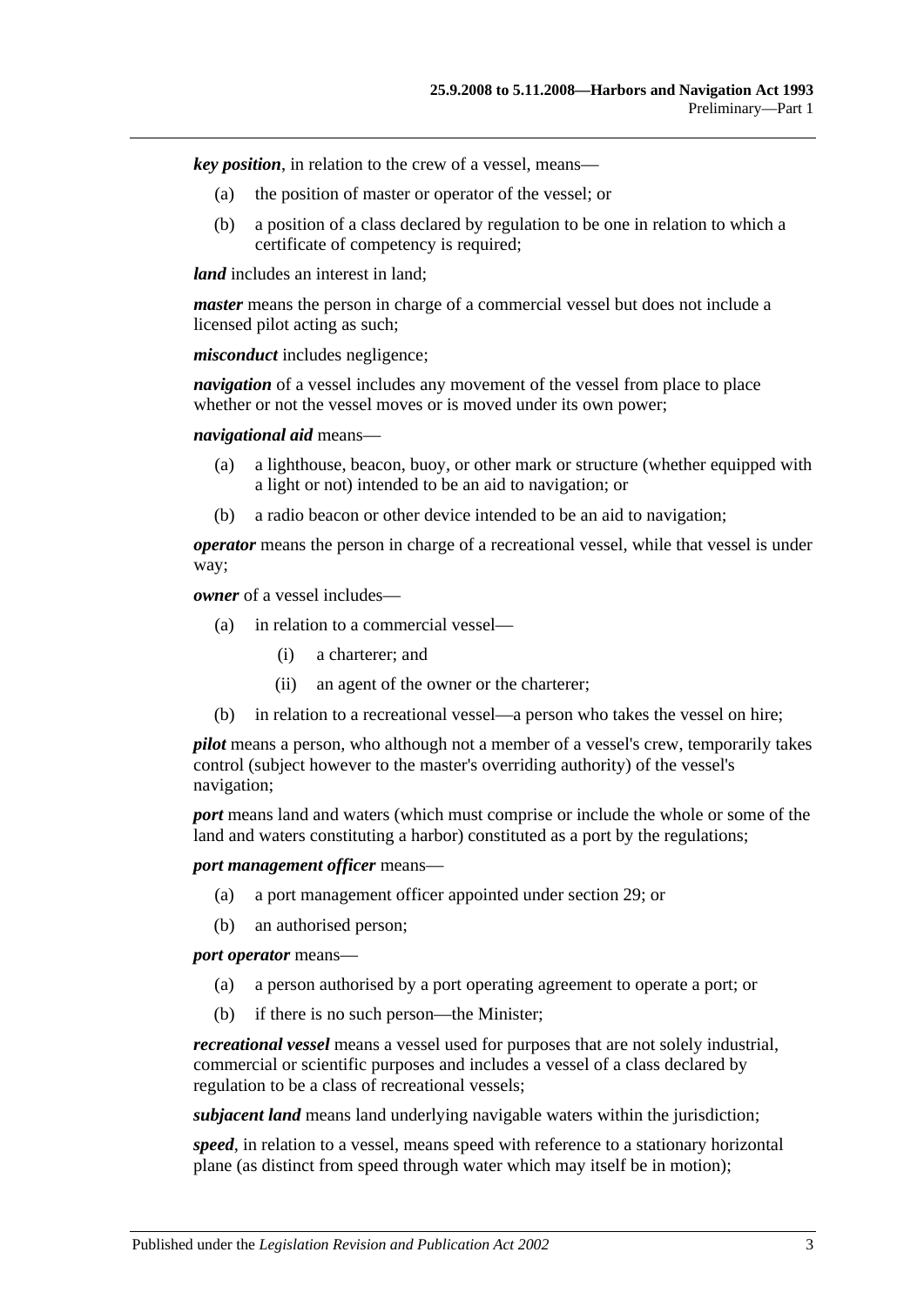***key position***, in relation to the crew of a vessel, means—

(a) the position of master or operator of the vessel; or

(b) a position of a class declared by regulation to be one in relation to which a certificate of competency is required;

***land*** includes an interest in land;

***master*** means the person in charge of a commercial vessel but does not include a licensed pilot acting as such;

***misconduct*** includes negligence;

***navigation*** of a vessel includes any movement of the vessel from place to place whether or not the vessel moves or is moved under its own power;

***navigational aid*** means—

(a) a lighthouse, beacon, buoy, or other mark or structure (whether equipped with a light or not) intended to be an aid to navigation; or

(b) a radio beacon or other device intended to be an aid to navigation;

***operator*** means the person in charge of a recreational vessel, while that vessel is under way;

***owner*** of a vessel includes—

(a) in relation to a commercial vessel—

  (i) a charterer; and

  (ii) an agent of the owner or the charterer;

(b) in relation to a recreational vessel—a person who takes the vessel on hire;

***pilot*** means a person, who although not a member of a vessel's crew, temporarily takes control (subject however to the master's overriding authority) of the vessel's navigation;

***port*** means land and waters (which must comprise or include the whole or some of the land and waters constituting a harbor) constituted as a port by the regulations;

***port management officer*** means—

(a) a port management officer appointed under section 29; or

(b) an authorised person;

***port operator*** means—

(a) a person authorised by a port operating agreement to operate a port; or

(b) if there is no such person—the Minister;

***recreational vessel*** means a vessel used for purposes that are not solely industrial, commercial or scientific purposes and includes a vessel of a class declared by regulation to be a class of recreational vessels;

***subjacent land*** means land underlying navigable waters within the jurisdiction;

***speed***, in relation to a vessel, means speed with reference to a stationary horizontal plane (as distinct from speed through water which may itself be in motion);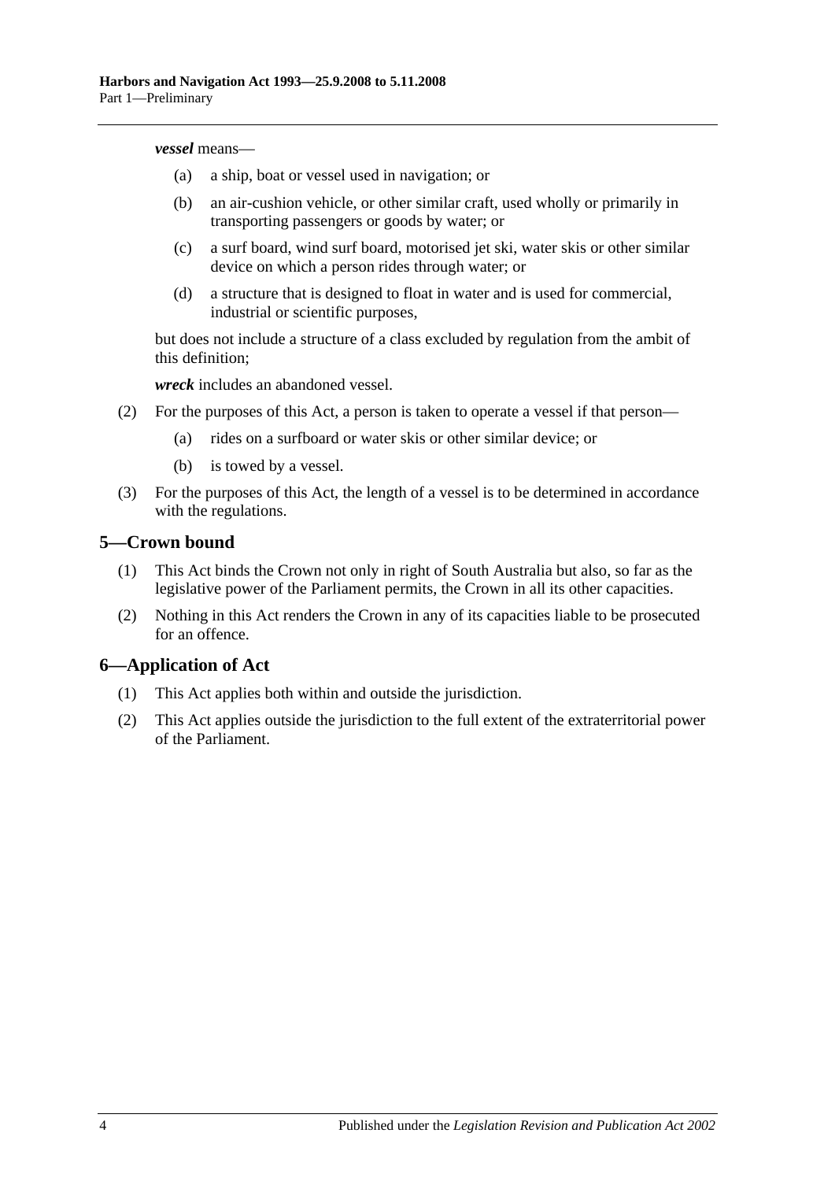***vessel*** means—

(a) a ship, boat or vessel used in navigation; or

(b) an air-cushion vehicle, or other similar craft, used wholly or primarily in transporting passengers or goods by water; or

(c) a surf board, wind surf board, motorised jet ski, water skis or other similar device on which a person rides through water; or

(d) a structure that is designed to float in water and is used for commercial, industrial or scientific purposes,

but does not include a structure of a class excluded by regulation from the ambit of this definition;

***wreck*** includes an abandoned vessel.

(2) For the purposes of this Act, a person is taken to operate a vessel if that person—

(a) rides on a surfboard or water skis or other similar device; or

(b) is towed by a vessel.

(3) For the purposes of this Act, the length of a vessel is to be determined in accordance with the regulations.

## 5—Crown bound

(1) This Act binds the Crown not only in right of South Australia but also, so far as the legislative power of the Parliament permits, the Crown in all its other capacities.

(2) Nothing in this Act renders the Crown in any of its capacities liable to be prosecuted for an offence.

## 6—Application of Act

(1) This Act applies both within and outside the jurisdiction.

(2) This Act applies outside the jurisdiction to the full extent of the extraterritorial power of the Parliament.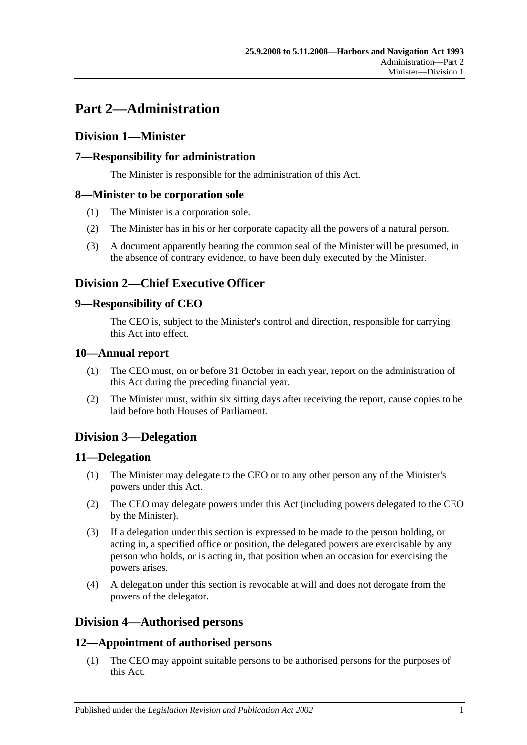# Part 2—Administration

## Division 1—Minister

### 7—Responsibility for administration

The Minister is responsible for the administration of this Act.

### 8—Minister to be corporation sole

(1) The Minister is a corporation sole.

(2) The Minister has in his or her corporate capacity all the powers of a natural person.

(3) A document apparently bearing the common seal of the Minister will be presumed, in the absence of contrary evidence, to have been duly executed by the Minister.

## Division 2—Chief Executive Officer

### 9—Responsibility of CEO

The CEO is, subject to the Minister's control and direction, responsible for carrying this Act into effect.

### 10—Annual report

(1) The CEO must, on or before 31 October in each year, report on the administration of this Act during the preceding financial year.

(2) The Minister must, within six sitting days after receiving the report, cause copies to be laid before both Houses of Parliament.

## Division 3—Delegation

### 11—Delegation

(1) The Minister may delegate to the CEO or to any other person any of the Minister's powers under this Act.

(2) The CEO may delegate powers under this Act (including powers delegated to the CEO by the Minister).

(3) If a delegation under this section is expressed to be made to the person holding, or acting in, a specified office or position, the delegated powers are exercisable by any person who holds, or is acting in, that position when an occasion for exercising the powers arises.

(4) A delegation under this section is revocable at will and does not derogate from the powers of the delegator.

## Division 4—Authorised persons

### 12—Appointment of authorised persons

(1) The CEO may appoint suitable persons to be authorised persons for the purposes of this Act.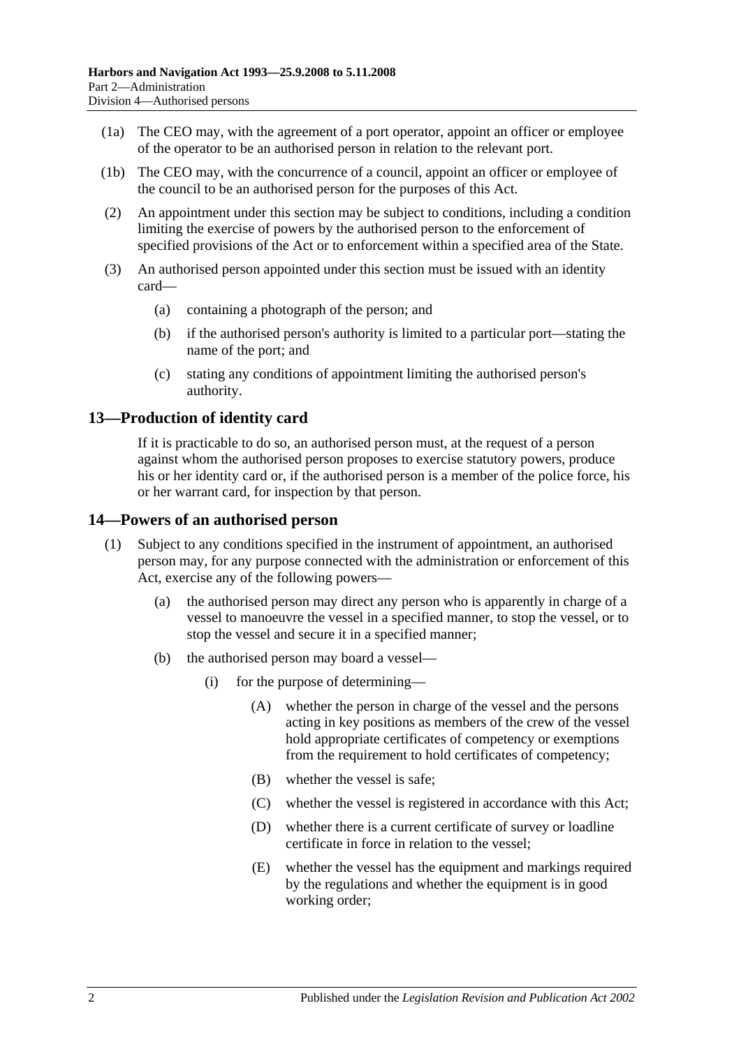(1a) The CEO may, with the agreement of a port operator, appoint an officer or employee of the operator to be an authorised person in relation to the relevant port.

(1b) The CEO may, with the concurrence of a council, appoint an officer or employee of the council to be an authorised person for the purposes of this Act.

(2) An appointment under this section may be subject to conditions, including a condition limiting the exercise of powers by the authorised person to the enforcement of specified provisions of the Act or to enforcement within a specified area of the State.

(3) An authorised person appointed under this section must be issued with an identity card—

(a) containing a photograph of the person; and

(b) if the authorised person's authority is limited to a particular port—stating the name of the port; and

(c) stating any conditions of appointment limiting the authorised person's authority.

## 13—Production of identity card

If it is practicable to do so, an authorised person must, at the request of a person against whom the authorised person proposes to exercise statutory powers, produce his or her identity card or, if the authorised person is a member of the police force, his or her warrant card, for inspection by that person.

## 14—Powers of an authorised person

(1) Subject to any conditions specified in the instrument of appointment, an authorised person may, for any purpose connected with the administration or enforcement of this Act, exercise any of the following powers—

(a) the authorised person may direct any person who is apparently in charge of a vessel to manoeuvre the vessel in a specified manner, to stop the vessel, or to stop the vessel and secure it in a specified manner;

(b) the authorised person may board a vessel—

(i) for the purpose of determining—

(A) whether the person in charge of the vessel and the persons acting in key positions as members of the crew of the vessel hold appropriate certificates of competency or exemptions from the requirement to hold certificates of competency;

(B) whether the vessel is safe;

(C) whether the vessel is registered in accordance with this Act;

(D) whether there is a current certificate of survey or loadline certificate in force in relation to the vessel;

(E) whether the vessel has the equipment and markings required by the regulations and whether the equipment is in good working order;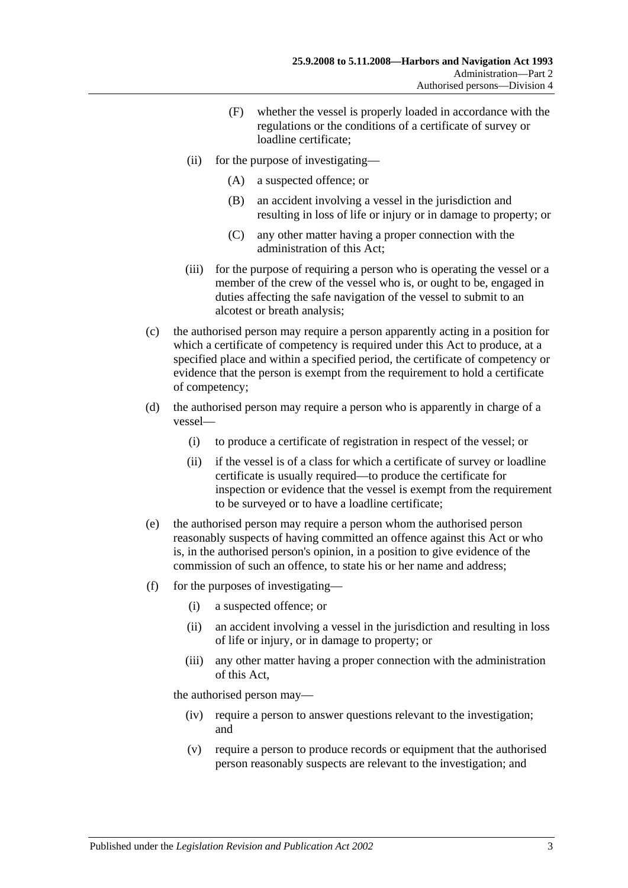(F) whether the vessel is properly loaded in accordance with the regulations or the conditions of a certificate of survey or loadline certificate;

(ii) for the purpose of investigating—

(A) a suspected offence; or

(B) an accident involving a vessel in the jurisdiction and resulting in loss of life or injury or in damage to property; or

(C) any other matter having a proper connection with the administration of this Act;

(iii) for the purpose of requiring a person who is operating the vessel or a member of the crew of the vessel who is, or ought to be, engaged in duties affecting the safe navigation of the vessel to submit to an alcotest or breath analysis;

(c) the authorised person may require a person apparently acting in a position for which a certificate of competency is required under this Act to produce, at a specified place and within a specified period, the certificate of competency or evidence that the person is exempt from the requirement to hold a certificate of competency;

(d) the authorised person may require a person who is apparently in charge of a vessel—

(i) to produce a certificate of registration in respect of the vessel; or

(ii) if the vessel is of a class for which a certificate of survey or loadline certificate is usually required—to produce the certificate for inspection or evidence that the vessel is exempt from the requirement to be surveyed or to have a loadline certificate;

(e) the authorised person may require a person whom the authorised person reasonably suspects of having committed an offence against this Act or who is, in the authorised person's opinion, in a position to give evidence of the commission of such an offence, to state his or her name and address;

(f) for the purposes of investigating—

(i) a suspected offence; or

(ii) an accident involving a vessel in the jurisdiction and resulting in loss of life or injury, or in damage to property; or

(iii) any other matter having a proper connection with the administration of this Act,

the authorised person may—

(iv) require a person to answer questions relevant to the investigation; and

(v) require a person to produce records or equipment that the authorised person reasonably suspects are relevant to the investigation; and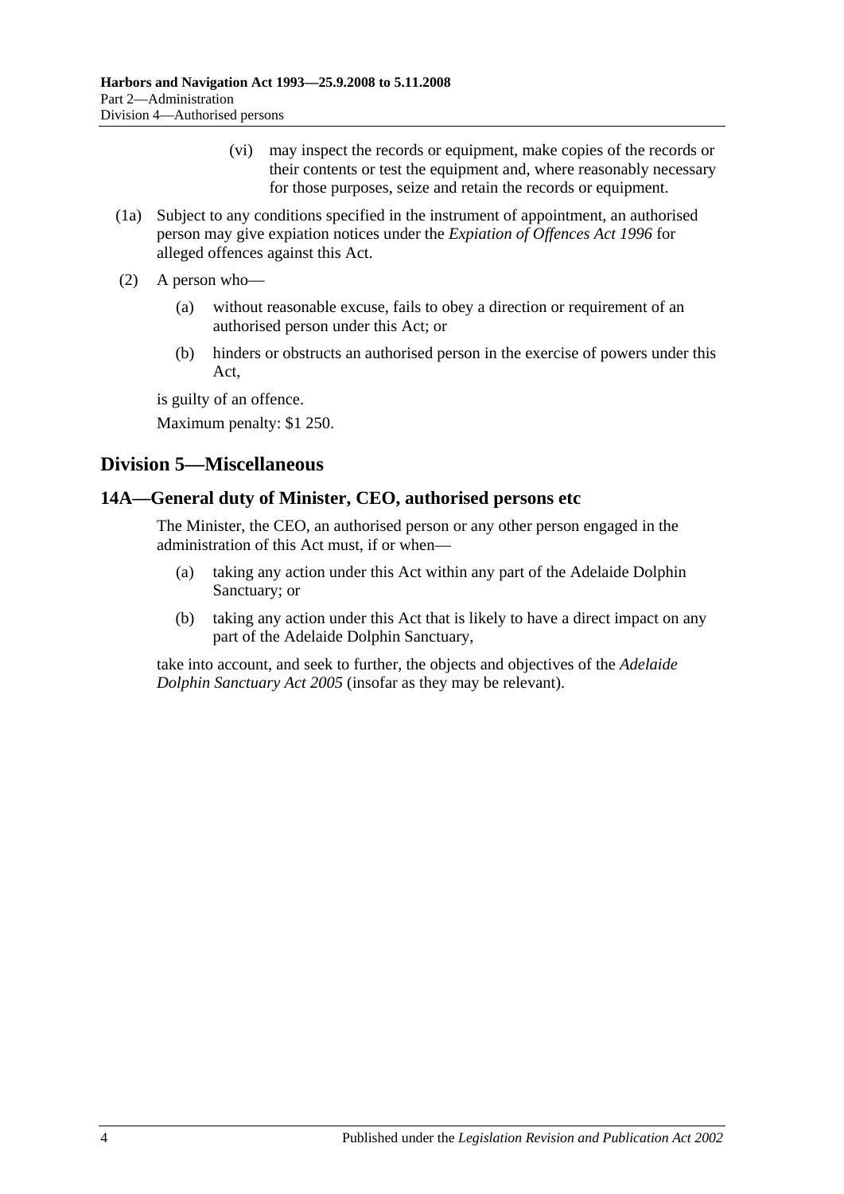(vi) may inspect the records or equipment, make copies of the records or their contents or test the equipment and, where reasonably necessary for those purposes, seize and retain the records or equipment.

(1a) Subject to any conditions specified in the instrument of appointment, an authorised person may give expiation notices under the *Expiation of Offences Act 1996* for alleged offences against this Act.

(2) A person who—

(a) without reasonable excuse, fails to obey a direction or requirement of an authorised person under this Act; or

(b) hinders or obstructs an authorised person in the exercise of powers under this Act,

is guilty of an offence.

Maximum penalty: $1 250.

## Division 5—Miscellaneous

### 14A—General duty of Minister, CEO, authorised persons etc

The Minister, the CEO, an authorised person or any other person engaged in the administration of this Act must, if or when—

(a) taking any action under this Act within any part of the Adelaide Dolphin Sanctuary; or

(b) taking any action under this Act that is likely to have a direct impact on any part of the Adelaide Dolphin Sanctuary,

take into account, and seek to further, the objects and objectives of the *Adelaide Dolphin Sanctuary Act 2005* (insofar as they may be relevant).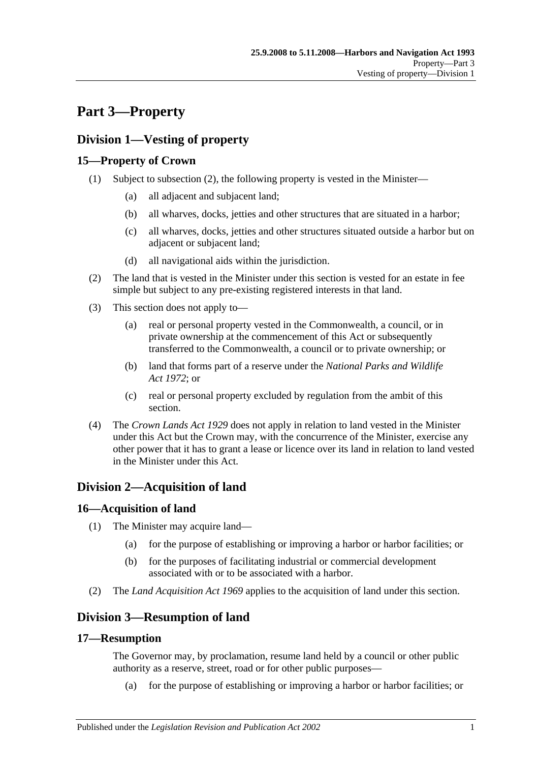# Part 3—Property

## Division 1—Vesting of property

### 15—Property of Crown

(1) Subject to subsection (2), the following property is vested in the Minister—

- (a) all adjacent and subjacent land;
- (b) all wharves, docks, jetties and other structures that are situated in a harbor;
- (c) all wharves, docks, jetties and other structures situated outside a harbor but on adjacent or subjacent land;
- (d) all navigational aids within the jurisdiction.

(2) The land that is vested in the Minister under this section is vested for an estate in fee simple but subject to any pre-existing registered interests in that land.

(3) This section does not apply to—

- (a) real or personal property vested in the Commonwealth, a council, or in private ownership at the commencement of this Act or subsequently transferred to the Commonwealth, a council or to private ownership; or
- (b) land that forms part of a reserve under the *National Parks and Wildlife Act 1972*; or
- (c) real or personal property excluded by regulation from the ambit of this section.

(4) The *Crown Lands Act 1929* does not apply in relation to land vested in the Minister under this Act but the Crown may, with the concurrence of the Minister, exercise any other power that it has to grant a lease or licence over its land in relation to land vested in the Minister under this Act.

## Division 2—Acquisition of land

### 16—Acquisition of land

(1) The Minister may acquire land—

- (a) for the purpose of establishing or improving a harbor or harbor facilities; or
- (b) for the purposes of facilitating industrial or commercial development associated with or to be associated with a harbor.

(2) The *Land Acquisition Act 1969* applies to the acquisition of land under this section.

## Division 3—Resumption of land

### 17—Resumption

The Governor may, by proclamation, resume land held by a council or other public authority as a reserve, street, road or for other public purposes—

- (a) for the purpose of establishing or improving a harbor or harbor facilities; or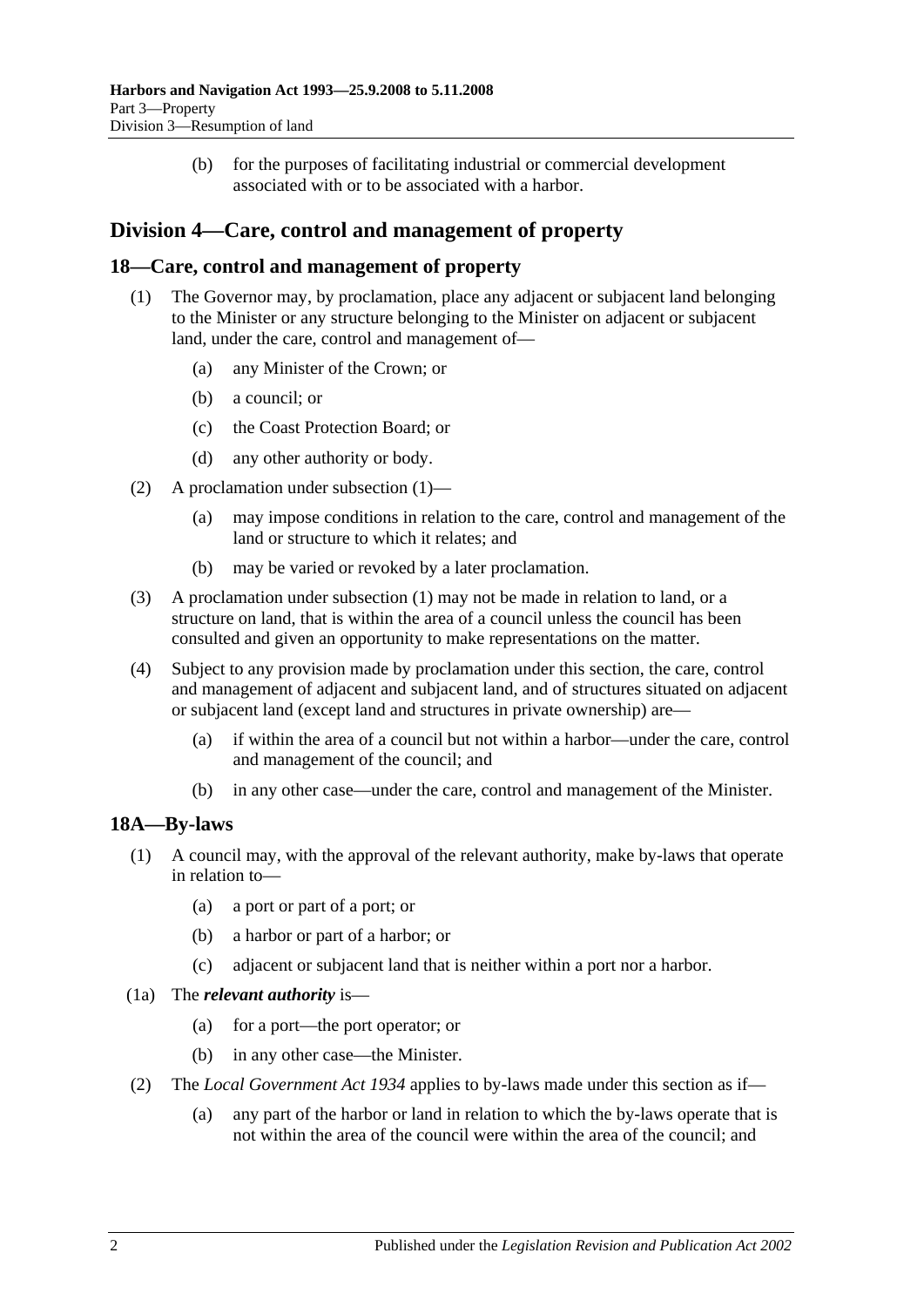(b) for the purposes of facilitating industrial or commercial development associated with or to be associated with a harbor.

## Division 4—Care, control and management of property

### 18—Care, control and management of property

(1) The Governor may, by proclamation, place any adjacent or subjacent land belonging to the Minister or any structure belonging to the Minister on adjacent or subjacent land, under the care, control and management of—

(a) any Minister of the Crown; or

(b) a council; or

(c) the Coast Protection Board; or

(d) any other authority or body.

(2) A proclamation under subsection (1)—

(a) may impose conditions in relation to the care, control and management of the land or structure to which it relates; and

(b) may be varied or revoked by a later proclamation.

(3) A proclamation under subsection (1) may not be made in relation to land, or a structure on land, that is within the area of a council unless the council has been consulted and given an opportunity to make representations on the matter.

(4) Subject to any provision made by proclamation under this section, the care, control and management of adjacent and subjacent land, and of structures situated on adjacent or subjacent land (except land and structures in private ownership) are—

(a) if within the area of a council but not within a harbor—under the care, control and management of the council; and

(b) in any other case—under the care, control and management of the Minister.

### 18A—By-laws

(1) A council may, with the approval of the relevant authority, make by-laws that operate in relation to—

(a) a port or part of a port; or

(b) a harbor or part of a harbor; or

(c) adjacent or subjacent land that is neither within a port nor a harbor.

(1a) The ***relevant authority*** is—

(a) for a port—the port operator; or

(b) in any other case—the Minister.

(2) The *Local Government Act 1934* applies to by-laws made under this section as if—

(a) any part of the harbor or land in relation to which the by-laws operate that is not within the area of the council were within the area of the council; and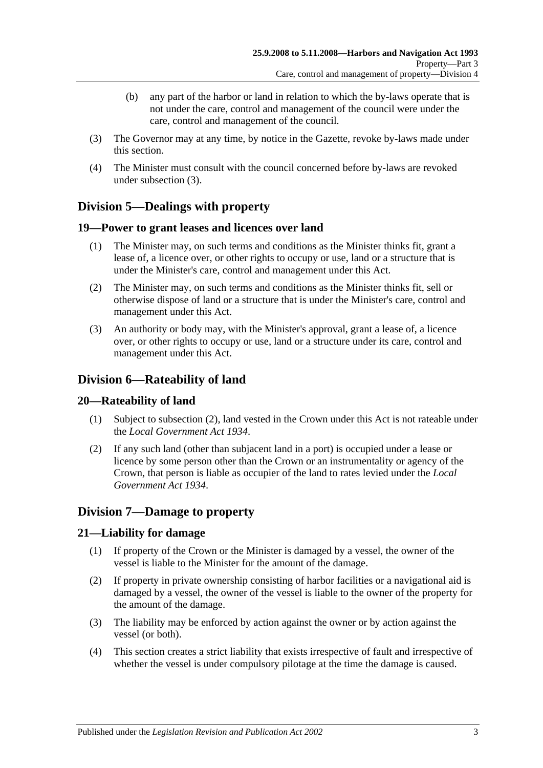(b) any part of the harbor or land in relation to which the by-laws operate that is not under the care, control and management of the council were under the care, control and management of the council.

(3) The Governor may at any time, by notice in the Gazette, revoke by-laws made under this section.

(4) The Minister must consult with the council concerned before by-laws are revoked under subsection (3).

## Division 5—Dealings with property

### 19—Power to grant leases and licences over land

(1) The Minister may, on such terms and conditions as the Minister thinks fit, grant a lease of, a licence over, or other rights to occupy or use, land or a structure that is under the Minister's care, control and management under this Act.

(2) The Minister may, on such terms and conditions as the Minister thinks fit, sell or otherwise dispose of land or a structure that is under the Minister's care, control and management under this Act.

(3) An authority or body may, with the Minister's approval, grant a lease of, a licence over, or other rights to occupy or use, land or a structure under its care, control and management under this Act.

## Division 6—Rateability of land

### 20—Rateability of land

(1) Subject to subsection (2), land vested in the Crown under this Act is not rateable under the *Local Government Act 1934*.

(2) If any such land (other than subjacent land in a port) is occupied under a lease or licence by some person other than the Crown or an instrumentality or agency of the Crown, that person is liable as occupier of the land to rates levied under the *Local Government Act 1934*.

## Division 7—Damage to property

### 21—Liability for damage

(1) If property of the Crown or the Minister is damaged by a vessel, the owner of the vessel is liable to the Minister for the amount of the damage.

(2) If property in private ownership consisting of harbor facilities or a navigational aid is damaged by a vessel, the owner of the vessel is liable to the owner of the property for the amount of the damage.

(3) The liability may be enforced by action against the owner or by action against the vessel (or both).

(4) This section creates a strict liability that exists irrespective of fault and irrespective of whether the vessel is under compulsory pilotage at the time the damage is caused.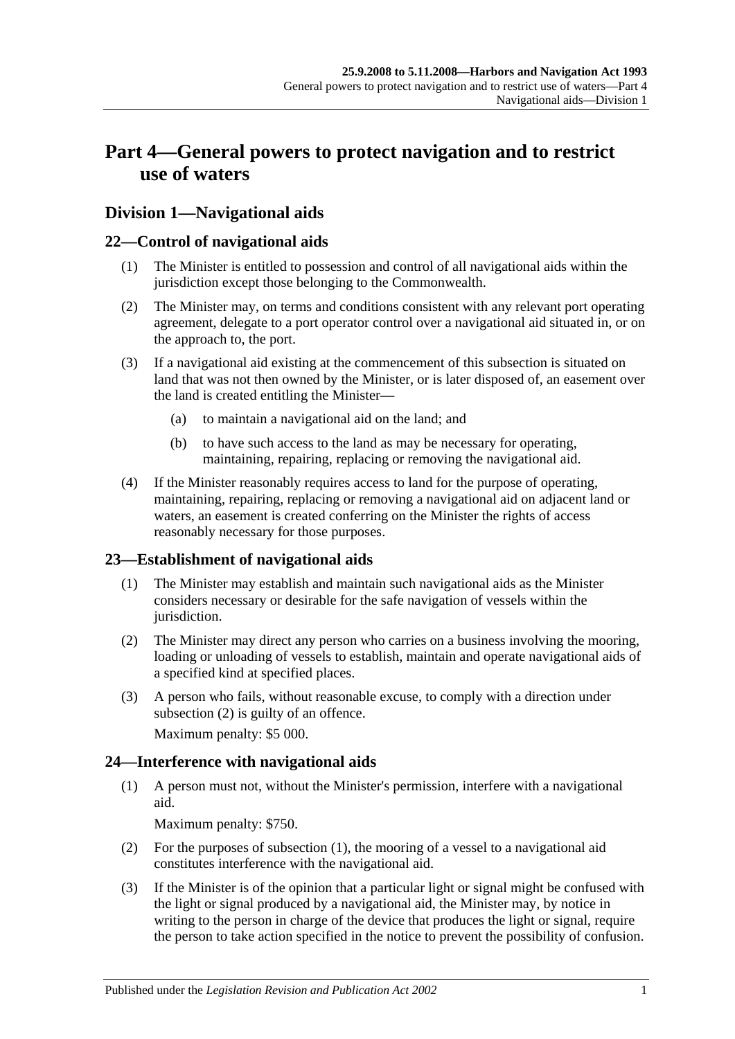# Part 4—General powers to protect navigation and to restrict use of waters

## Division 1—Navigational aids

### 22—Control of navigational aids

(1) The Minister is entitled to possession and control of all navigational aids within the jurisdiction except those belonging to the Commonwealth.

(2) The Minister may, on terms and conditions consistent with any relevant port operating agreement, delegate to a port operator control over a navigational aid situated in, or on the approach to, the port.

(3) If a navigational aid existing at the commencement of this subsection is situated on land that was not then owned by the Minister, or is later disposed of, an easement over the land is created entitling the Minister—

- (a) to maintain a navigational aid on the land; and
- (b) to have such access to the land as may be necessary for operating, maintaining, repairing, replacing or removing the navigational aid.

(4) If the Minister reasonably requires access to land for the purpose of operating, maintaining, repairing, replacing or removing a navigational aid on adjacent land or waters, an easement is created conferring on the Minister the rights of access reasonably necessary for those purposes.

### 23—Establishment of navigational aids

(1) The Minister may establish and maintain such navigational aids as the Minister considers necessary or desirable for the safe navigation of vessels within the jurisdiction.

(2) The Minister may direct any person who carries on a business involving the mooring, loading or unloading of vessels to establish, maintain and operate navigational aids of a specified kind at specified places.

(3) A person who fails, without reasonable excuse, to comply with a direction under subsection (2) is guilty of an offence.

Maximum penalty: $5 000.

### 24—Interference with navigational aids

(1) A person must not, without the Minister's permission, interfere with a navigational aid.

Maximum penalty: $750.

(2) For the purposes of subsection (1), the mooring of a vessel to a navigational aid constitutes interference with the navigational aid.

(3) If the Minister is of the opinion that a particular light or signal might be confused with the light or signal produced by a navigational aid, the Minister may, by notice in writing to the person in charge of the device that produces the light or signal, require the person to take action specified in the notice to prevent the possibility of confusion.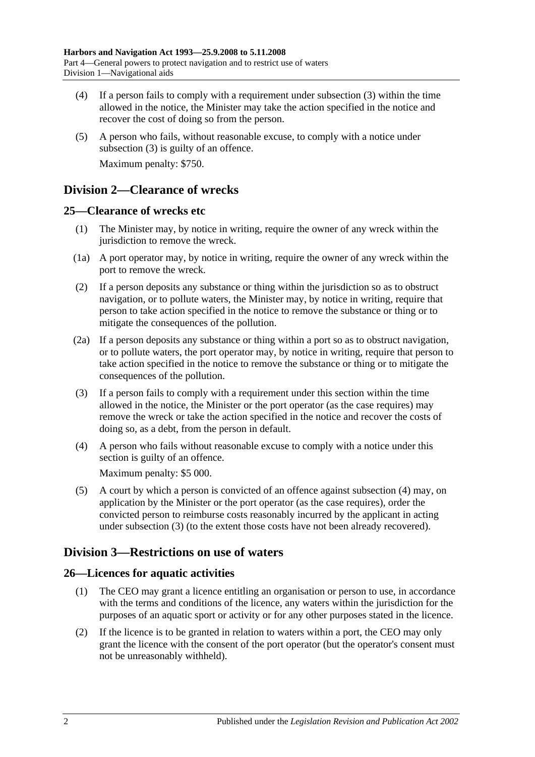(4) If a person fails to comply with a requirement under subsection (3) within the time allowed in the notice, the Minister may take the action specified in the notice and recover the cost of doing so from the person.

(5) A person who fails, without reasonable excuse, to comply with a notice under subsection (3) is guilty of an offence.

Maximum penalty: $750.

## Division 2—Clearance of wrecks

### 25—Clearance of wrecks etc

(1) The Minister may, by notice in writing, require the owner of any wreck within the jurisdiction to remove the wreck.

(1a) A port operator may, by notice in writing, require the owner of any wreck within the port to remove the wreck.

(2) If a person deposits any substance or thing within the jurisdiction so as to obstruct navigation, or to pollute waters, the Minister may, by notice in writing, require that person to take action specified in the notice to remove the substance or thing or to mitigate the consequences of the pollution.

(2a) If a person deposits any substance or thing within a port so as to obstruct navigation, or to pollute waters, the port operator may, by notice in writing, require that person to take action specified in the notice to remove the substance or thing or to mitigate the consequences of the pollution.

(3) If a person fails to comply with a requirement under this section within the time allowed in the notice, the Minister or the port operator (as the case requires) may remove the wreck or take the action specified in the notice and recover the costs of doing so, as a debt, from the person in default.

(4) A person who fails without reasonable excuse to comply with a notice under this section is guilty of an offence.

Maximum penalty: $5 000.

(5) A court by which a person is convicted of an offence against subsection (4) may, on application by the Minister or the port operator (as the case requires), order the convicted person to reimburse costs reasonably incurred by the applicant in acting under subsection (3) (to the extent those costs have not been already recovered).

## Division 3—Restrictions on use of waters

### 26—Licences for aquatic activities

(1) The CEO may grant a licence entitling an organisation or person to use, in accordance with the terms and conditions of the licence, any waters within the jurisdiction for the purposes of an aquatic sport or activity or for any other purposes stated in the licence.

(2) If the licence is to be granted in relation to waters within a port, the CEO may only grant the licence with the consent of the port operator (but the operator's consent must not be unreasonably withheld).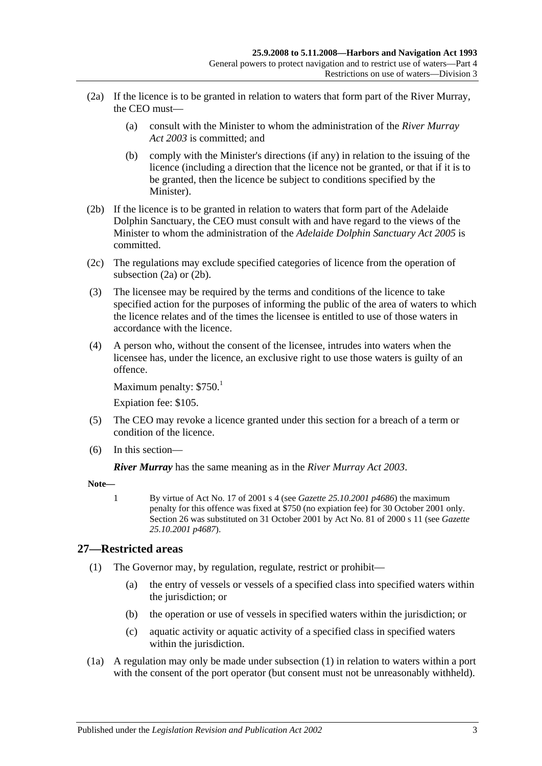(2a) If the licence is to be granted in relation to waters that form part of the River Murray, the CEO must—

(a) consult with the Minister to whom the administration of the *River Murray Act 2003* is committed; and

(b) comply with the Minister's directions (if any) in relation to the issuing of the licence (including a direction that the licence not be granted, or that if it is to be granted, then the licence be subject to conditions specified by the Minister).

(2b) If the licence is to be granted in relation to waters that form part of the Adelaide Dolphin Sanctuary, the CEO must consult with and have regard to the views of the Minister to whom the administration of the *Adelaide Dolphin Sanctuary Act 2005* is committed.

(2c) The regulations may exclude specified categories of licence from the operation of subsection (2a) or (2b).

(3) The licensee may be required by the terms and conditions of the licence to take specified action for the purposes of informing the public of the area of waters to which the licence relates and of the times the licensee is entitled to use of those waters in accordance with the licence.

(4) A person who, without the consent of the licensee, intrudes into waters when the licensee has, under the licence, an exclusive right to use those waters is guilty of an offence.

Maximum penalty: $750.[1]

Expiation fee: $105.

(5) The CEO may revoke a licence granted under this section for a breach of a term or condition of the licence.

(6) In this section—

***River Murray*** has the same meaning as in the *River Murray Act 2003*.

**Note—**

1 By virtue of Act No. 17 of 2001 s 4 (see *Gazette 25.10.2001 p4686*) the maximum penalty for this offence was fixed at $750 (no expiation fee) for 30 October 2001 only. Section 26 was substituted on 31 October 2001 by Act No. 81 of 2000 s 11 (see *Gazette 25.10.2001 p4687*).

## 27—Restricted areas

(1) The Governor may, by regulation, regulate, restrict or prohibit—

(a) the entry of vessels or vessels of a specified class into specified waters within the jurisdiction; or

(b) the operation or use of vessels in specified waters within the jurisdiction; or

(c) aquatic activity or aquatic activity of a specified class in specified waters within the jurisdiction.

(1a) A regulation may only be made under subsection (1) in relation to waters within a port with the consent of the port operator (but consent must not be unreasonably withheld).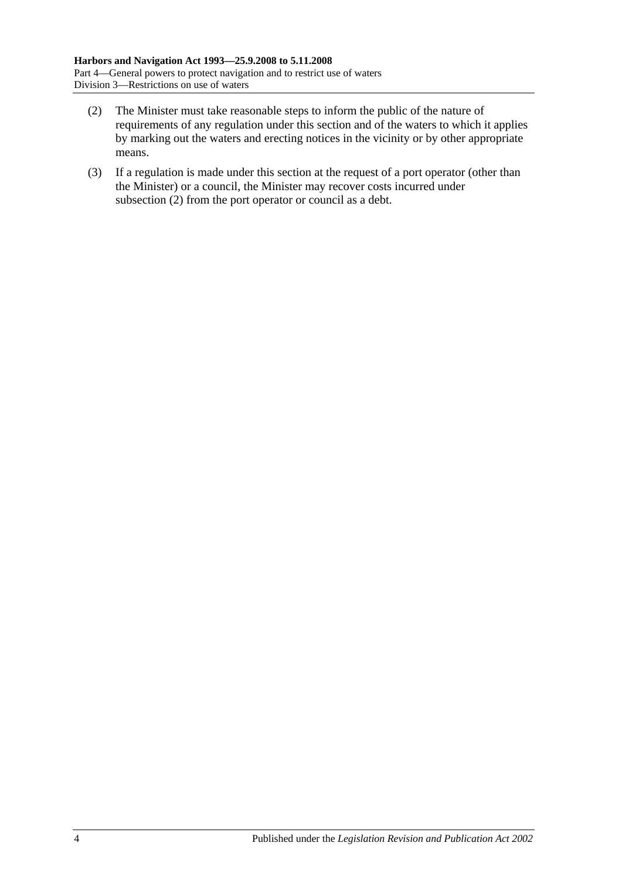(2) The Minister must take reasonable steps to inform the public of the nature of requirements of any regulation under this section and of the waters to which it applies by marking out the waters and erecting notices in the vicinity or by other appropriate means.

(3) If a regulation is made under this section at the request of a port operator (other than the Minister) or a council, the Minister may recover costs incurred under subsection (2) from the port operator or council as a debt.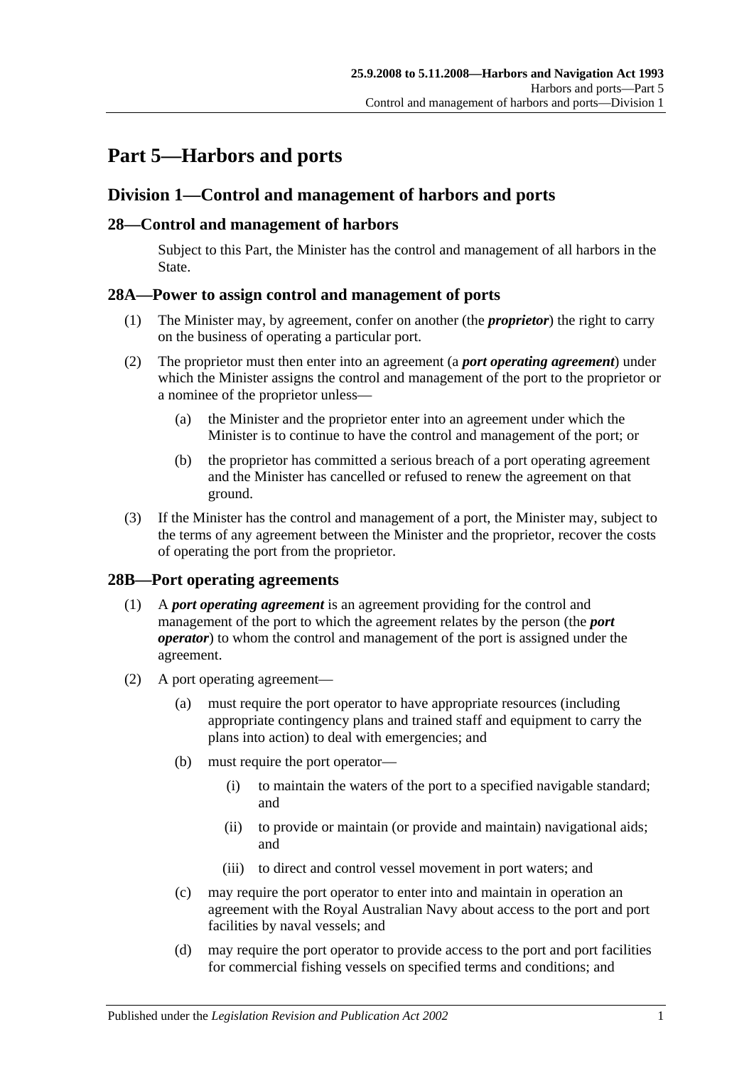# Part 5—Harbors and ports

## Division 1—Control and management of harbors and ports

### 28—Control and management of harbors

Subject to this Part, the Minister has the control and management of all harbors in the State.

### 28A—Power to assign control and management of ports

(1) The Minister may, by agreement, confer on another (the ***proprietor***) the right to carry on the business of operating a particular port.

(2) The proprietor must then enter into an agreement (a ***port operating agreement***) under which the Minister assigns the control and management of the port to the proprietor or a nominee of the proprietor unless—

(a) the Minister and the proprietor enter into an agreement under which the Minister is to continue to have the control and management of the port; or

(b) the proprietor has committed a serious breach of a port operating agreement and the Minister has cancelled or refused to renew the agreement on that ground.

(3) If the Minister has the control and management of a port, the Minister may, subject to the terms of any agreement between the Minister and the proprietor, recover the costs of operating the port from the proprietor.

### 28B—Port operating agreements

(1) A ***port operating agreement*** is an agreement providing for the control and management of the port to which the agreement relates by the person (the ***port operator***) to whom the control and management of the port is assigned under the agreement.

(2) A port operating agreement—

(a) must require the port operator to have appropriate resources (including appropriate contingency plans and trained staff and equipment to carry the plans into action) to deal with emergencies; and

(b) must require the port operator—

(i) to maintain the waters of the port to a specified navigable standard; and

(ii) to provide or maintain (or provide and maintain) navigational aids; and

(iii) to direct and control vessel movement in port waters; and

(c) may require the port operator to enter into and maintain in operation an agreement with the Royal Australian Navy about access to the port and port facilities by naval vessels; and

(d) may require the port operator to provide access to the port and port facilities for commercial fishing vessels on specified terms and conditions; and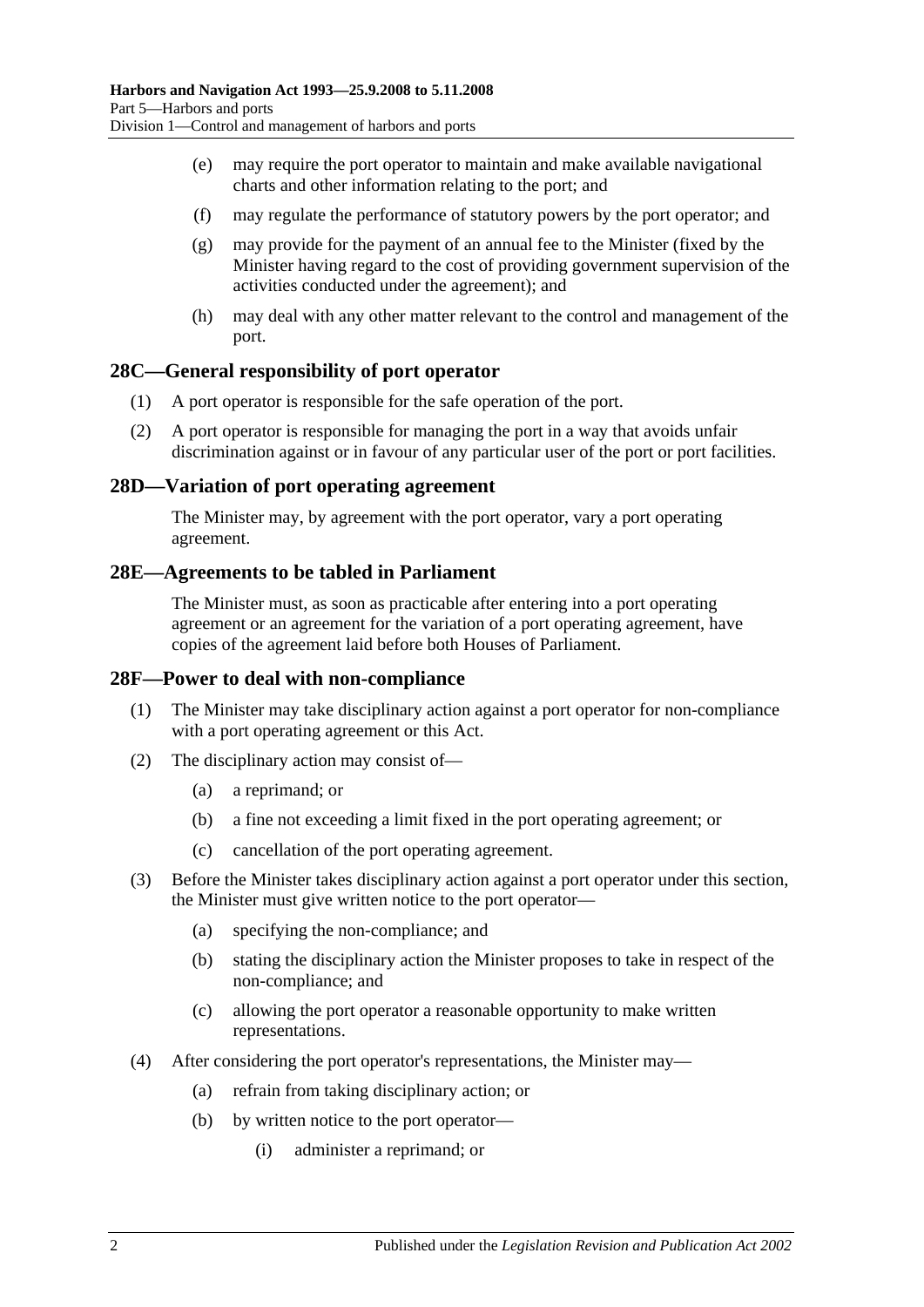(e) may require the port operator to maintain and make available navigational charts and other information relating to the port; and

(f) may regulate the performance of statutory powers by the port operator; and

(g) may provide for the payment of an annual fee to the Minister (fixed by the Minister having regard to the cost of providing government supervision of the activities conducted under the agreement); and

(h) may deal with any other matter relevant to the control and management of the port.

## 28C—General responsibility of port operator

(1) A port operator is responsible for the safe operation of the port.

(2) A port operator is responsible for managing the port in a way that avoids unfair discrimination against or in favour of any particular user of the port or port facilities.

## 28D—Variation of port operating agreement

The Minister may, by agreement with the port operator, vary a port operating agreement.

## 28E—Agreements to be tabled in Parliament

The Minister must, as soon as practicable after entering into a port operating agreement or an agreement for the variation of a port operating agreement, have copies of the agreement laid before both Houses of Parliament.

## 28F—Power to deal with non-compliance

(1) The Minister may take disciplinary action against a port operator for non-compliance with a port operating agreement or this Act.

(2) The disciplinary action may consist of—

(a) a reprimand; or

(b) a fine not exceeding a limit fixed in the port operating agreement; or

(c) cancellation of the port operating agreement.

(3) Before the Minister takes disciplinary action against a port operator under this section, the Minister must give written notice to the port operator—

(a) specifying the non-compliance; and

(b) stating the disciplinary action the Minister proposes to take in respect of the non-compliance; and

(c) allowing the port operator a reasonable opportunity to make written representations.

(4) After considering the port operator's representations, the Minister may—

(a) refrain from taking disciplinary action; or

(b) by written notice to the port operator—

(i) administer a reprimand; or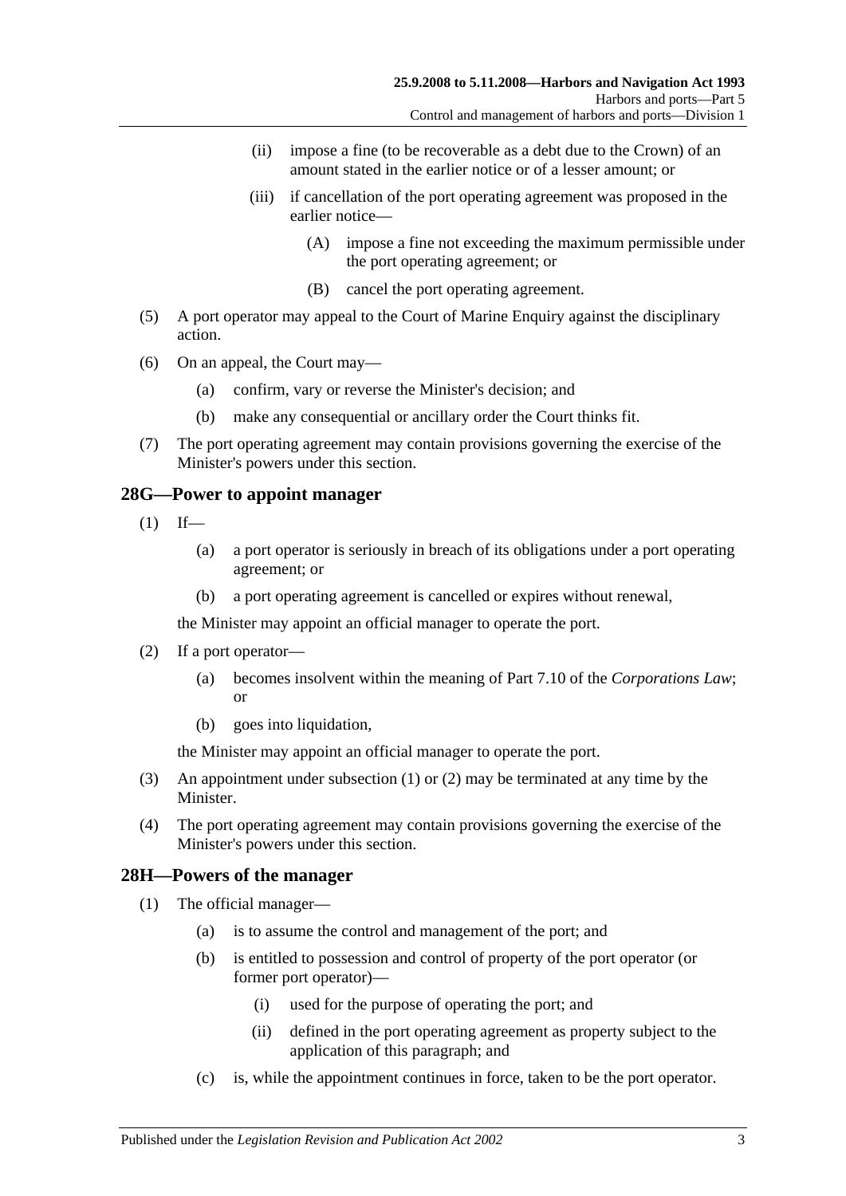(ii) impose a fine (to be recoverable as a debt due to the Crown) of an amount stated in the earlier notice or of a lesser amount; or

(iii) if cancellation of the port operating agreement was proposed in the earlier notice—

(A) impose a fine not exceeding the maximum permissible under the port operating agreement; or

(B) cancel the port operating agreement.

(5) A port operator may appeal to the Court of Marine Enquiry against the disciplinary action.

(6) On an appeal, the Court may—

(a) confirm, vary or reverse the Minister's decision; and

(b) make any consequential or ancillary order the Court thinks fit.

(7) The port operating agreement may contain provisions governing the exercise of the Minister's powers under this section.

## 28G—Power to appoint manager

(1) If—

(a) a port operator is seriously in breach of its obligations under a port operating agreement; or

(b) a port operating agreement is cancelled or expires without renewal,

the Minister may appoint an official manager to operate the port.

(2) If a port operator—

(a) becomes insolvent within the meaning of Part 7.10 of the *Corporations Law*; or

(b) goes into liquidation,

the Minister may appoint an official manager to operate the port.

(3) An appointment under subsection (1) or (2) may be terminated at any time by the Minister.

(4) The port operating agreement may contain provisions governing the exercise of the Minister's powers under this section.

## 28H—Powers of the manager

(1) The official manager—

(a) is to assume the control and management of the port; and

(b) is entitled to possession and control of property of the port operator (or former port operator)—

(i) used for the purpose of operating the port; and

(ii) defined in the port operating agreement as property subject to the application of this paragraph; and

(c) is, while the appointment continues in force, taken to be the port operator.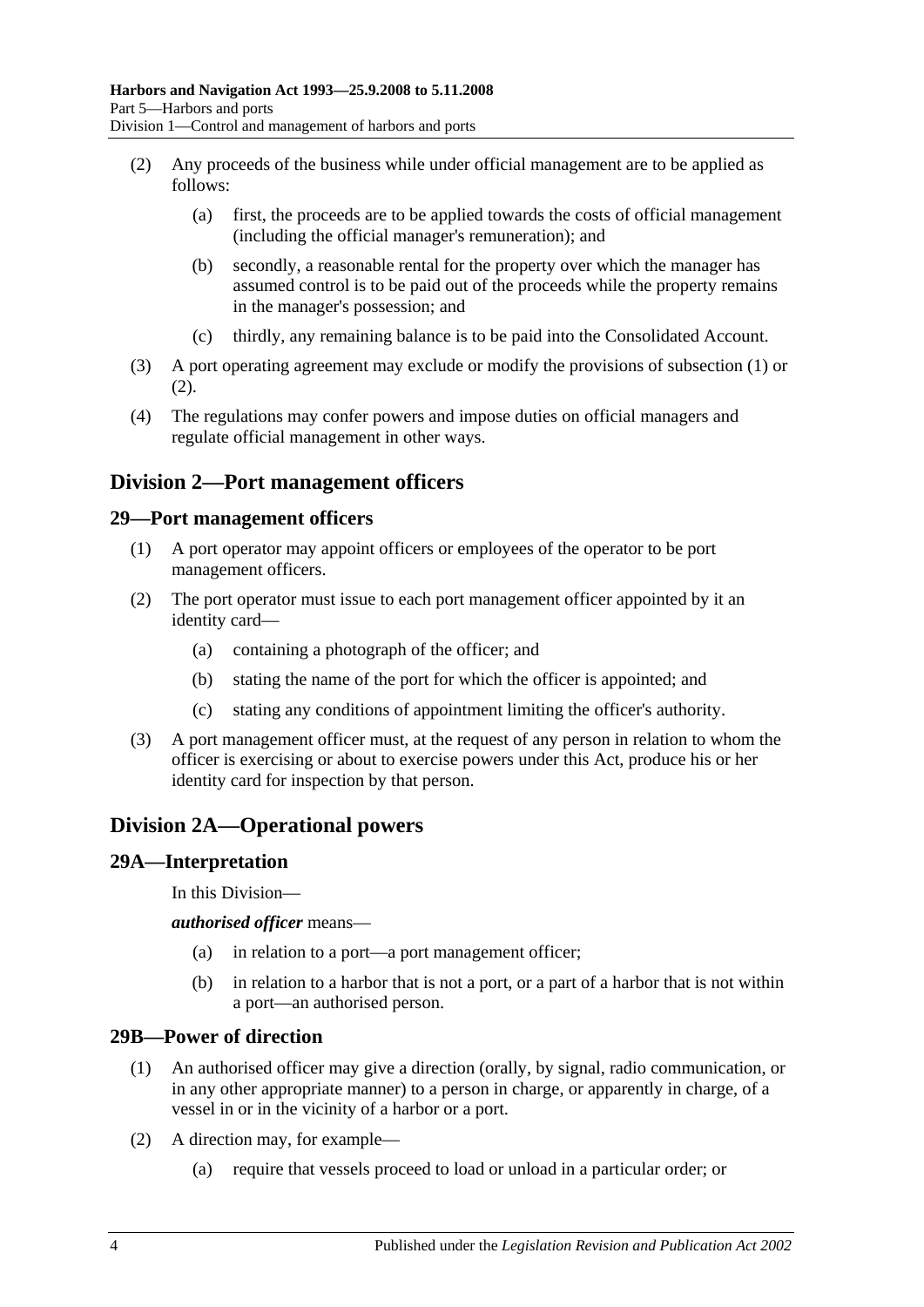(2) Any proceeds of the business while under official management are to be applied as follows:

(a) first, the proceeds are to be applied towards the costs of official management (including the official manager's remuneration); and

(b) secondly, a reasonable rental for the property over which the manager has assumed control is to be paid out of the proceeds while the property remains in the manager's possession; and

(c) thirdly, any remaining balance is to be paid into the Consolidated Account.

(3) A port operating agreement may exclude or modify the provisions of subsection (1) or (2).

(4) The regulations may confer powers and impose duties on official managers and regulate official management in other ways.

## Division 2—Port management officers

### 29—Port management officers

(1) A port operator may appoint officers or employees of the operator to be port management officers.

(2) The port operator must issue to each port management officer appointed by it an identity card—

(a) containing a photograph of the officer; and

(b) stating the name of the port for which the officer is appointed; and

(c) stating any conditions of appointment limiting the officer's authority.

(3) A port management officer must, at the request of any person in relation to whom the officer is exercising or about to exercise powers under this Act, produce his or her identity card for inspection by that person.

## Division 2A—Operational powers

### 29A—Interpretation

In this Division—

***authorised officer*** means—

(a) in relation to a port—a port management officer;

(b) in relation to a harbor that is not a port, or a part of a harbor that is not within a port—an authorised person.

### 29B—Power of direction

(1) An authorised officer may give a direction (orally, by signal, radio communication, or in any other appropriate manner) to a person in charge, or apparently in charge, of a vessel in or in the vicinity of a harbor or a port.

(2) A direction may, for example—

(a) require that vessels proceed to load or unload in a particular order; or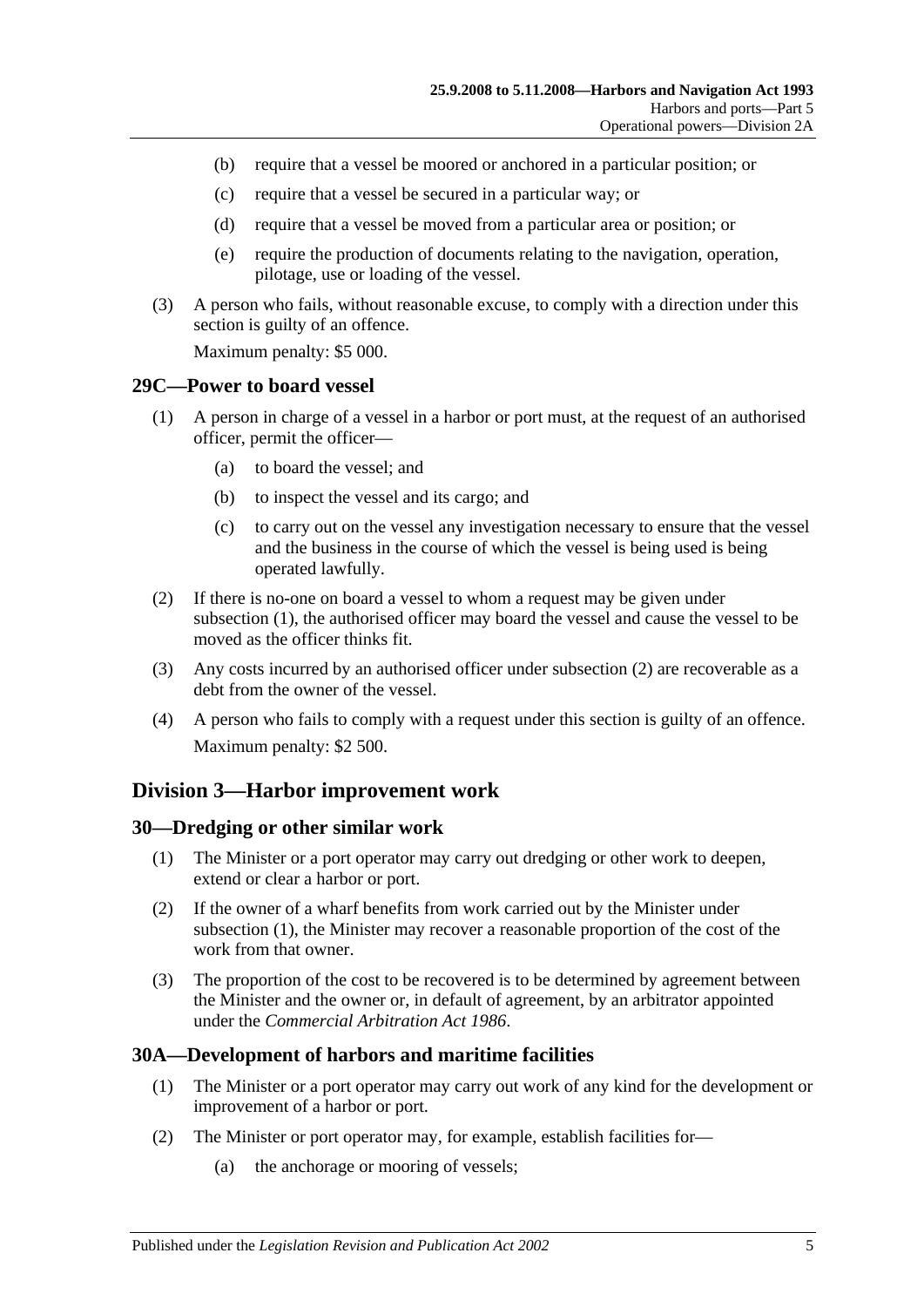(b) require that a vessel be moored or anchored in a particular position; or

(c) require that a vessel be secured in a particular way; or

(d) require that a vessel be moved from a particular area or position; or

(e) require the production of documents relating to the navigation, operation, pilotage, use or loading of the vessel.

(3) A person who fails, without reasonable excuse, to comply with a direction under this section is guilty of an offence.

Maximum penalty: $5 000.

### 29C—Power to board vessel

(1) A person in charge of a vessel in a harbor or port must, at the request of an authorised officer, permit the officer—

(a) to board the vessel; and

(b) to inspect the vessel and its cargo; and

(c) to carry out on the vessel any investigation necessary to ensure that the vessel and the business in the course of which the vessel is being used is being operated lawfully.

(2) If there is no-one on board a vessel to whom a request may be given under subsection (1), the authorised officer may board the vessel and cause the vessel to be moved as the officer thinks fit.

(3) Any costs incurred by an authorised officer under subsection (2) are recoverable as a debt from the owner of the vessel.

(4) A person who fails to comply with a request under this section is guilty of an offence.

Maximum penalty: $2 500.

## Division 3—Harbor improvement work

### 30—Dredging or other similar work

(1) The Minister or a port operator may carry out dredging or other work to deepen, extend or clear a harbor or port.

(2) If the owner of a wharf benefits from work carried out by the Minister under subsection (1), the Minister may recover a reasonable proportion of the cost of the work from that owner.

(3) The proportion of the cost to be recovered is to be determined by agreement between the Minister and the owner or, in default of agreement, by an arbitrator appointed under the *Commercial Arbitration Act 1986*.

### 30A—Development of harbors and maritime facilities

(1) The Minister or a port operator may carry out work of any kind for the development or improvement of a harbor or port.

(2) The Minister or port operator may, for example, establish facilities for—

(a) the anchorage or mooring of vessels;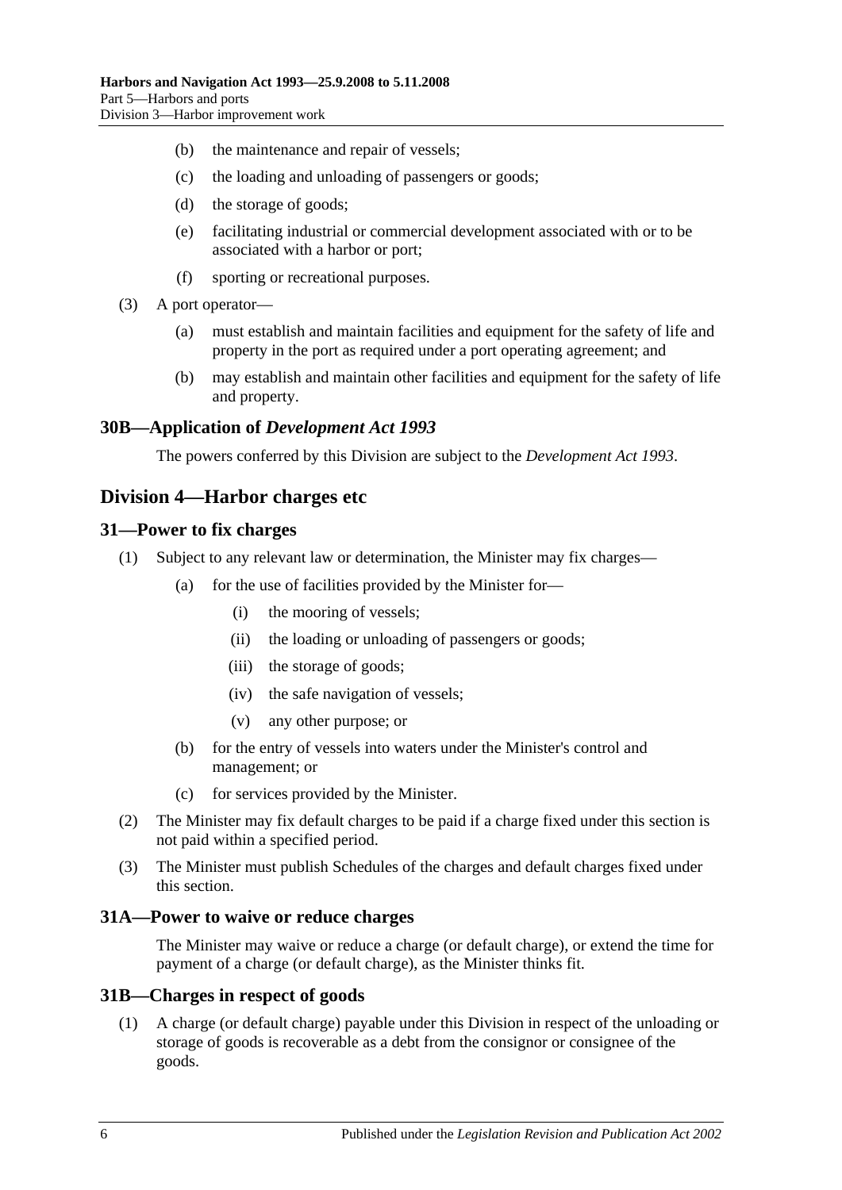(b) the maintenance and repair of vessels;

(c) the loading and unloading of passengers or goods;

(d) the storage of goods;

(e) facilitating industrial or commercial development associated with or to be associated with a harbor or port;

(f) sporting or recreational purposes.

(3) A port operator—

(a) must establish and maintain facilities and equipment for the safety of life and property in the port as required under a port operating agreement; and

(b) may establish and maintain other facilities and equipment for the safety of life and property.

### 30B—Application of *Development Act 1993*

The powers conferred by this Division are subject to the *Development Act 1993*.

## Division 4—Harbor charges etc

### 31—Power to fix charges

(1) Subject to any relevant law or determination, the Minister may fix charges—

(a) for the use of facilities provided by the Minister for—

(i) the mooring of vessels;

(ii) the loading or unloading of passengers or goods;

(iii) the storage of goods;

(iv) the safe navigation of vessels;

(v) any other purpose; or

(b) for the entry of vessels into waters under the Minister's control and management; or

(c) for services provided by the Minister.

(2) The Minister may fix default charges to be paid if a charge fixed under this section is not paid within a specified period.

(3) The Minister must publish Schedules of the charges and default charges fixed under this section.

### 31A—Power to waive or reduce charges

The Minister may waive or reduce a charge (or default charge), or extend the time for payment of a charge (or default charge), as the Minister thinks fit.

### 31B—Charges in respect of goods

(1) A charge (or default charge) payable under this Division in respect of the unloading or storage of goods is recoverable as a debt from the consignor or consignee of the goods.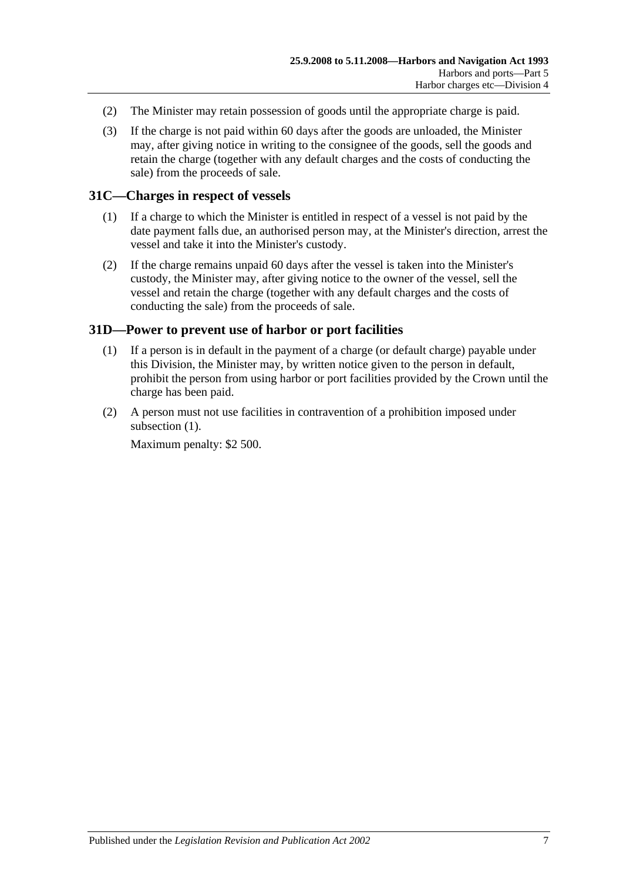(2) The Minister may retain possession of goods until the appropriate charge is paid.

(3) If the charge is not paid within 60 days after the goods are unloaded, the Minister may, after giving notice in writing to the consignee of the goods, sell the goods and retain the charge (together with any default charges and the costs of conducting the sale) from the proceeds of sale.

## 31C—Charges in respect of vessels

(1) If a charge to which the Minister is entitled in respect of a vessel is not paid by the date payment falls due, an authorised person may, at the Minister's direction, arrest the vessel and take it into the Minister's custody.

(2) If the charge remains unpaid 60 days after the vessel is taken into the Minister's custody, the Minister may, after giving notice to the owner of the vessel, sell the vessel and retain the charge (together with any default charges and the costs of conducting the sale) from the proceeds of sale.

## 31D—Power to prevent use of harbor or port facilities

(1) If a person is in default in the payment of a charge (or default charge) payable under this Division, the Minister may, by written notice given to the person in default, prohibit the person from using harbor or port facilities provided by the Crown until the charge has been paid.

(2) A person must not use facilities in contravention of a prohibition imposed under subsection (1).

Maximum penalty: $2 500.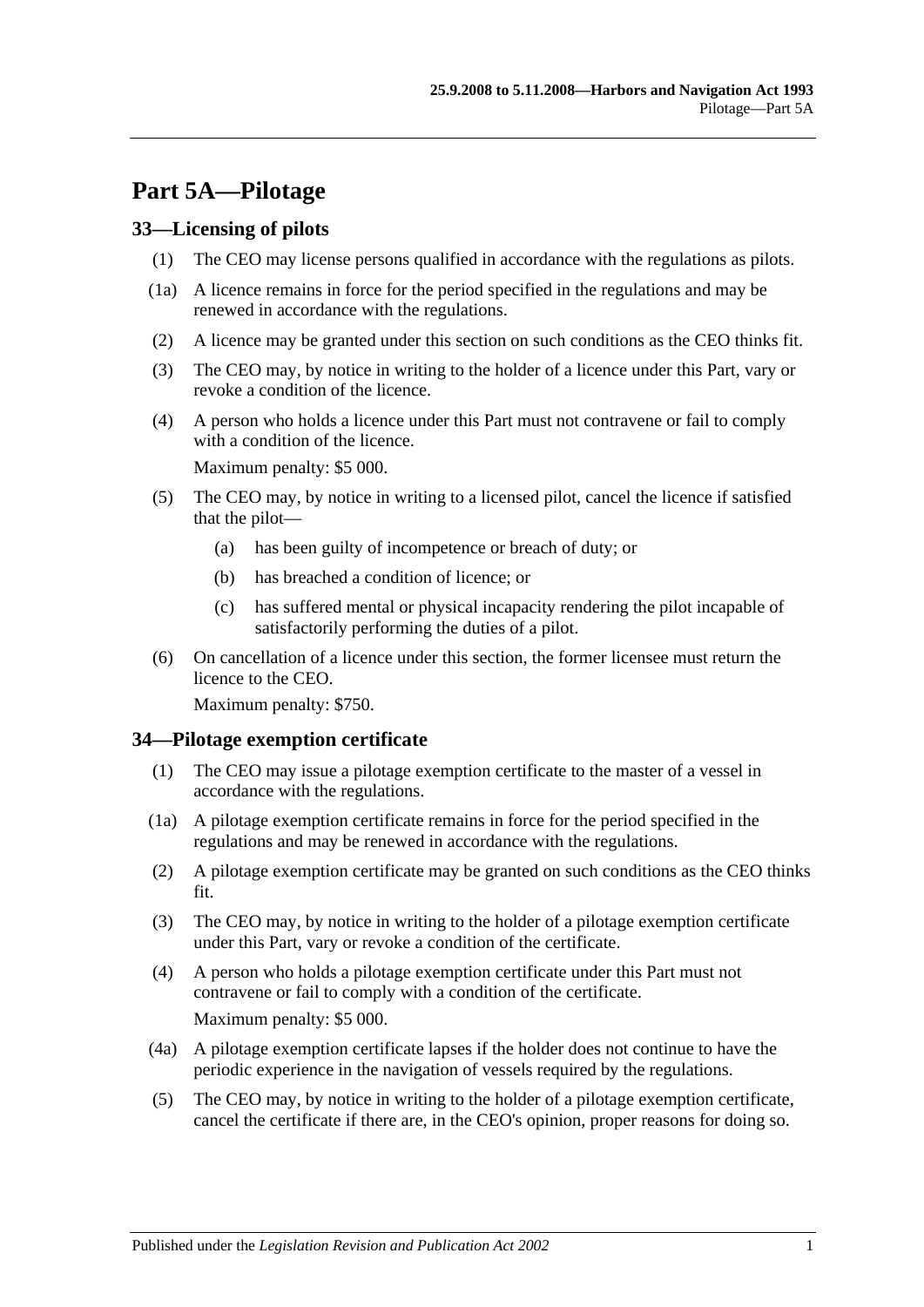# Part 5A—Pilotage

## 33—Licensing of pilots

(1) The CEO may license persons qualified in accordance with the regulations as pilots.

(1a) A licence remains in force for the period specified in the regulations and may be renewed in accordance with the regulations.

(2) A licence may be granted under this section on such conditions as the CEO thinks fit.

(3) The CEO may, by notice in writing to the holder of a licence under this Part, vary or revoke a condition of the licence.

(4) A person who holds a licence under this Part must not contravene or fail to comply with a condition of the licence.

Maximum penalty: $5 000.

(5) The CEO may, by notice in writing to a licensed pilot, cancel the licence if satisfied that the pilot—

- (a) has been guilty of incompetence or breach of duty; or
- (b) has breached a condition of licence; or
- (c) has suffered mental or physical incapacity rendering the pilot incapable of satisfactorily performing the duties of a pilot.

(6) On cancellation of a licence under this section, the former licensee must return the licence to the CEO.

Maximum penalty: $750.

## 34—Pilotage exemption certificate

(1) The CEO may issue a pilotage exemption certificate to the master of a vessel in accordance with the regulations.

(1a) A pilotage exemption certificate remains in force for the period specified in the regulations and may be renewed in accordance with the regulations.

(2) A pilotage exemption certificate may be granted on such conditions as the CEO thinks fit.

(3) The CEO may, by notice in writing to the holder of a pilotage exemption certificate under this Part, vary or revoke a condition of the certificate.

(4) A person who holds a pilotage exemption certificate under this Part must not contravene or fail to comply with a condition of the certificate.

Maximum penalty: $5 000.

(4a) A pilotage exemption certificate lapses if the holder does not continue to have the periodic experience in the navigation of vessels required by the regulations.

(5) The CEO may, by notice in writing to the holder of a pilotage exemption certificate, cancel the certificate if there are, in the CEO's opinion, proper reasons for doing so.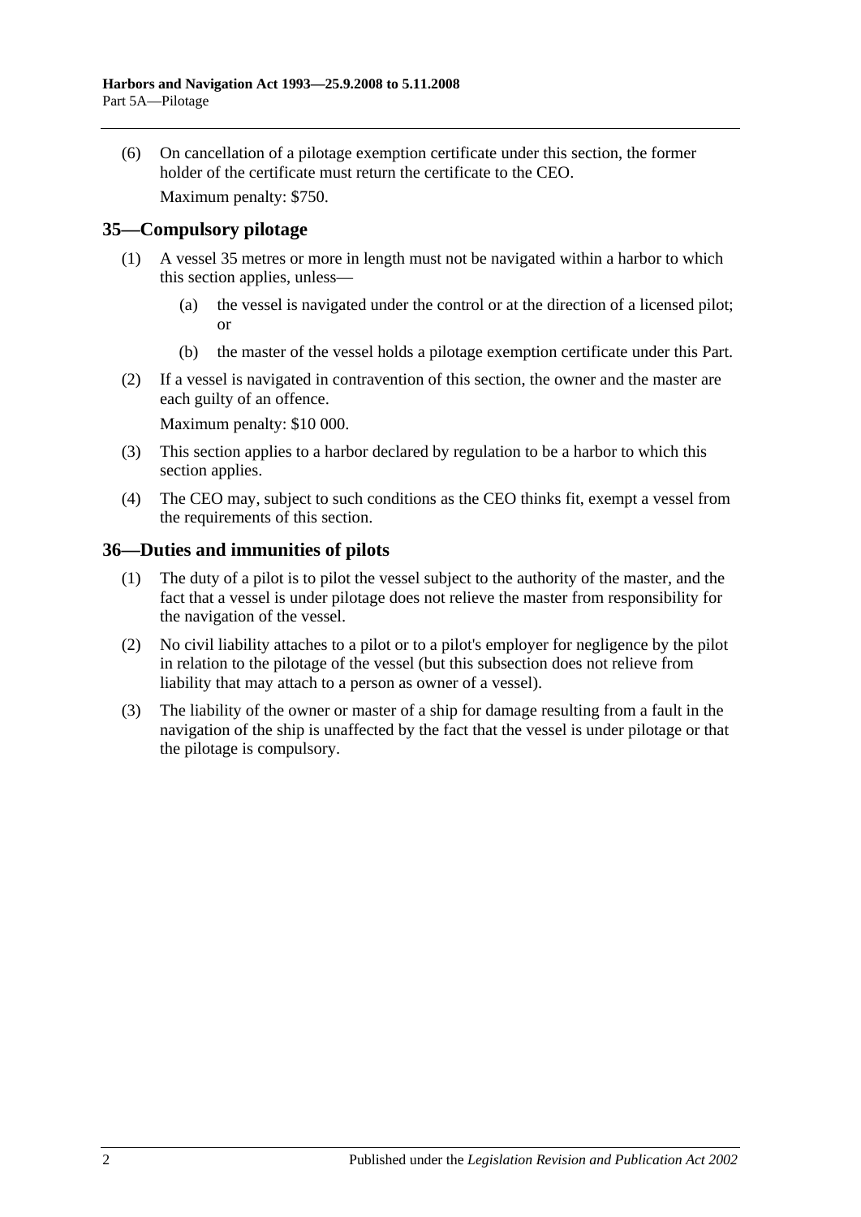(6) On cancellation of a pilotage exemption certificate under this section, the former holder of the certificate must return the certificate to the CEO.

Maximum penalty: $750.

## 35—Compulsory pilotage

(1) A vessel 35 metres or more in length must not be navigated within a harbor to which this section applies, unless—

(a) the vessel is navigated under the control or at the direction of a licensed pilot; or

(b) the master of the vessel holds a pilotage exemption certificate under this Part.

(2) If a vessel is navigated in contravention of this section, the owner and the master are each guilty of an offence.

Maximum penalty: $10 000.

(3) This section applies to a harbor declared by regulation to be a harbor to which this section applies.

(4) The CEO may, subject to such conditions as the CEO thinks fit, exempt a vessel from the requirements of this section.

## 36—Duties and immunities of pilots

(1) The duty of a pilot is to pilot the vessel subject to the authority of the master, and the fact that a vessel is under pilotage does not relieve the master from responsibility for the navigation of the vessel.

(2) No civil liability attaches to a pilot or to a pilot's employer for negligence by the pilot in relation to the pilotage of the vessel (but this subsection does not relieve from liability that may attach to a person as owner of a vessel).

(3) The liability of the owner or master of a ship for damage resulting from a fault in the navigation of the ship is unaffected by the fact that the vessel is under pilotage or that the pilotage is compulsory.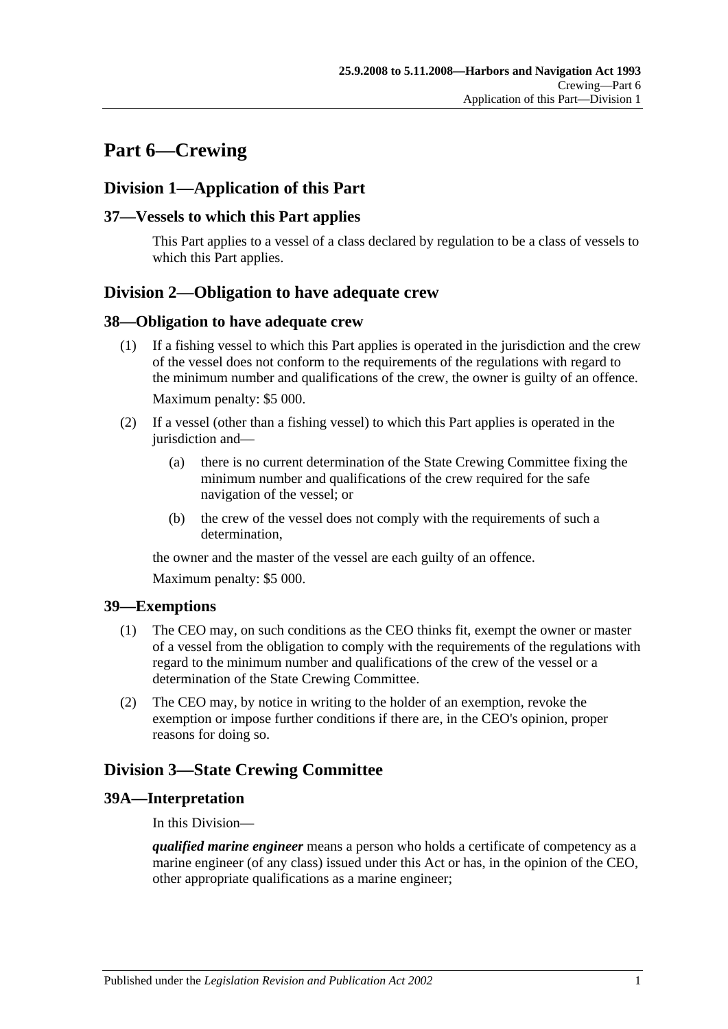# Part 6—Crewing

## Division 1—Application of this Part

### 37—Vessels to which this Part applies

This Part applies to a vessel of a class declared by regulation to be a class of vessels to which this Part applies.

## Division 2—Obligation to have adequate crew

### 38—Obligation to have adequate crew

(1) If a fishing vessel to which this Part applies is operated in the jurisdiction and the crew of the vessel does not conform to the requirements of the regulations with regard to the minimum number and qualifications of the crew, the owner is guilty of an offence.

Maximum penalty: $5 000.

(2) If a vessel (other than a fishing vessel) to which this Part applies is operated in the jurisdiction and—

(a) there is no current determination of the State Crewing Committee fixing the minimum number and qualifications of the crew required for the safe navigation of the vessel; or

(b) the crew of the vessel does not comply with the requirements of such a determination,

the owner and the master of the vessel are each guilty of an offence.

Maximum penalty: $5 000.

### 39—Exemptions

(1) The CEO may, on such conditions as the CEO thinks fit, exempt the owner or master of a vessel from the obligation to comply with the requirements of the regulations with regard to the minimum number and qualifications of the crew of the vessel or a determination of the State Crewing Committee.

(2) The CEO may, by notice in writing to the holder of an exemption, revoke the exemption or impose further conditions if there are, in the CEO's opinion, proper reasons for doing so.

## Division 3—State Crewing Committee

### 39A—Interpretation

In this Division—

***qualified marine engineer*** means a person who holds a certificate of competency as a marine engineer (of any class) issued under this Act or has, in the opinion of the CEO, other appropriate qualifications as a marine engineer;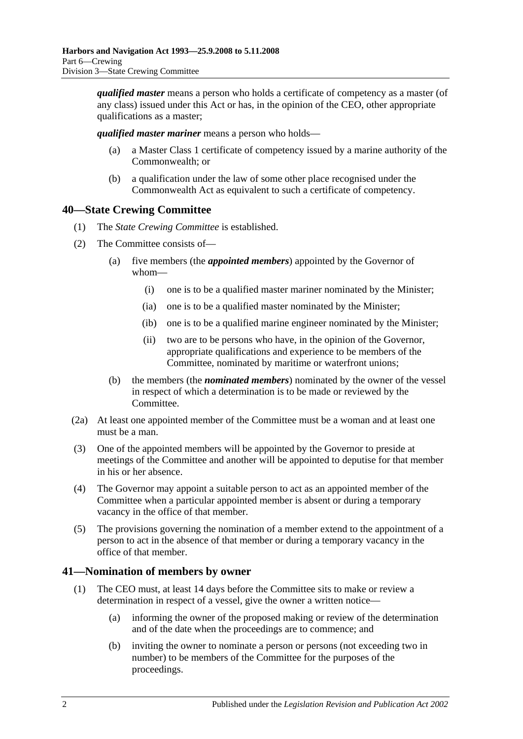***qualified master*** means a person who holds a certificate of competency as a master (of any class) issued under this Act or has, in the opinion of the CEO, other appropriate qualifications as a master;

***qualified master mariner*** means a person who holds—

- (a) a Master Class 1 certificate of competency issued by a marine authority of the Commonwealth; or
- (b) a qualification under the law of some other place recognised under the Commonwealth Act as equivalent to such a certificate of competency.

## 40—State Crewing Committee

(1) The *State Crewing Committee* is established.

(2) The Committee consists of—

- (a) five members (the ***appointed members***) appointed by the Governor of whom—
  - (i) one is to be a qualified master mariner nominated by the Minister;
  - (ia) one is to be a qualified master nominated by the Minister;
  - (ib) one is to be a qualified marine engineer nominated by the Minister;
  - (ii) two are to be persons who have, in the opinion of the Governor, appropriate qualifications and experience to be members of the Committee, nominated by maritime or waterfront unions;
- (b) the members (the ***nominated members***) nominated by the owner of the vessel in respect of which a determination is to be made or reviewed by the Committee.

(2a) At least one appointed member of the Committee must be a woman and at least one must be a man.

(3) One of the appointed members will be appointed by the Governor to preside at meetings of the Committee and another will be appointed to deputise for that member in his or her absence.

(4) The Governor may appoint a suitable person to act as an appointed member of the Committee when a particular appointed member is absent or during a temporary vacancy in the office of that member.

(5) The provisions governing the nomination of a member extend to the appointment of a person to act in the absence of that member or during a temporary vacancy in the office of that member.

## 41—Nomination of members by owner

(1) The CEO must, at least 14 days before the Committee sits to make or review a determination in respect of a vessel, give the owner a written notice—

- (a) informing the owner of the proposed making or review of the determination and of the date when the proceedings are to commence; and
- (b) inviting the owner to nominate a person or persons (not exceeding two in number) to be members of the Committee for the purposes of the proceedings.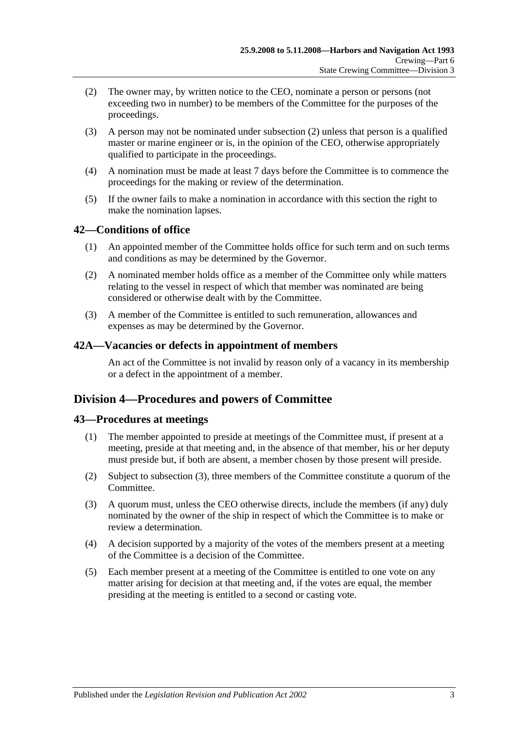(2) The owner may, by written notice to the CEO, nominate a person or persons (not exceeding two in number) to be members of the Committee for the purposes of the proceedings.

(3) A person may not be nominated under subsection (2) unless that person is a qualified master or marine engineer or is, in the opinion of the CEO, otherwise appropriately qualified to participate in the proceedings.

(4) A nomination must be made at least 7 days before the Committee is to commence the proceedings for the making or review of the determination.

(5) If the owner fails to make a nomination in accordance with this section the right to make the nomination lapses.

## 42—Conditions of office

(1) An appointed member of the Committee holds office for such term and on such terms and conditions as may be determined by the Governor.

(2) A nominated member holds office as a member of the Committee only while matters relating to the vessel in respect of which that member was nominated are being considered or otherwise dealt with by the Committee.

(3) A member of the Committee is entitled to such remuneration, allowances and expenses as may be determined by the Governor.

## 42A—Vacancies or defects in appointment of members

An act of the Committee is not invalid by reason only of a vacancy in its membership or a defect in the appointment of a member.

# Division 4—Procedures and powers of Committee

## 43—Procedures at meetings

(1) The member appointed to preside at meetings of the Committee must, if present at a meeting, preside at that meeting and, in the absence of that member, his or her deputy must preside but, if both are absent, a member chosen by those present will preside.

(2) Subject to subsection (3), three members of the Committee constitute a quorum of the Committee.

(3) A quorum must, unless the CEO otherwise directs, include the members (if any) duly nominated by the owner of the ship in respect of which the Committee is to make or review a determination.

(4) A decision supported by a majority of the votes of the members present at a meeting of the Committee is a decision of the Committee.

(5) Each member present at a meeting of the Committee is entitled to one vote on any matter arising for decision at that meeting and, if the votes are equal, the member presiding at the meeting is entitled to a second or casting vote.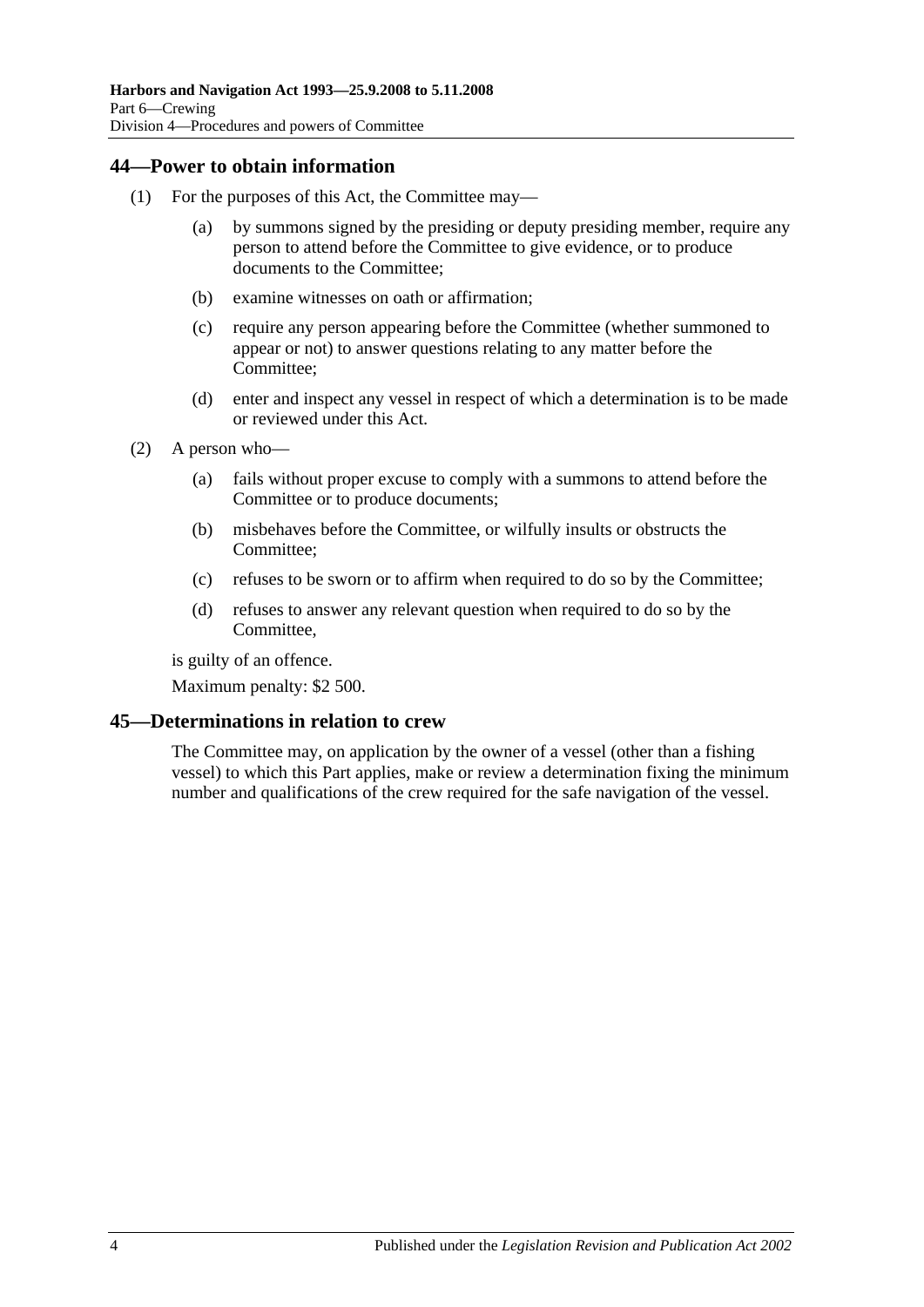## 44—Power to obtain information

(1) For the purposes of this Act, the Committee may—

(a) by summons signed by the presiding or deputy presiding member, require any person to attend before the Committee to give evidence, or to produce documents to the Committee;

(b) examine witnesses on oath or affirmation;

(c) require any person appearing before the Committee (whether summoned to appear or not) to answer questions relating to any matter before the Committee;

(d) enter and inspect any vessel in respect of which a determination is to be made or reviewed under this Act.

(2) A person who—

(a) fails without proper excuse to comply with a summons to attend before the Committee or to produce documents;

(b) misbehaves before the Committee, or wilfully insults or obstructs the Committee;

(c) refuses to be sworn or to affirm when required to do so by the Committee;

(d) refuses to answer any relevant question when required to do so by the Committee,

is guilty of an offence.

Maximum penalty: $2 500.

## 45—Determinations in relation to crew

The Committee may, on application by the owner of a vessel (other than a fishing vessel) to which this Part applies, make or review a determination fixing the minimum number and qualifications of the crew required for the safe navigation of the vessel.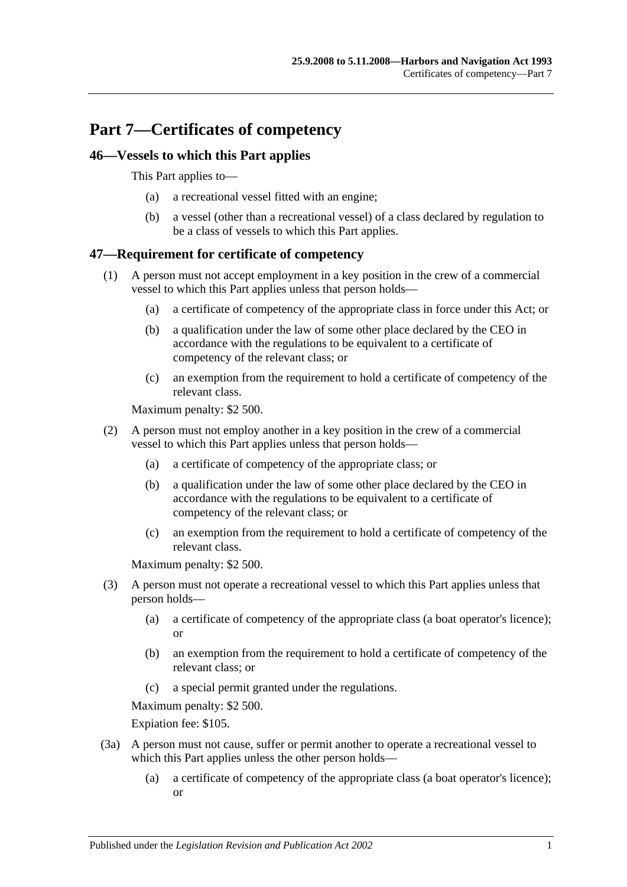# Part 7—Certificates of competency

## 46—Vessels to which this Part applies

This Part applies to—

(a) a recreational vessel fitted with an engine;

(b) a vessel (other than a recreational vessel) of a class declared by regulation to be a class of vessels to which this Part applies.

## 47—Requirement for certificate of competency

(1) A person must not accept employment in a key position in the crew of a commercial vessel to which this Part applies unless that person holds—

(a) a certificate of competency of the appropriate class in force under this Act; or

(b) a qualification under the law of some other place declared by the CEO in accordance with the regulations to be equivalent to a certificate of competency of the relevant class; or

(c) an exemption from the requirement to hold a certificate of competency of the relevant class.

Maximum penalty: $2 500.

(2) A person must not employ another in a key position in the crew of a commercial vessel to which this Part applies unless that person holds—

(a) a certificate of competency of the appropriate class; or

(b) a qualification under the law of some other place declared by the CEO in accordance with the regulations to be equivalent to a certificate of competency of the relevant class; or

(c) an exemption from the requirement to hold a certificate of competency of the relevant class.

Maximum penalty: $2 500.

(3) A person must not operate a recreational vessel to which this Part applies unless that person holds—

(a) a certificate of competency of the appropriate class (a boat operator's licence); or

(b) an exemption from the requirement to hold a certificate of competency of the relevant class; or

(c) a special permit granted under the regulations.

Maximum penalty: $2 500.

Expiation fee: $105.

(3a) A person must not cause, suffer or permit another to operate a recreational vessel to which this Part applies unless the other person holds—

(a) a certificate of competency of the appropriate class (a boat operator's licence); or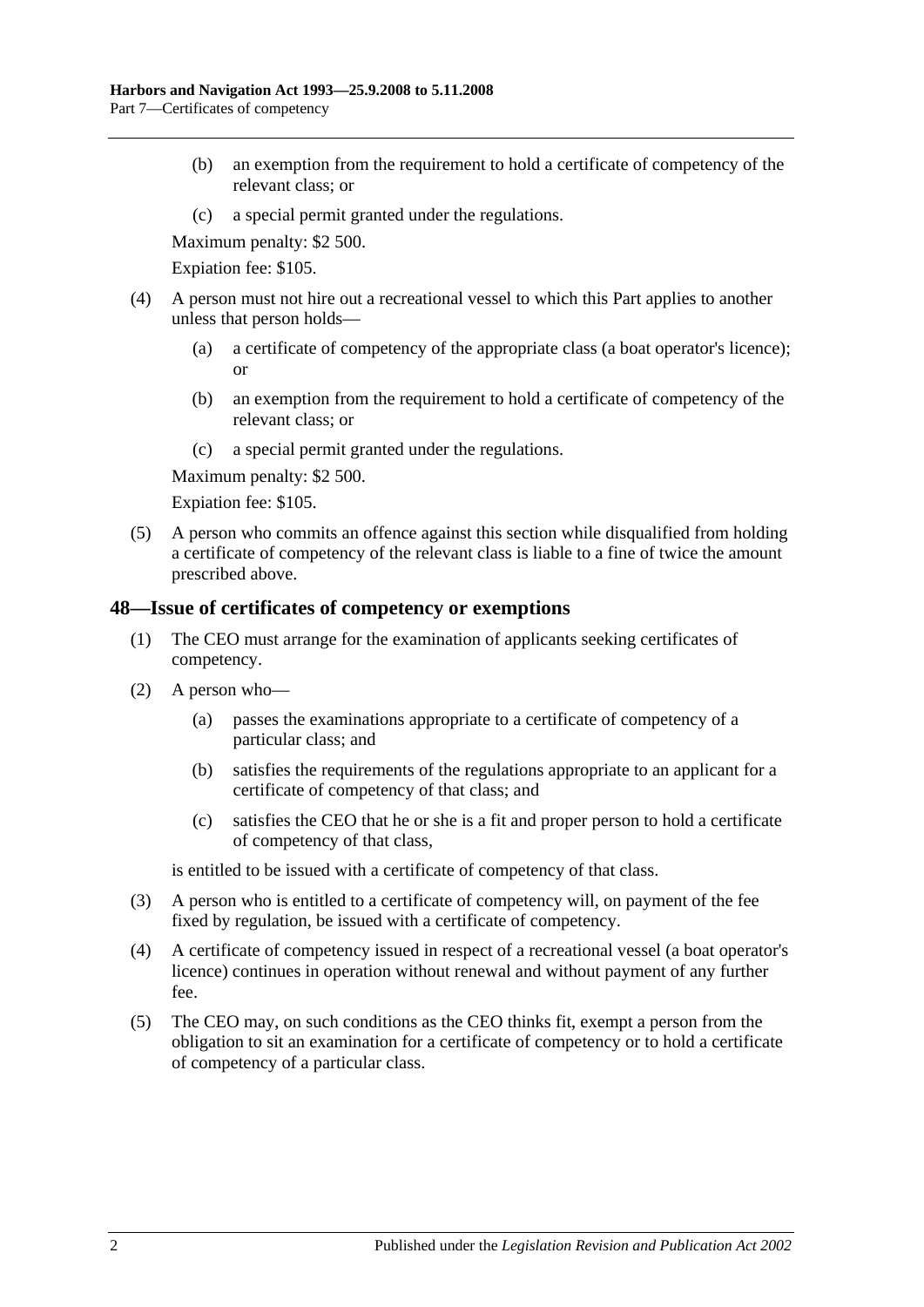(b) an exemption from the requirement to hold a certificate of competency of the relevant class; or

(c) a special permit granted under the regulations.

Maximum penalty: $2 500.

Expiation fee: $105.

(4) A person must not hire out a recreational vessel to which this Part applies to another unless that person holds—

(a) a certificate of competency of the appropriate class (a boat operator's licence); or

(b) an exemption from the requirement to hold a certificate of competency of the relevant class; or

(c) a special permit granted under the regulations.

Maximum penalty: $2 500.

Expiation fee: $105.

(5) A person who commits an offence against this section while disqualified from holding a certificate of competency of the relevant class is liable to a fine of twice the amount prescribed above.

## 48—Issue of certificates of competency or exemptions

(1) The CEO must arrange for the examination of applicants seeking certificates of competency.

(2) A person who—

(a) passes the examinations appropriate to a certificate of competency of a particular class; and

(b) satisfies the requirements of the regulations appropriate to an applicant for a certificate of competency of that class; and

(c) satisfies the CEO that he or she is a fit and proper person to hold a certificate of competency of that class,

is entitled to be issued with a certificate of competency of that class.

(3) A person who is entitled to a certificate of competency will, on payment of the fee fixed by regulation, be issued with a certificate of competency.

(4) A certificate of competency issued in respect of a recreational vessel (a boat operator's licence) continues in operation without renewal and without payment of any further fee.

(5) The CEO may, on such conditions as the CEO thinks fit, exempt a person from the obligation to sit an examination for a certificate of competency or to hold a certificate of competency of a particular class.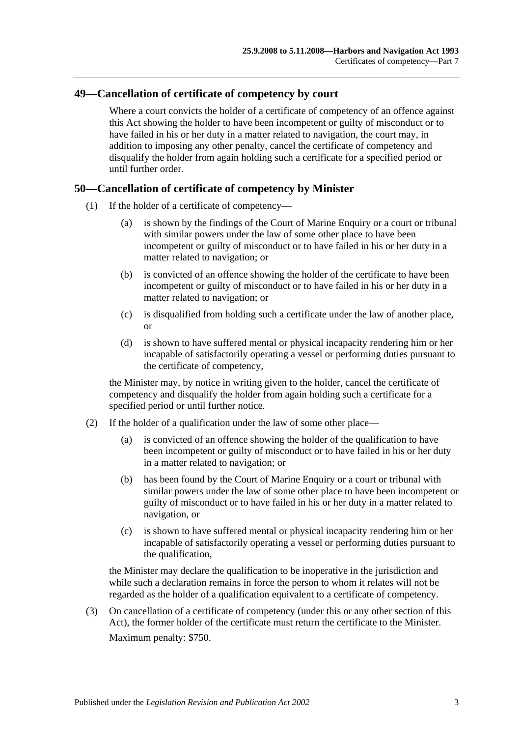## 49—Cancellation of certificate of competency by court

Where a court convicts the holder of a certificate of competency of an offence against this Act showing the holder to have been incompetent or guilty of misconduct or to have failed in his or her duty in a matter related to navigation, the court may, in addition to imposing any other penalty, cancel the certificate of competency and disqualify the holder from again holding such a certificate for a specified period or until further order.

## 50—Cancellation of certificate of competency by Minister

(1) If the holder of a certificate of competency—

(a) is shown by the findings of the Court of Marine Enquiry or a court or tribunal with similar powers under the law of some other place to have been incompetent or guilty of misconduct or to have failed in his or her duty in a matter related to navigation; or

(b) is convicted of an offence showing the holder of the certificate to have been incompetent or guilty of misconduct or to have failed in his or her duty in a matter related to navigation; or

(c) is disqualified from holding such a certificate under the law of another place, or

(d) is shown to have suffered mental or physical incapacity rendering him or her incapable of satisfactorily operating a vessel or performing duties pursuant to the certificate of competency,

the Minister may, by notice in writing given to the holder, cancel the certificate of competency and disqualify the holder from again holding such a certificate for a specified period or until further notice.

(2) If the holder of a qualification under the law of some other place—

(a) is convicted of an offence showing the holder of the qualification to have been incompetent or guilty of misconduct or to have failed in his or her duty in a matter related to navigation; or

(b) has been found by the Court of Marine Enquiry or a court or tribunal with similar powers under the law of some other place to have been incompetent or guilty of misconduct or to have failed in his or her duty in a matter related to navigation, or

(c) is shown to have suffered mental or physical incapacity rendering him or her incapable of satisfactorily operating a vessel or performing duties pursuant to the qualification,

the Minister may declare the qualification to be inoperative in the jurisdiction and while such a declaration remains in force the person to whom it relates will not be regarded as the holder of a qualification equivalent to a certificate of competency.

(3) On cancellation of a certificate of competency (under this or any other section of this Act), the former holder of the certificate must return the certificate to the Minister.

Maximum penalty: $750.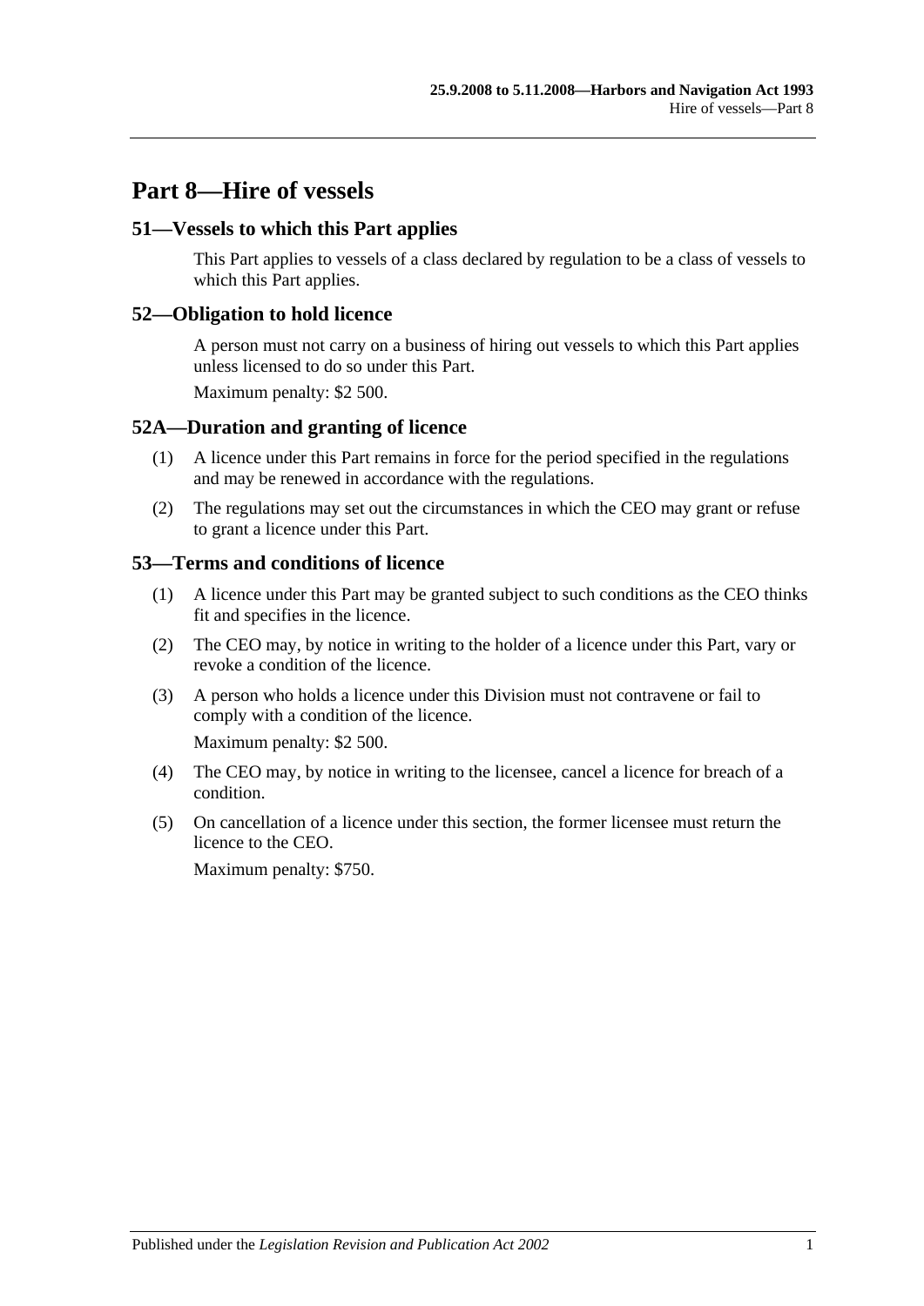# Part 8—Hire of vessels

## 51—Vessels to which this Part applies

This Part applies to vessels of a class declared by regulation to be a class of vessels to which this Part applies.

## 52—Obligation to hold licence

A person must not carry on a business of hiring out vessels to which this Part applies unless licensed to do so under this Part.

Maximum penalty: $2 500.

## 52A—Duration and granting of licence

(1) A licence under this Part remains in force for the period specified in the regulations and may be renewed in accordance with the regulations.

(2) The regulations may set out the circumstances in which the CEO may grant or refuse to grant a licence under this Part.

## 53—Terms and conditions of licence

(1) A licence under this Part may be granted subject to such conditions as the CEO thinks fit and specifies in the licence.

(2) The CEO may, by notice in writing to the holder of a licence under this Part, vary or revoke a condition of the licence.

(3) A person who holds a licence under this Division must not contravene or fail to comply with a condition of the licence.

Maximum penalty: $2 500.

(4) The CEO may, by notice in writing to the licensee, cancel a licence for breach of a condition.

(5) On cancellation of a licence under this section, the former licensee must return the licence to the CEO.

Maximum penalty: $750.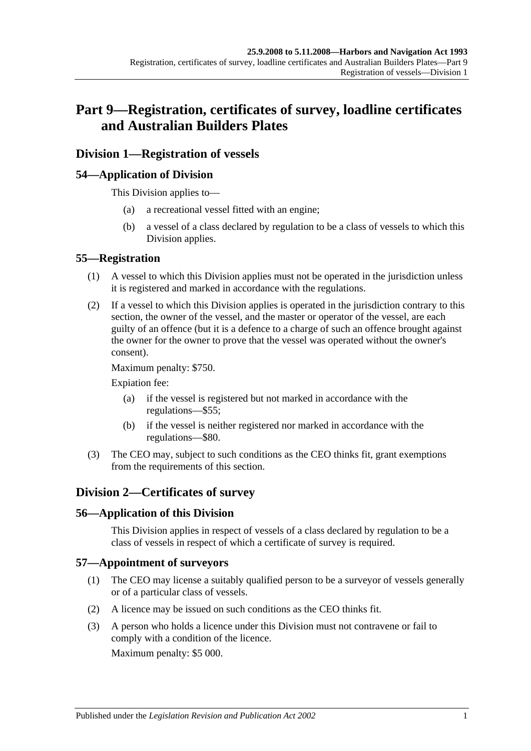# Part 9—Registration, certificates of survey, loadline certificates and Australian Builders Plates

## Division 1—Registration of vessels

### 54—Application of Division

This Division applies to—

(a) a recreational vessel fitted with an engine;

(b) a vessel of a class declared by regulation to be a class of vessels to which this Division applies.

### 55—Registration

(1) A vessel to which this Division applies must not be operated in the jurisdiction unless it is registered and marked in accordance with the regulations.

(2) If a vessel to which this Division applies is operated in the jurisdiction contrary to this section, the owner of the vessel, and the master or operator of the vessel, are each guilty of an offence (but it is a defence to a charge of such an offence brought against the owner for the owner to prove that the vessel was operated without the owner's consent).

Maximum penalty: $750.

Expiation fee:

(a) if the vessel is registered but not marked in accordance with the regulations—$55;

(b) if the vessel is neither registered nor marked in accordance with the regulations—$80.

(3) The CEO may, subject to such conditions as the CEO thinks fit, grant exemptions from the requirements of this section.

## Division 2—Certificates of survey

### 56—Application of this Division

This Division applies in respect of vessels of a class declared by regulation to be a class of vessels in respect of which a certificate of survey is required.

### 57—Appointment of surveyors

(1) The CEO may license a suitably qualified person to be a surveyor of vessels generally or of a particular class of vessels.

(2) A licence may be issued on such conditions as the CEO thinks fit.

(3) A person who holds a licence under this Division must not contravene or fail to comply with a condition of the licence.

Maximum penalty: $5 000.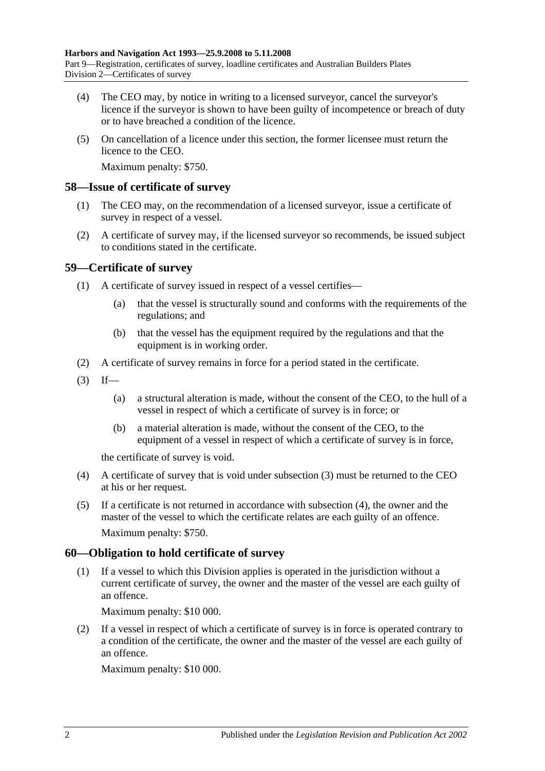(4) The CEO may, by notice in writing to a licensed surveyor, cancel the surveyor's licence if the surveyor is shown to have been guilty of incompetence or breach of duty or to have breached a condition of the licence.

(5) On cancellation of a licence under this section, the former licensee must return the licence to the CEO.

Maximum penalty: $750.

## 58—Issue of certificate of survey

(1) The CEO may, on the recommendation of a licensed surveyor, issue a certificate of survey in respect of a vessel.

(2) A certificate of survey may, if the licensed surveyor so recommends, be issued subject to conditions stated in the certificate.

## 59—Certificate of survey

(1) A certificate of survey issued in respect of a vessel certifies—

(a) that the vessel is structurally sound and conforms with the requirements of the regulations; and

(b) that the vessel has the equipment required by the regulations and that the equipment is in working order.

(2) A certificate of survey remains in force for a period stated in the certificate.

(3) If—

(a) a structural alteration is made, without the consent of the CEO, to the hull of a vessel in respect of which a certificate of survey is in force; or

(b) a material alteration is made, without the consent of the CEO, to the equipment of a vessel in respect of which a certificate of survey is in force,

the certificate of survey is void.

(4) A certificate of survey that is void under subsection (3) must be returned to the CEO at his or her request.

(5) If a certificate is not returned in accordance with subsection (4), the owner and the master of the vessel to which the certificate relates are each guilty of an offence.

Maximum penalty: $750.

## 60—Obligation to hold certificate of survey

(1) If a vessel to which this Division applies is operated in the jurisdiction without a current certificate of survey, the owner and the master of the vessel are each guilty of an offence.

Maximum penalty: $10 000.

(2) If a vessel in respect of which a certificate of survey is in force is operated contrary to a condition of the certificate, the owner and the master of the vessel are each guilty of an offence.

Maximum penalty: $10 000.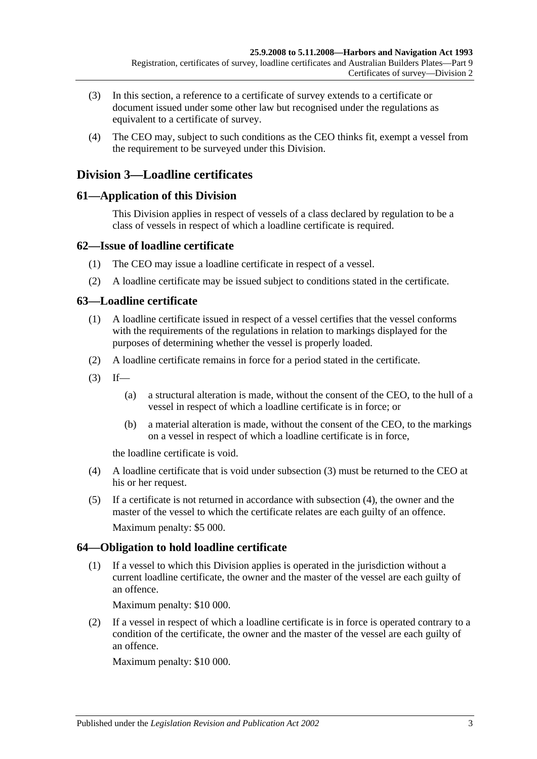(3) In this section, a reference to a certificate of survey extends to a certificate or document issued under some other law but recognised under the regulations as equivalent to a certificate of survey.

(4) The CEO may, subject to such conditions as the CEO thinks fit, exempt a vessel from the requirement to be surveyed under this Division.

## Division 3—Loadline certificates

### 61—Application of this Division

This Division applies in respect of vessels of a class declared by regulation to be a class of vessels in respect of which a loadline certificate is required.

### 62—Issue of loadline certificate

(1) The CEO may issue a loadline certificate in respect of a vessel.

(2) A loadline certificate may be issued subject to conditions stated in the certificate.

### 63—Loadline certificate

(1) A loadline certificate issued in respect of a vessel certifies that the vessel conforms with the requirements of the regulations in relation to markings displayed for the purposes of determining whether the vessel is properly loaded.

(2) A loadline certificate remains in force for a period stated in the certificate.

(3) If—

(a) a structural alteration is made, without the consent of the CEO, to the hull of a vessel in respect of which a loadline certificate is in force; or

(b) a material alteration is made, without the consent of the CEO, to the markings on a vessel in respect of which a loadline certificate is in force,

the loadline certificate is void.

(4) A loadline certificate that is void under subsection (3) must be returned to the CEO at his or her request.

(5) If a certificate is not returned in accordance with subsection (4), the owner and the master of the vessel to which the certificate relates are each guilty of an offence.

Maximum penalty: $5 000.

### 64—Obligation to hold loadline certificate

(1) If a vessel to which this Division applies is operated in the jurisdiction without a current loadline certificate, the owner and the master of the vessel are each guilty of an offence.

Maximum penalty: $10 000.

(2) If a vessel in respect of which a loadline certificate is in force is operated contrary to a condition of the certificate, the owner and the master of the vessel are each guilty of an offence.

Maximum penalty: $10 000.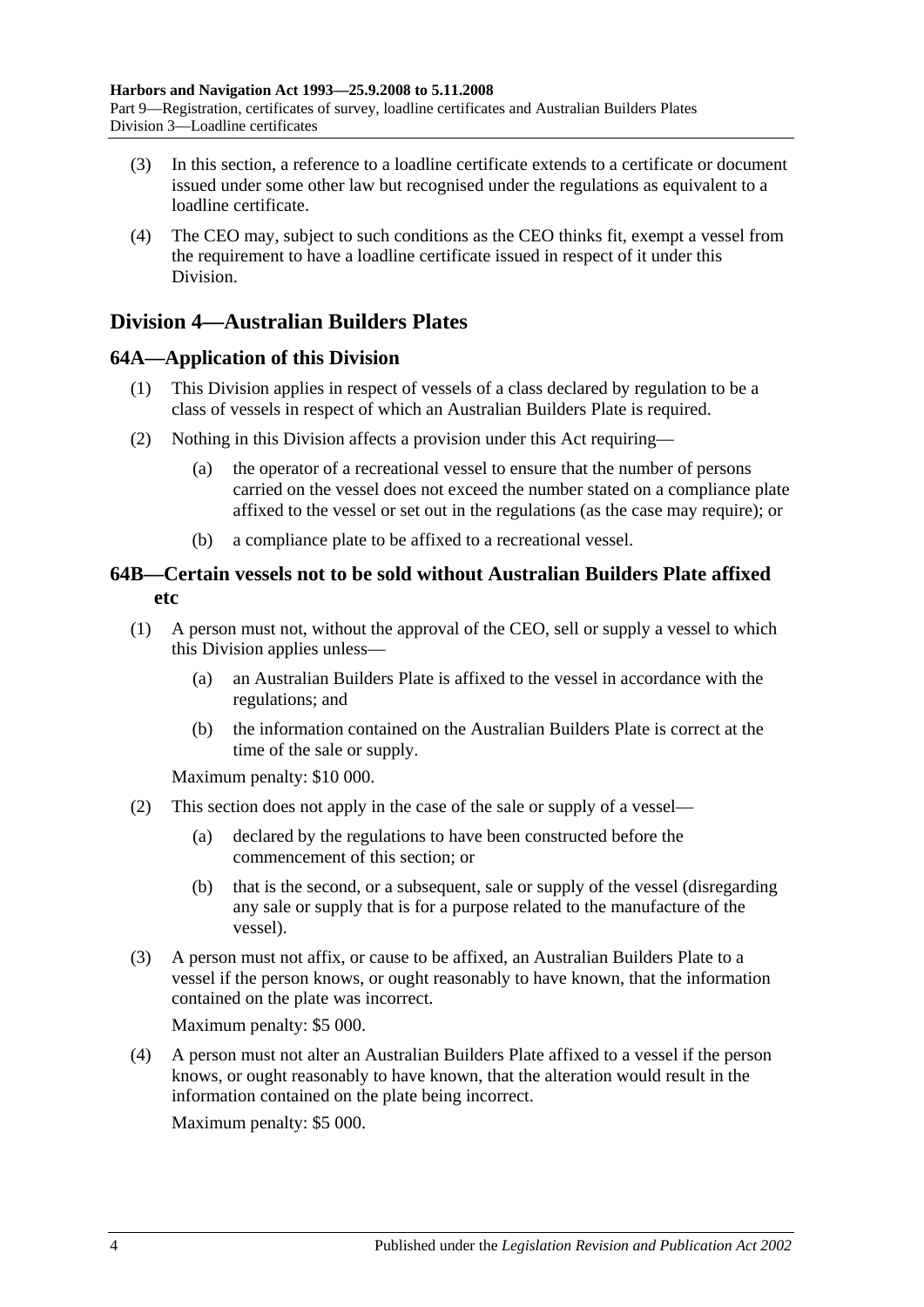(3) In this section, a reference to a loadline certificate extends to a certificate or document issued under some other law but recognised under the regulations as equivalent to a loadline certificate.

(4) The CEO may, subject to such conditions as the CEO thinks fit, exempt a vessel from the requirement to have a loadline certificate issued in respect of it under this Division.

## Division 4—Australian Builders Plates

### 64A—Application of this Division

(1) This Division applies in respect of vessels of a class declared by regulation to be a class of vessels in respect of which an Australian Builders Plate is required.

(2) Nothing in this Division affects a provision under this Act requiring—

(a) the operator of a recreational vessel to ensure that the number of persons carried on the vessel does not exceed the number stated on a compliance plate affixed to the vessel or set out in the regulations (as the case may require); or

(b) a compliance plate to be affixed to a recreational vessel.

### 64B—Certain vessels not to be sold without Australian Builders Plate affixed etc

(1) A person must not, without the approval of the CEO, sell or supply a vessel to which this Division applies unless—

(a) an Australian Builders Plate is affixed to the vessel in accordance with the regulations; and

(b) the information contained on the Australian Builders Plate is correct at the time of the sale or supply.

Maximum penalty: $10 000.

(2) This section does not apply in the case of the sale or supply of a vessel—

(a) declared by the regulations to have been constructed before the commencement of this section; or

(b) that is the second, or a subsequent, sale or supply of the vessel (disregarding any sale or supply that is for a purpose related to the manufacture of the vessel).

(3) A person must not affix, or cause to be affixed, an Australian Builders Plate to a vessel if the person knows, or ought reasonably to have known, that the information contained on the plate was incorrect.

Maximum penalty: $5 000.

(4) A person must not alter an Australian Builders Plate affixed to a vessel if the person knows, or ought reasonably to have known, that the alteration would result in the information contained on the plate being incorrect.

Maximum penalty: $5 000.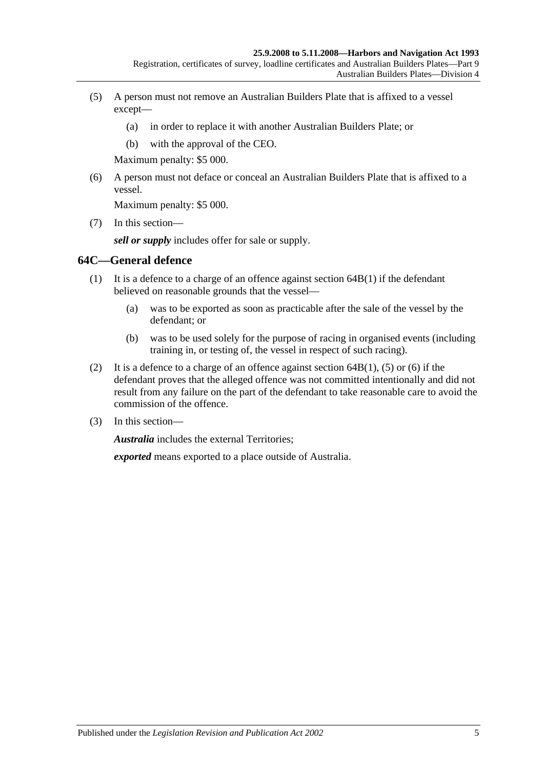(5) A person must not remove an Australian Builders Plate that is affixed to a vessel except—

  (a) in order to replace it with another Australian Builders Plate; or

  (b) with the approval of the CEO.

Maximum penalty: $5 000.

(6) A person must not deface or conceal an Australian Builders Plate that is affixed to a vessel.

Maximum penalty: $5 000.

(7) In this section—

***sell or supply*** includes offer for sale or supply.

## 64C—General defence

(1) It is a defence to a charge of an offence against section 64B(1) if the defendant believed on reasonable grounds that the vessel—

  (a) was to be exported as soon as practicable after the sale of the vessel by the defendant; or

  (b) was to be used solely for the purpose of racing in organised events (including training in, or testing of, the vessel in respect of such racing).

(2) It is a defence to a charge of an offence against section 64B(1), (5) or (6) if the defendant proves that the alleged offence was not committed intentionally and did not result from any failure on the part of the defendant to take reasonable care to avoid the commission of the offence.

(3) In this section—

***Australia*** includes the external Territories;

***exported*** means exported to a place outside of Australia.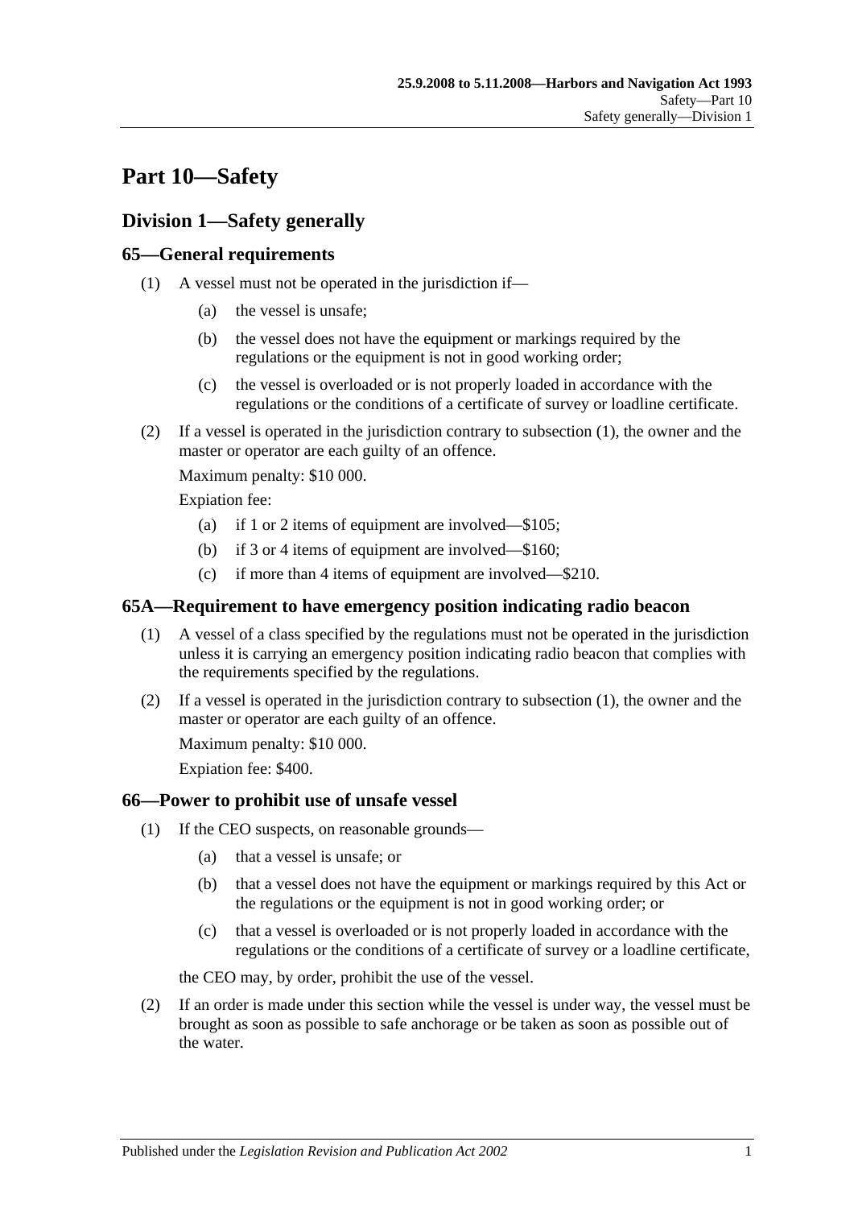# Part 10—Safety

## Division 1—Safety generally

### 65—General requirements

(1) A vessel must not be operated in the jurisdiction if—

- (a) the vessel is unsafe;
- (b) the vessel does not have the equipment or markings required by the regulations or the equipment is not in good working order;
- (c) the vessel is overloaded or is not properly loaded in accordance with the regulations or the conditions of a certificate of survey or loadline certificate.

(2) If a vessel is operated in the jurisdiction contrary to subsection (1), the owner and the master or operator are each guilty of an offence.

Maximum penalty: $10 000.

Expiation fee:

- (a) if 1 or 2 items of equipment are involved—$105;
- (b) if 3 or 4 items of equipment are involved—$160;
- (c) if more than 4 items of equipment are involved—$210.

### 65A—Requirement to have emergency position indicating radio beacon

(1) A vessel of a class specified by the regulations must not be operated in the jurisdiction unless it is carrying an emergency position indicating radio beacon that complies with the requirements specified by the regulations.

(2) If a vessel is operated in the jurisdiction contrary to subsection (1), the owner and the master or operator are each guilty of an offence.

Maximum penalty: $10 000.

Expiation fee: $400.

### 66—Power to prohibit use of unsafe vessel

(1) If the CEO suspects, on reasonable grounds—

- (a) that a vessel is unsafe; or
- (b) that a vessel does not have the equipment or markings required by this Act or the regulations or the equipment is not in good working order; or
- (c) that a vessel is overloaded or is not properly loaded in accordance with the regulations or the conditions of a certificate of survey or a loadline certificate,

the CEO may, by order, prohibit the use of the vessel.

(2) If an order is made under this section while the vessel is under way, the vessel must be brought as soon as possible to safe anchorage or be taken as soon as possible out of the water.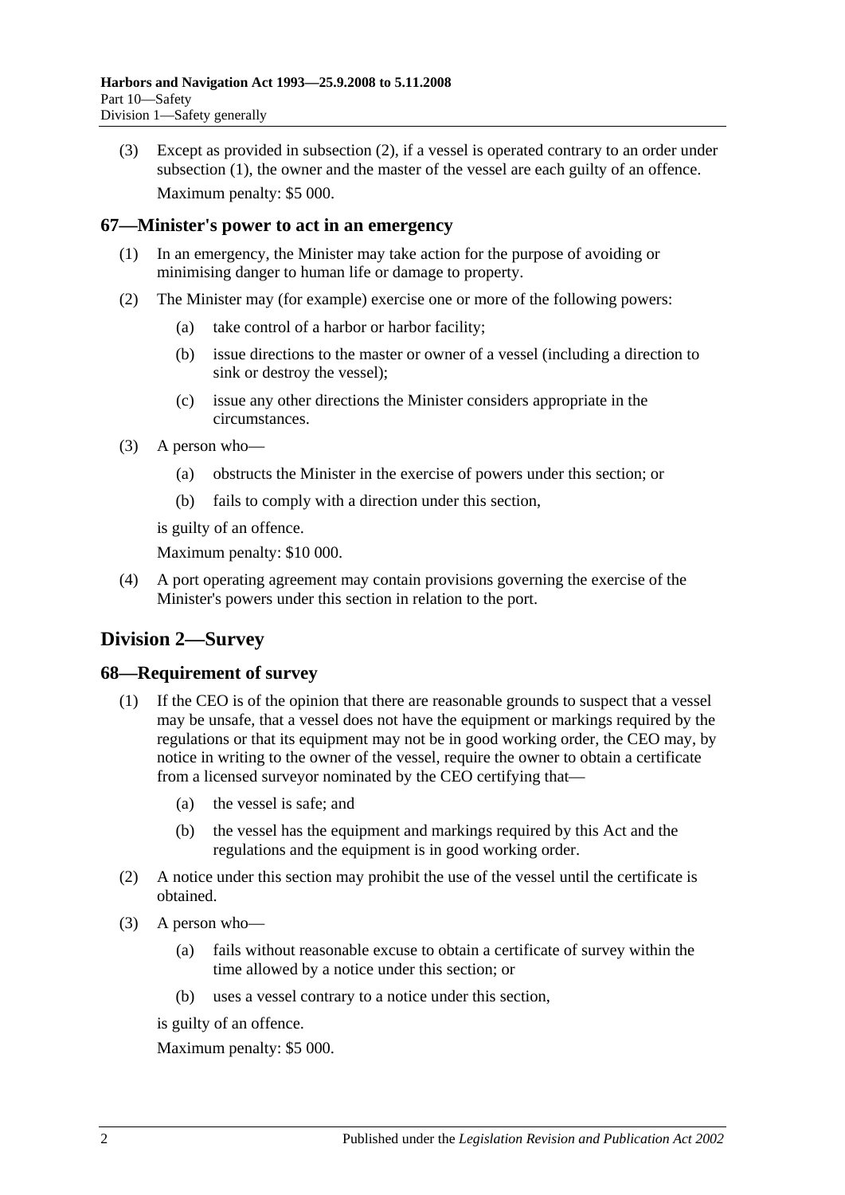(3) Except as provided in subsection (2), if a vessel is operated contrary to an order under subsection (1), the owner and the master of the vessel are each guilty of an offence.

Maximum penalty: $5 000.

### 67—Minister's power to act in an emergency

(1) In an emergency, the Minister may take action for the purpose of avoiding or minimising danger to human life or damage to property.

(2) The Minister may (for example) exercise one or more of the following powers:

- (a) take control of a harbor or harbor facility;
- (b) issue directions to the master or owner of a vessel (including a direction to sink or destroy the vessel);
- (c) issue any other directions the Minister considers appropriate in the circumstances.

(3) A person who—

- (a) obstructs the Minister in the exercise of powers under this section; or
- (b) fails to comply with a direction under this section,

is guilty of an offence.

Maximum penalty: $10 000.

(4) A port operating agreement may contain provisions governing the exercise of the Minister's powers under this section in relation to the port.

## Division 2—Survey

### 68—Requirement of survey

(1) If the CEO is of the opinion that there are reasonable grounds to suspect that a vessel may be unsafe, that a vessel does not have the equipment or markings required by the regulations or that its equipment may not be in good working order, the CEO may, by notice in writing to the owner of the vessel, require the owner to obtain a certificate from a licensed surveyor nominated by the CEO certifying that—

- (a) the vessel is safe; and
- (b) the vessel has the equipment and markings required by this Act and the regulations and the equipment is in good working order.

(2) A notice under this section may prohibit the use of the vessel until the certificate is obtained.

(3) A person who—

- (a) fails without reasonable excuse to obtain a certificate of survey within the time allowed by a notice under this section; or
- (b) uses a vessel contrary to a notice under this section,

is guilty of an offence.

Maximum penalty: $5 000.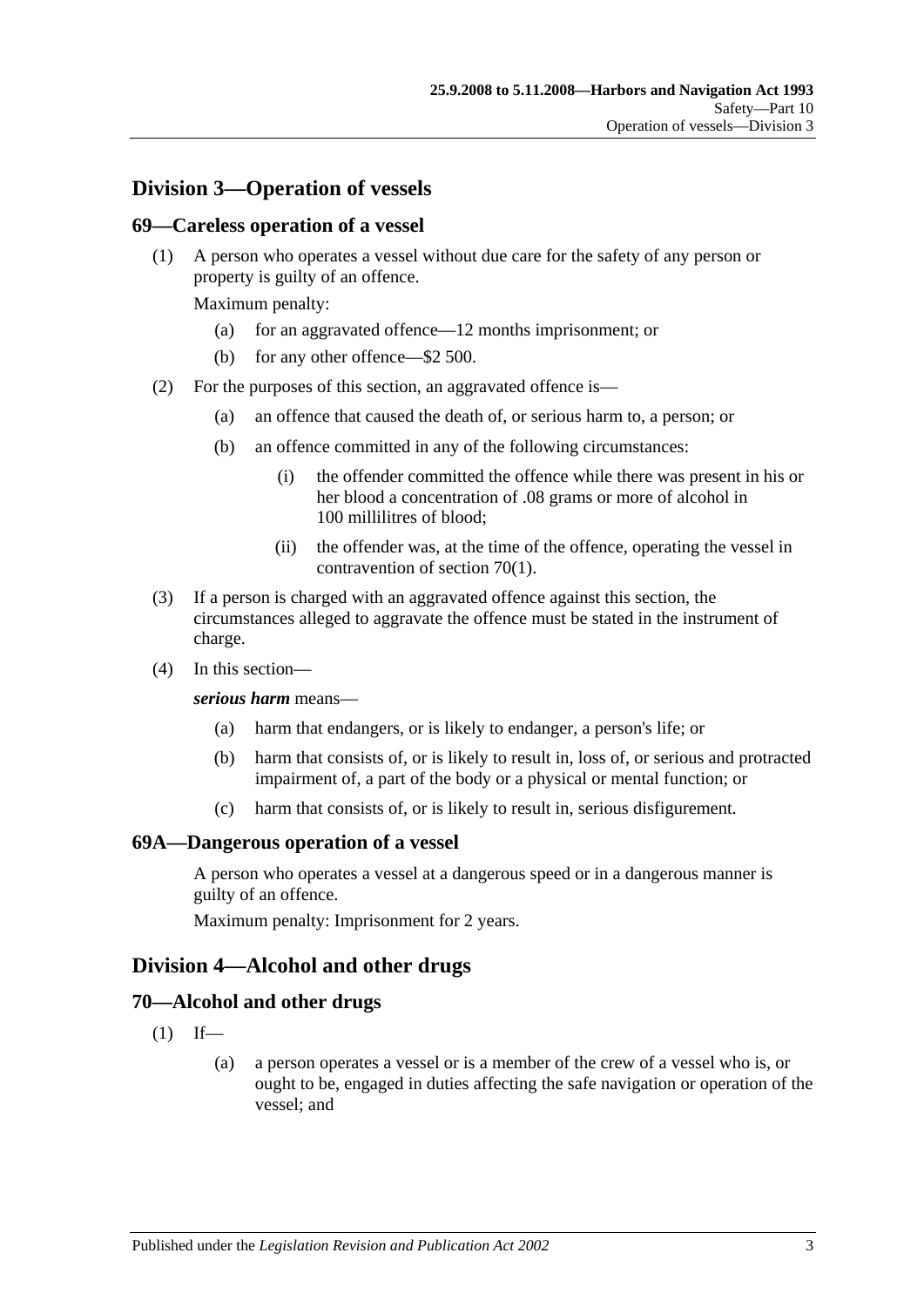## Division 3—Operation of vessels

### 69—Careless operation of a vessel

(1) A person who operates a vessel without due care for the safety of any person or property is guilty of an offence.

Maximum penalty:

(a) for an aggravated offence—12 months imprisonment; or

(b) for any other offence—$2 500.

(2) For the purposes of this section, an aggravated offence is—

(a) an offence that caused the death of, or serious harm to, a person; or

(b) an offence committed in any of the following circumstances:

(i) the offender committed the offence while there was present in his or her blood a concentration of .08 grams or more of alcohol in 100 millilitres of blood;

(ii) the offender was, at the time of the offence, operating the vessel in contravention of section 70(1).

(3) If a person is charged with an aggravated offence against this section, the circumstances alleged to aggravate the offence must be stated in the instrument of charge.

(4) In this section—

***serious harm*** means—

(a) harm that endangers, or is likely to endanger, a person's life; or

(b) harm that consists of, or is likely to result in, loss of, or serious and protracted impairment of, a part of the body or a physical or mental function; or

(c) harm that consists of, or is likely to result in, serious disfigurement.

### 69A—Dangerous operation of a vessel

A person who operates a vessel at a dangerous speed or in a dangerous manner is guilty of an offence.

Maximum penalty: Imprisonment for 2 years.

## Division 4—Alcohol and other drugs

### 70—Alcohol and other drugs

(1) If—

(a) a person operates a vessel or is a member of the crew of a vessel who is, or ought to be, engaged in duties affecting the safe navigation or operation of the vessel; and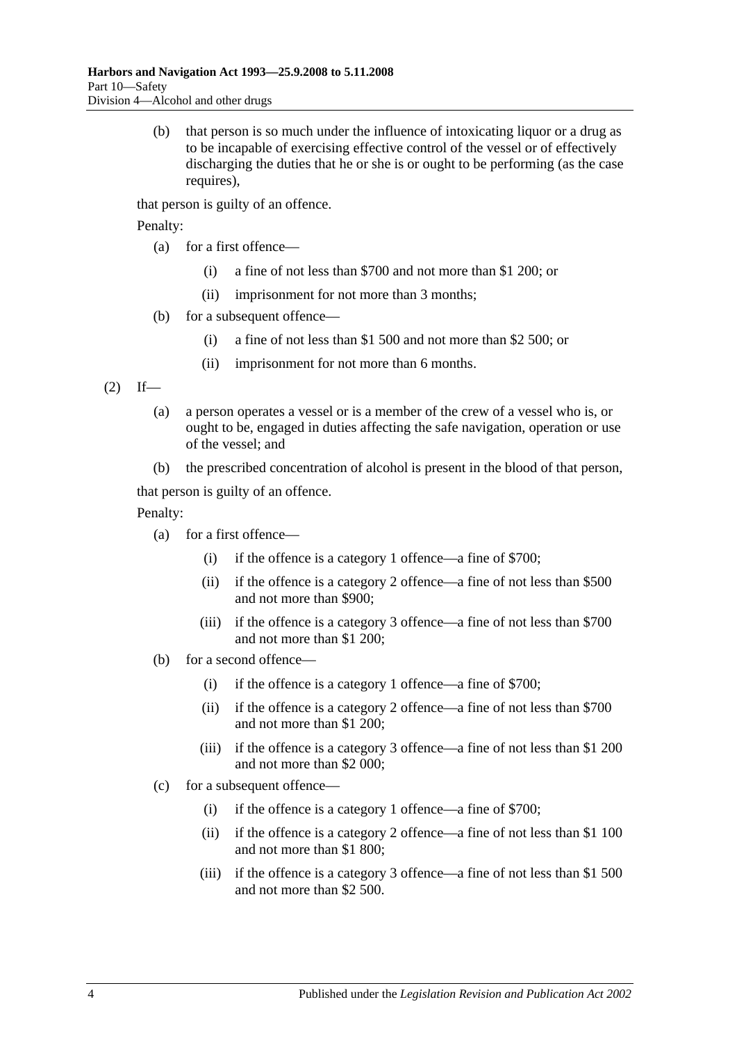(b) that person is so much under the influence of intoxicating liquor or a drug as to be incapable of exercising effective control of the vessel or of effectively discharging the duties that he or she is or ought to be performing (as the case requires),

that person is guilty of an offence.

Penalty:

- (a) for a first offence—
  - (i) a fine of not less than $700 and not more than $1 200; or
  - (ii) imprisonment for not more than 3 months;
- (b) for a subsequent offence—
  - (i) a fine of not less than $1 500 and not more than $2 500; or
  - (ii) imprisonment for not more than 6 months.

(2) If—

- (a) a person operates a vessel or is a member of the crew of a vessel who is, or ought to be, engaged in duties affecting the safe navigation, operation or use of the vessel; and
- (b) the prescribed concentration of alcohol is present in the blood of that person,

that person is guilty of an offence.

Penalty:

- (a) for a first offence—
  - (i) if the offence is a category 1 offence—a fine of $700;
  - (ii) if the offence is a category 2 offence—a fine of not less than $500 and not more than $900;
  - (iii) if the offence is a category 3 offence—a fine of not less than $700 and not more than $1 200;
- (b) for a second offence—
  - (i) if the offence is a category 1 offence—a fine of $700;
  - (ii) if the offence is a category 2 offence—a fine of not less than $700 and not more than $1 200;
  - (iii) if the offence is a category 3 offence—a fine of not less than $1 200 and not more than $2 000;
- (c) for a subsequent offence—
  - (i) if the offence is a category 1 offence—a fine of $700;
  - (ii) if the offence is a category 2 offence—a fine of not less than $1 100 and not more than $1 800;
  - (iii) if the offence is a category 3 offence—a fine of not less than $1 500 and not more than $2 500.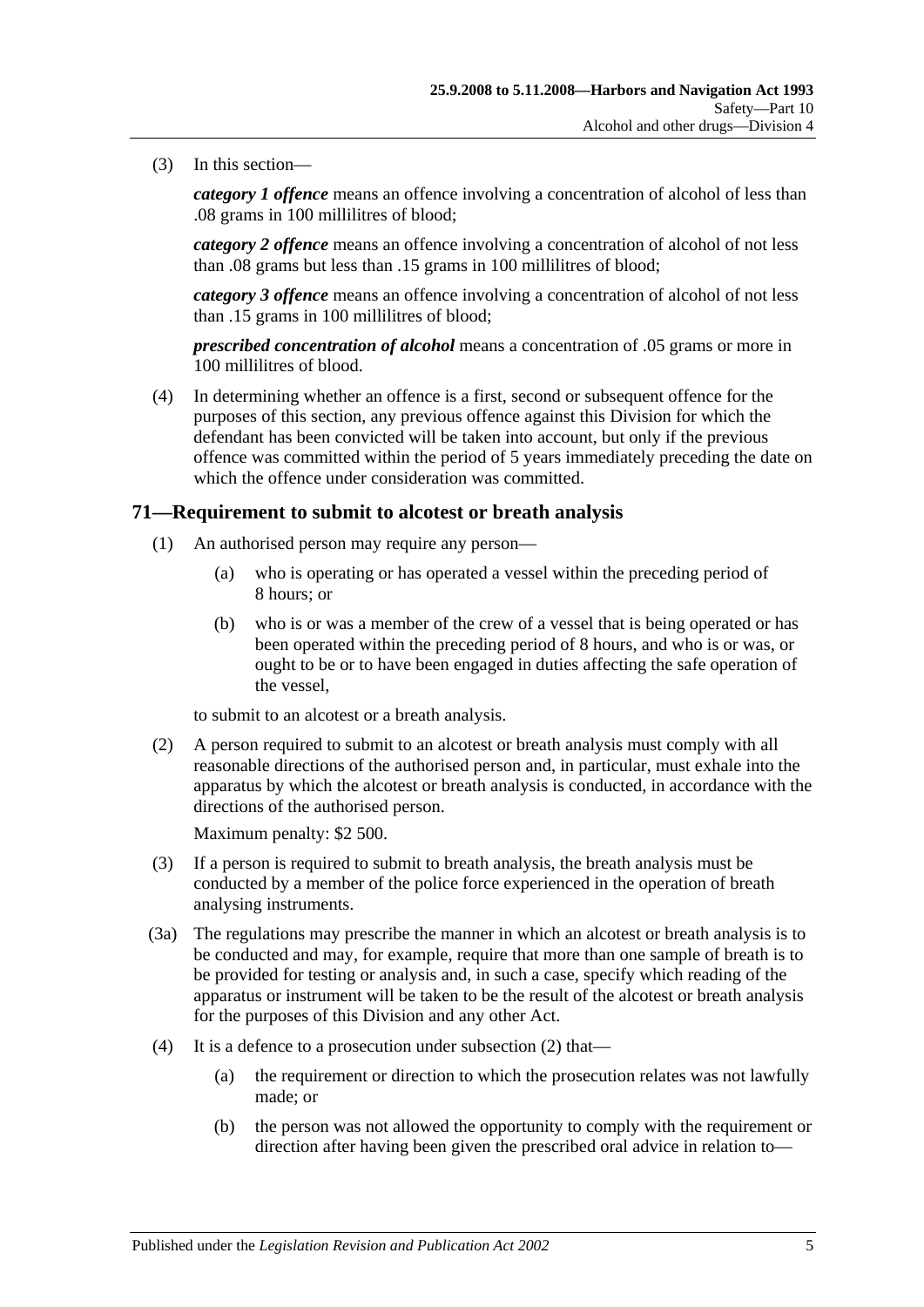(3) In this section—

***category 1 offence*** means an offence involving a concentration of alcohol of less than .08 grams in 100 millilitres of blood;

***category 2 offence*** means an offence involving a concentration of alcohol of not less than .08 grams but less than .15 grams in 100 millilitres of blood;

***category 3 offence*** means an offence involving a concentration of alcohol of not less than .15 grams in 100 millilitres of blood;

***prescribed concentration of alcohol*** means a concentration of .05 grams or more in 100 millilitres of blood.

(4) In determining whether an offence is a first, second or subsequent offence for the purposes of this section, any previous offence against this Division for which the defendant has been convicted will be taken into account, but only if the previous offence was committed within the period of 5 years immediately preceding the date on which the offence under consideration was committed.

## 71—Requirement to submit to alcotest or breath analysis

(1) An authorised person may require any person—

(a) who is operating or has operated a vessel within the preceding period of 8 hours; or

(b) who is or was a member of the crew of a vessel that is being operated or has been operated within the preceding period of 8 hours, and who is or was, or ought to be or to have been engaged in duties affecting the safe operation of the vessel,

to submit to an alcotest or a breath analysis.

(2) A person required to submit to an alcotest or breath analysis must comply with all reasonable directions of the authorised person and, in particular, must exhale into the apparatus by which the alcotest or breath analysis is conducted, in accordance with the directions of the authorised person.

Maximum penalty: $2 500.

(3) If a person is required to submit to breath analysis, the breath analysis must be conducted by a member of the police force experienced in the operation of breath analysing instruments.

(3a) The regulations may prescribe the manner in which an alcotest or breath analysis is to be conducted and may, for example, require that more than one sample of breath is to be provided for testing or analysis and, in such a case, specify which reading of the apparatus or instrument will be taken to be the result of the alcotest or breath analysis for the purposes of this Division and any other Act.

(4) It is a defence to a prosecution under subsection (2) that—

(a) the requirement or direction to which the prosecution relates was not lawfully made; or

(b) the person was not allowed the opportunity to comply with the requirement or direction after having been given the prescribed oral advice in relation to—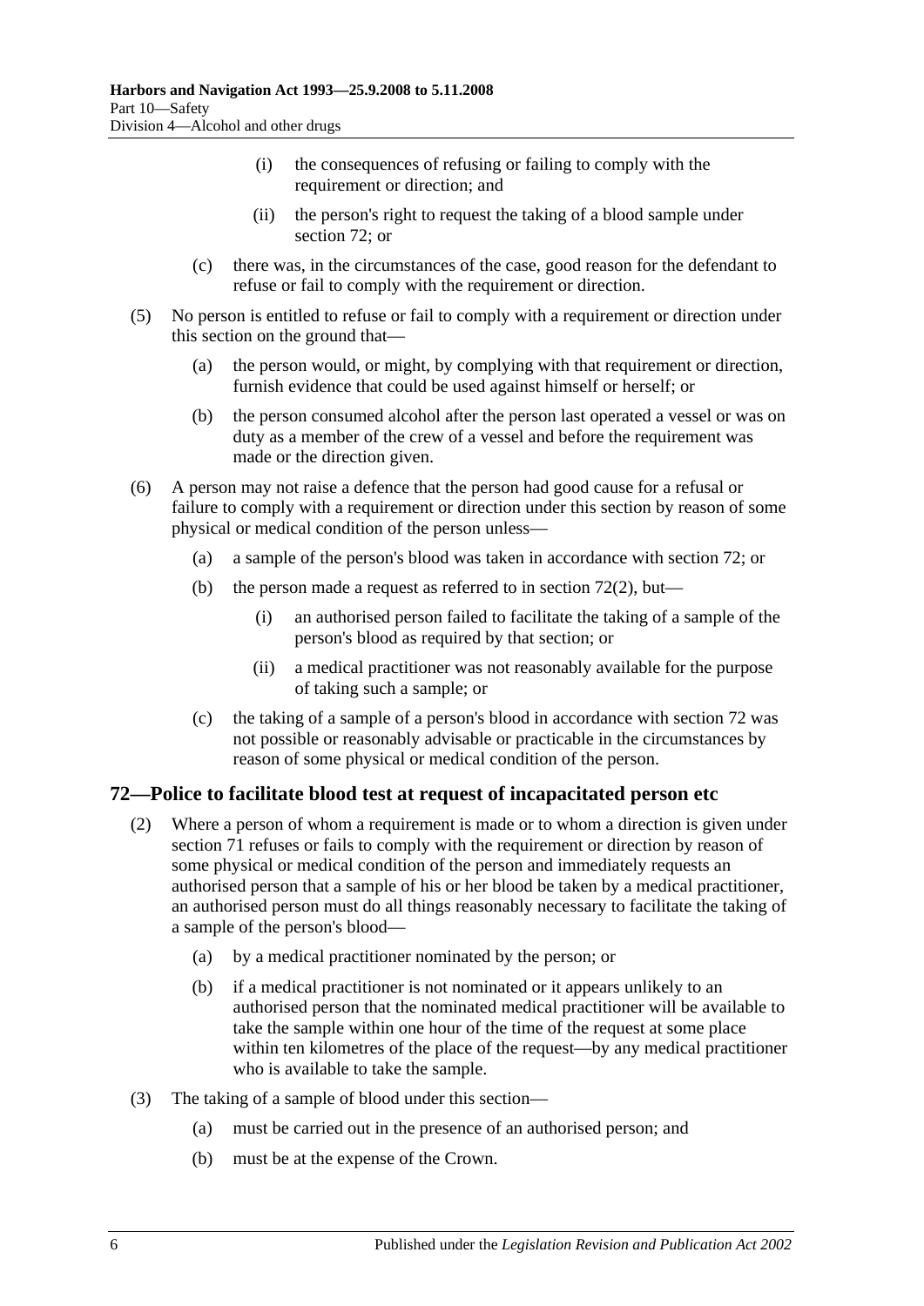(i) the consequences of refusing or failing to comply with the requirement or direction; and

(ii) the person's right to request the taking of a blood sample under section 72; or

(c) there was, in the circumstances of the case, good reason for the defendant to refuse or fail to comply with the requirement or direction.

(5) No person is entitled to refuse or fail to comply with a requirement or direction under this section on the ground that—

(a) the person would, or might, by complying with that requirement or direction, furnish evidence that could be used against himself or herself; or

(b) the person consumed alcohol after the person last operated a vessel or was on duty as a member of the crew of a vessel and before the requirement was made or the direction given.

(6) A person may not raise a defence that the person had good cause for a refusal or failure to comply with a requirement or direction under this section by reason of some physical or medical condition of the person unless—

(a) a sample of the person's blood was taken in accordance with section 72; or

(b) the person made a request as referred to in section 72(2), but—

(i) an authorised person failed to facilitate the taking of a sample of the person's blood as required by that section; or

(ii) a medical practitioner was not reasonably available for the purpose of taking such a sample; or

(c) the taking of a sample of a person's blood in accordance with section 72 was not possible or reasonably advisable or practicable in the circumstances by reason of some physical or medical condition of the person.

## 72—Police to facilitate blood test at request of incapacitated person etc

(2) Where a person of whom a requirement is made or to whom a direction is given under section 71 refuses or fails to comply with the requirement or direction by reason of some physical or medical condition of the person and immediately requests an authorised person that a sample of his or her blood be taken by a medical practitioner, an authorised person must do all things reasonably necessary to facilitate the taking of a sample of the person's blood—

(a) by a medical practitioner nominated by the person; or

(b) if a medical practitioner is not nominated or it appears unlikely to an authorised person that the nominated medical practitioner will be available to take the sample within one hour of the time of the request at some place within ten kilometres of the place of the request—by any medical practitioner who is available to take the sample.

(3) The taking of a sample of blood under this section—

(a) must be carried out in the presence of an authorised person; and

(b) must be at the expense of the Crown.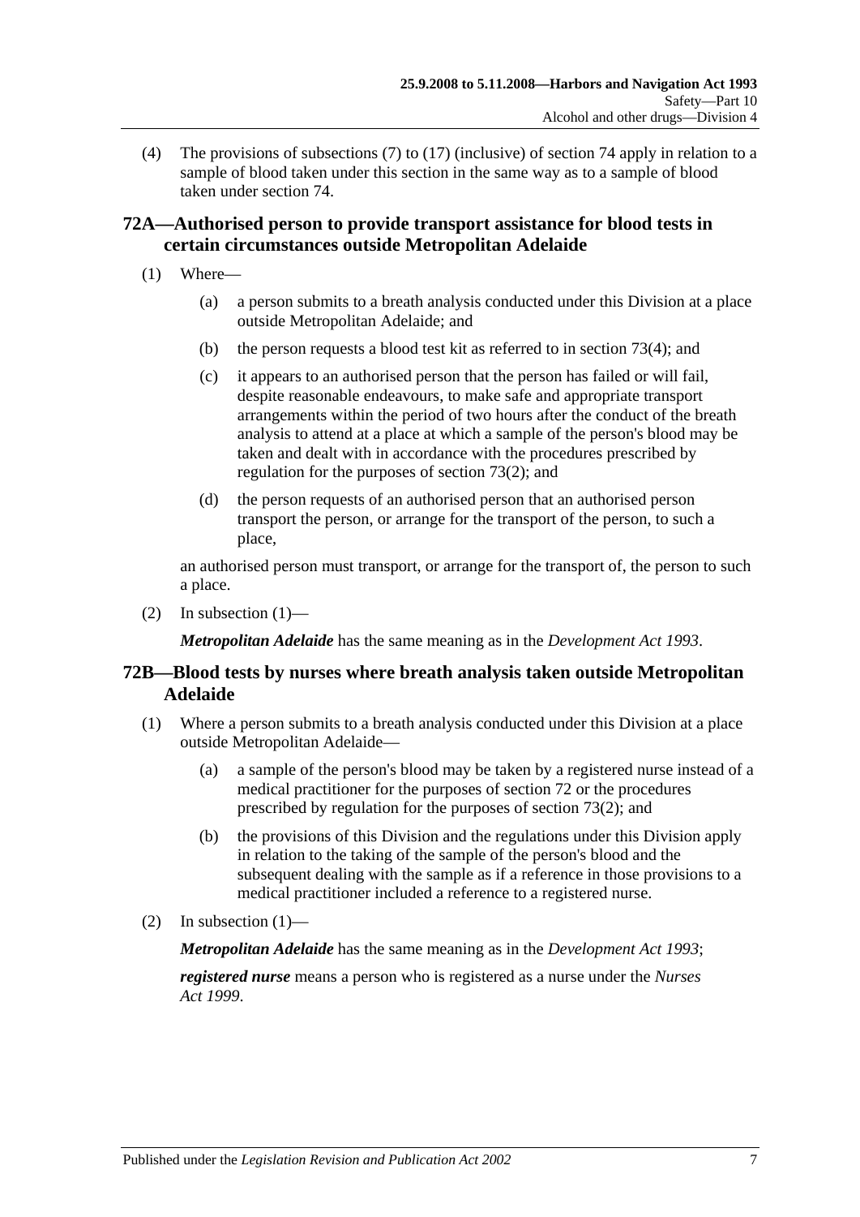(4) The provisions of subsections (7) to (17) (inclusive) of section 74 apply in relation to a sample of blood taken under this section in the same way as to a sample of blood taken under section 74.

## 72A—Authorised person to provide transport assistance for blood tests in certain circumstances outside Metropolitan Adelaide

(1) Where—

(a) a person submits to a breath analysis conducted under this Division at a place outside Metropolitan Adelaide; and

(b) the person requests a blood test kit as referred to in section 73(4); and

(c) it appears to an authorised person that the person has failed or will fail, despite reasonable endeavours, to make safe and appropriate transport arrangements within the period of two hours after the conduct of the breath analysis to attend at a place at which a sample of the person's blood may be taken and dealt with in accordance with the procedures prescribed by regulation for the purposes of section 73(2); and

(d) the person requests of an authorised person that an authorised person transport the person, or arrange for the transport of the person, to such a place,

an authorised person must transport, or arrange for the transport of, the person to such a place.

(2) In subsection (1)—

***Metropolitan Adelaide*** has the same meaning as in the *Development Act 1993*.

## 72B—Blood tests by nurses where breath analysis taken outside Metropolitan Adelaide

(1) Where a person submits to a breath analysis conducted under this Division at a place outside Metropolitan Adelaide—

(a) a sample of the person's blood may be taken by a registered nurse instead of a medical practitioner for the purposes of section 72 or the procedures prescribed by regulation for the purposes of section 73(2); and

(b) the provisions of this Division and the regulations under this Division apply in relation to the taking of the sample of the person's blood and the subsequent dealing with the sample as if a reference in those provisions to a medical practitioner included a reference to a registered nurse.

(2) In subsection (1)—

***Metropolitan Adelaide*** has the same meaning as in the *Development Act 1993*;

***registered nurse*** means a person who is registered as a nurse under the *Nurses Act 1999*.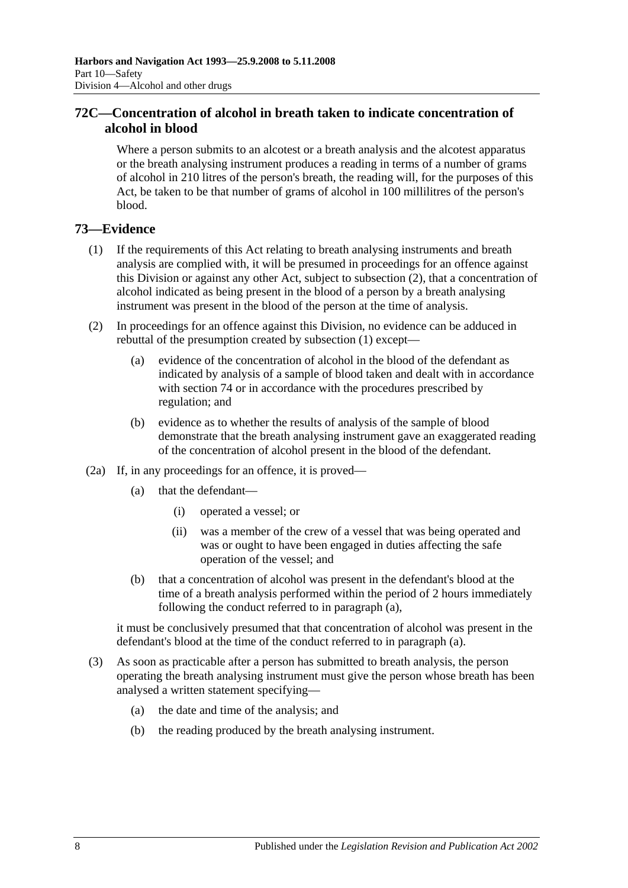## 72C—Concentration of alcohol in breath taken to indicate concentration of alcohol in blood

Where a person submits to an alcotest or a breath analysis and the alcotest apparatus or the breath analysing instrument produces a reading in terms of a number of grams of alcohol in 210 litres of the person's breath, the reading will, for the purposes of this Act, be taken to be that number of grams of alcohol in 100 millilitres of the person's blood.

## 73—Evidence

(1) If the requirements of this Act relating to breath analysing instruments and breath analysis are complied with, it will be presumed in proceedings for an offence against this Division or against any other Act, subject to subsection (2), that a concentration of alcohol indicated as being present in the blood of a person by a breath analysing instrument was present in the blood of the person at the time of analysis.

(2) In proceedings for an offence against this Division, no evidence can be adduced in rebuttal of the presumption created by subsection (1) except—

(a) evidence of the concentration of alcohol in the blood of the defendant as indicated by analysis of a sample of blood taken and dealt with in accordance with section 74 or in accordance with the procedures prescribed by regulation; and

(b) evidence as to whether the results of analysis of the sample of blood demonstrate that the breath analysing instrument gave an exaggerated reading of the concentration of alcohol present in the blood of the defendant.

(2a) If, in any proceedings for an offence, it is proved—

(a) that the defendant—

(i) operated a vessel; or

(ii) was a member of the crew of a vessel that was being operated and was or ought to have been engaged in duties affecting the safe operation of the vessel; and

(b) that a concentration of alcohol was present in the defendant's blood at the time of a breath analysis performed within the period of 2 hours immediately following the conduct referred to in paragraph (a),

it must be conclusively presumed that that concentration of alcohol was present in the defendant's blood at the time of the conduct referred to in paragraph (a).

(3) As soon as practicable after a person has submitted to breath analysis, the person operating the breath analysing instrument must give the person whose breath has been analysed a written statement specifying—

(a) the date and time of the analysis; and

(b) the reading produced by the breath analysing instrument.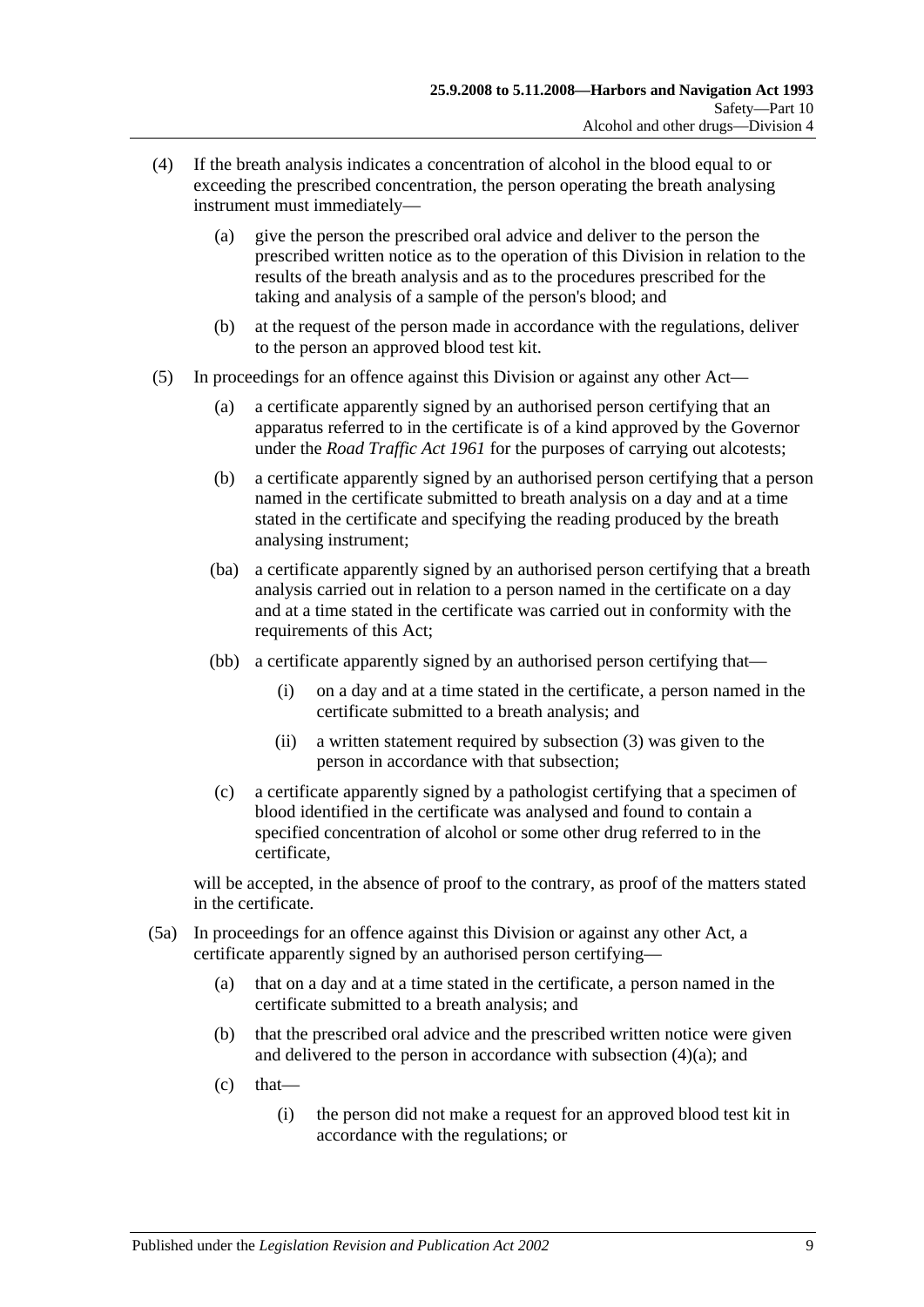(4) If the breath analysis indicates a concentration of alcohol in the blood equal to or exceeding the prescribed concentration, the person operating the breath analysing instrument must immediately—

(a) give the person the prescribed oral advice and deliver to the person the prescribed written notice as to the operation of this Division in relation to the results of the breath analysis and as to the procedures prescribed for the taking and analysis of a sample of the person's blood; and

(b) at the request of the person made in accordance with the regulations, deliver to the person an approved blood test kit.

(5) In proceedings for an offence against this Division or against any other Act—

(a) a certificate apparently signed by an authorised person certifying that an apparatus referred to in the certificate is of a kind approved by the Governor under the *Road Traffic Act 1961* for the purposes of carrying out alcotests;

(b) a certificate apparently signed by an authorised person certifying that a person named in the certificate submitted to breath analysis on a day and at a time stated in the certificate and specifying the reading produced by the breath analysing instrument;

(ba) a certificate apparently signed by an authorised person certifying that a breath analysis carried out in relation to a person named in the certificate on a day and at a time stated in the certificate was carried out in conformity with the requirements of this Act;

(bb) a certificate apparently signed by an authorised person certifying that—

(i) on a day and at a time stated in the certificate, a person named in the certificate submitted to a breath analysis; and

(ii) a written statement required by subsection (3) was given to the person in accordance with that subsection;

(c) a certificate apparently signed by a pathologist certifying that a specimen of blood identified in the certificate was analysed and found to contain a specified concentration of alcohol or some other drug referred to in the certificate,

will be accepted, in the absence of proof to the contrary, as proof of the matters stated in the certificate.

(5a) In proceedings for an offence against this Division or against any other Act, a certificate apparently signed by an authorised person certifying—

(a) that on a day and at a time stated in the certificate, a person named in the certificate submitted to a breath analysis; and

(b) that the prescribed oral advice and the prescribed written notice were given and delivered to the person in accordance with subsection (4)(a); and

(c) that—

(i) the person did not make a request for an approved blood test kit in accordance with the regulations; or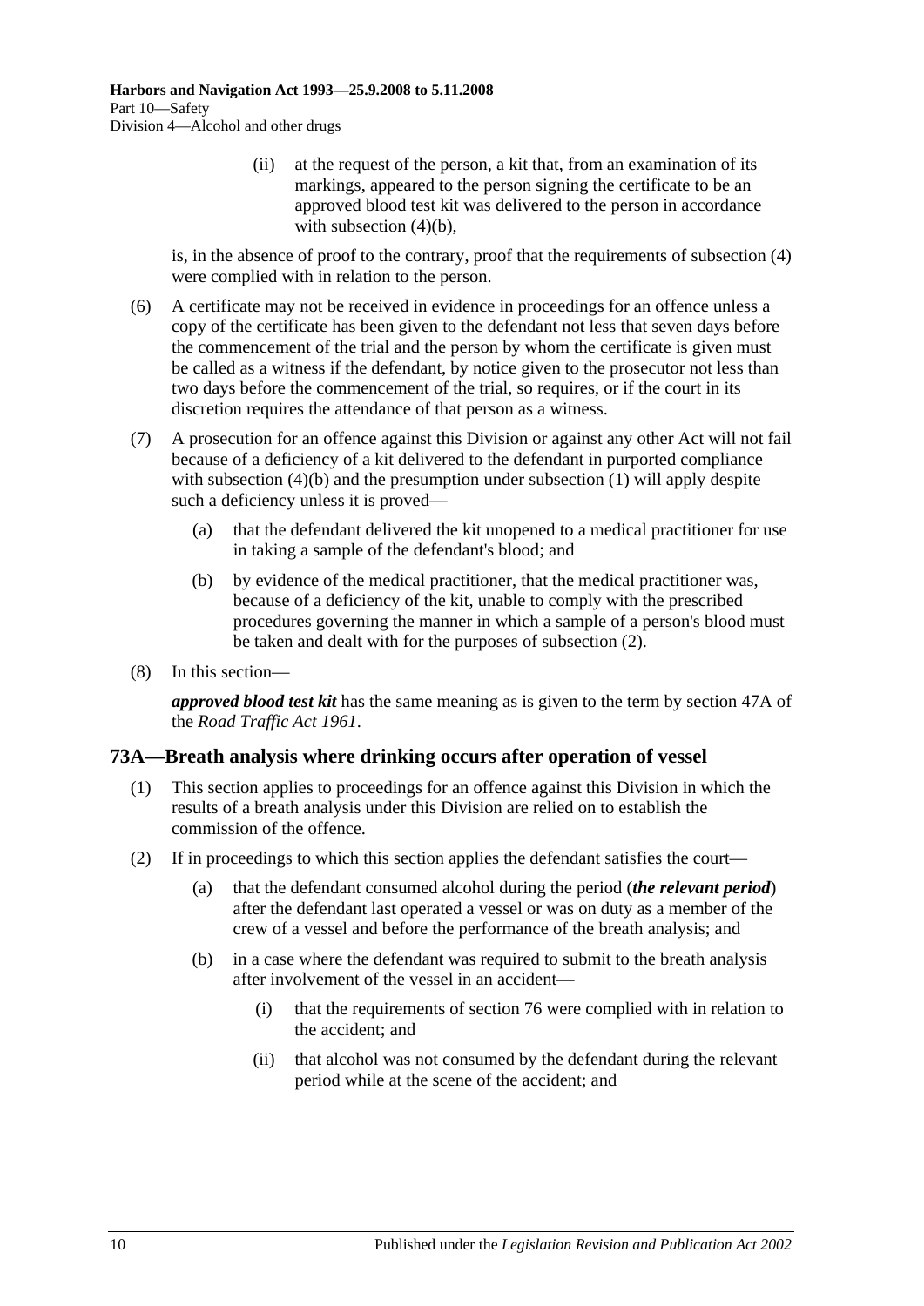(ii) at the request of the person, a kit that, from an examination of its markings, appeared to the person signing the certificate to be an approved blood test kit was delivered to the person in accordance with subsection (4)(b),

is, in the absence of proof to the contrary, proof that the requirements of subsection (4) were complied with in relation to the person.

(6) A certificate may not be received in evidence in proceedings for an offence unless a copy of the certificate has been given to the defendant not less that seven days before the commencement of the trial and the person by whom the certificate is given must be called as a witness if the defendant, by notice given to the prosecutor not less than two days before the commencement of the trial, so requires, or if the court in its discretion requires the attendance of that person as a witness.

(7) A prosecution for an offence against this Division or against any other Act will not fail because of a deficiency of a kit delivered to the defendant in purported compliance with subsection (4)(b) and the presumption under subsection (1) will apply despite such a deficiency unless it is proved—

(a) that the defendant delivered the kit unopened to a medical practitioner for use in taking a sample of the defendant's blood; and

(b) by evidence of the medical practitioner, that the medical practitioner was, because of a deficiency of the kit, unable to comply with the prescribed procedures governing the manner in which a sample of a person's blood must be taken and dealt with for the purposes of subsection (2).

(8) In this section—

***approved blood test kit*** has the same meaning as is given to the term by section 47A of the *Road Traffic Act 1961*.

## 73A—Breath analysis where drinking occurs after operation of vessel

(1) This section applies to proceedings for an offence against this Division in which the results of a breath analysis under this Division are relied on to establish the commission of the offence.

(2) If in proceedings to which this section applies the defendant satisfies the court—

(a) that the defendant consumed alcohol during the period (***the relevant period***) after the defendant last operated a vessel or was on duty as a member of the crew of a vessel and before the performance of the breath analysis; and

(b) in a case where the defendant was required to submit to the breath analysis after involvement of the vessel in an accident—

(i) that the requirements of section 76 were complied with in relation to the accident; and

(ii) that alcohol was not consumed by the defendant during the relevant period while at the scene of the accident; and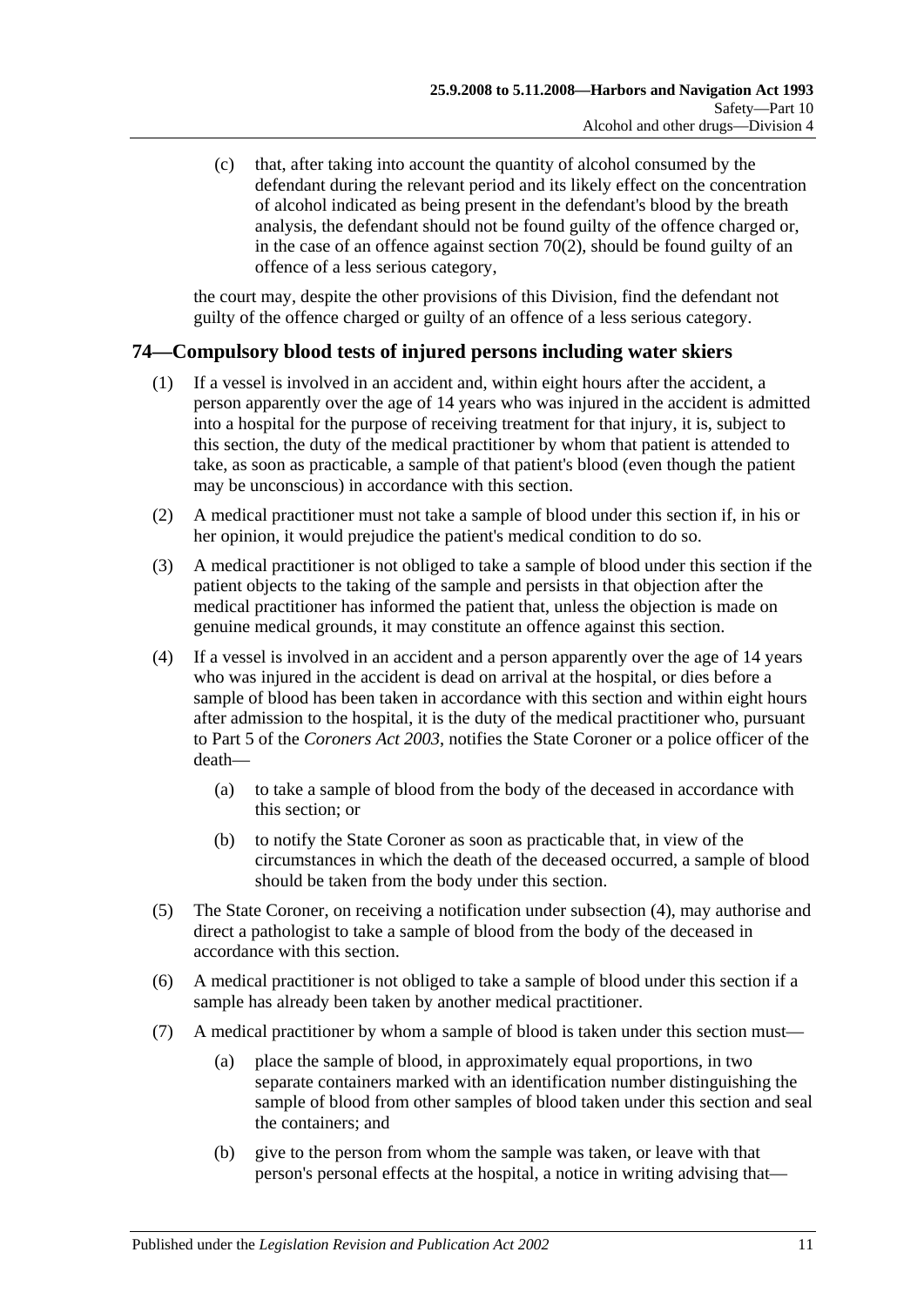(c) that, after taking into account the quantity of alcohol consumed by the defendant during the relevant period and its likely effect on the concentration of alcohol indicated as being present in the defendant's blood by the breath analysis, the defendant should not be found guilty of the offence charged or, in the case of an offence against section 70(2), should be found guilty of an offence of a less serious category,

the court may, despite the other provisions of this Division, find the defendant not guilty of the offence charged or guilty of an offence of a less serious category.

## 74—Compulsory blood tests of injured persons including water skiers

(1) If a vessel is involved in an accident and, within eight hours after the accident, a person apparently over the age of 14 years who was injured in the accident is admitted into a hospital for the purpose of receiving treatment for that injury, it is, subject to this section, the duty of the medical practitioner by whom that patient is attended to take, as soon as practicable, a sample of that patient's blood (even though the patient may be unconscious) in accordance with this section.

(2) A medical practitioner must not take a sample of blood under this section if, in his or her opinion, it would prejudice the patient's medical condition to do so.

(3) A medical practitioner is not obliged to take a sample of blood under this section if the patient objects to the taking of the sample and persists in that objection after the medical practitioner has informed the patient that, unless the objection is made on genuine medical grounds, it may constitute an offence against this section.

(4) If a vessel is involved in an accident and a person apparently over the age of 14 years who was injured in the accident is dead on arrival at the hospital, or dies before a sample of blood has been taken in accordance with this section and within eight hours after admission to the hospital, it is the duty of the medical practitioner who, pursuant to Part 5 of the *Coroners Act 2003*, notifies the State Coroner or a police officer of the death—

(a) to take a sample of blood from the body of the deceased in accordance with this section; or

(b) to notify the State Coroner as soon as practicable that, in view of the circumstances in which the death of the deceased occurred, a sample of blood should be taken from the body under this section.

(5) The State Coroner, on receiving a notification under subsection (4), may authorise and direct a pathologist to take a sample of blood from the body of the deceased in accordance with this section.

(6) A medical practitioner is not obliged to take a sample of blood under this section if a sample has already been taken by another medical practitioner.

(7) A medical practitioner by whom a sample of blood is taken under this section must—

(a) place the sample of blood, in approximately equal proportions, in two separate containers marked with an identification number distinguishing the sample of blood from other samples of blood taken under this section and seal the containers; and

(b) give to the person from whom the sample was taken, or leave with that person's personal effects at the hospital, a notice in writing advising that—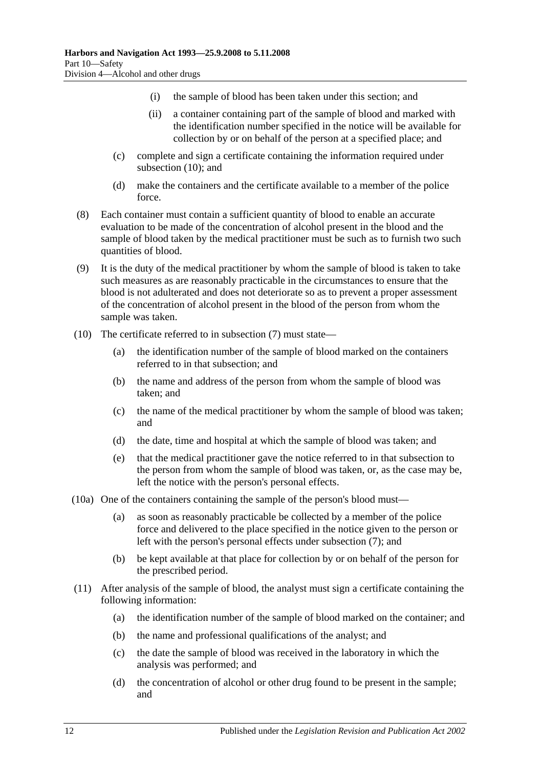(i) the sample of blood has been taken under this section; and

(ii) a container containing part of the sample of blood and marked with the identification number specified in the notice will be available for collection by or on behalf of the person at a specified place; and

(c) complete and sign a certificate containing the information required under subsection (10); and

(d) make the containers and the certificate available to a member of the police force.

(8) Each container must contain a sufficient quantity of blood to enable an accurate evaluation to be made of the concentration of alcohol present in the blood and the sample of blood taken by the medical practitioner must be such as to furnish two such quantities of blood.

(9) It is the duty of the medical practitioner by whom the sample of blood is taken to take such measures as are reasonably practicable in the circumstances to ensure that the blood is not adulterated and does not deteriorate so as to prevent a proper assessment of the concentration of alcohol present in the blood of the person from whom the sample was taken.

(10) The certificate referred to in subsection (7) must state—

(a) the identification number of the sample of blood marked on the containers referred to in that subsection; and

(b) the name and address of the person from whom the sample of blood was taken; and

(c) the name of the medical practitioner by whom the sample of blood was taken; and

(d) the date, time and hospital at which the sample of blood was taken; and

(e) that the medical practitioner gave the notice referred to in that subsection to the person from whom the sample of blood was taken, or, as the case may be, left the notice with the person's personal effects.

(10a) One of the containers containing the sample of the person's blood must—

(a) as soon as reasonably practicable be collected by a member of the police force and delivered to the place specified in the notice given to the person or left with the person's personal effects under subsection (7); and

(b) be kept available at that place for collection by or on behalf of the person for the prescribed period.

(11) After analysis of the sample of blood, the analyst must sign a certificate containing the following information:

(a) the identification number of the sample of blood marked on the container; and

(b) the name and professional qualifications of the analyst; and

(c) the date the sample of blood was received in the laboratory in which the analysis was performed; and

(d) the concentration of alcohol or other drug found to be present in the sample; and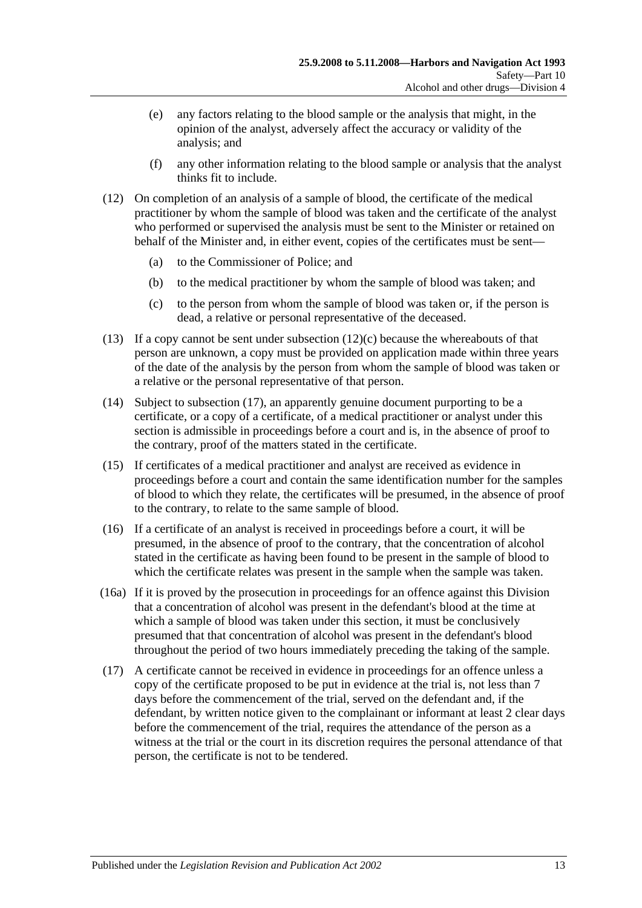(e) any factors relating to the blood sample or the analysis that might, in the opinion of the analyst, adversely affect the accuracy or validity of the analysis; and

(f) any other information relating to the blood sample or analysis that the analyst thinks fit to include.

(12) On completion of an analysis of a sample of blood, the certificate of the medical practitioner by whom the sample of blood was taken and the certificate of the analyst who performed or supervised the analysis must be sent to the Minister or retained on behalf of the Minister and, in either event, copies of the certificates must be sent—

(a) to the Commissioner of Police; and

(b) to the medical practitioner by whom the sample of blood was taken; and

(c) to the person from whom the sample of blood was taken or, if the person is dead, a relative or personal representative of the deceased.

(13) If a copy cannot be sent under subsection (12)(c) because the whereabouts of that person are unknown, a copy must be provided on application made within three years of the date of the analysis by the person from whom the sample of blood was taken or a relative or the personal representative of that person.

(14) Subject to subsection (17), an apparently genuine document purporting to be a certificate, or a copy of a certificate, of a medical practitioner or analyst under this section is admissible in proceedings before a court and is, in the absence of proof to the contrary, proof of the matters stated in the certificate.

(15) If certificates of a medical practitioner and analyst are received as evidence in proceedings before a court and contain the same identification number for the samples of blood to which they relate, the certificates will be presumed, in the absence of proof to the contrary, to relate to the same sample of blood.

(16) If a certificate of an analyst is received in proceedings before a court, it will be presumed, in the absence of proof to the contrary, that the concentration of alcohol stated in the certificate as having been found to be present in the sample of blood to which the certificate relates was present in the sample when the sample was taken.

(16a) If it is proved by the prosecution in proceedings for an offence against this Division that a concentration of alcohol was present in the defendant's blood at the time at which a sample of blood was taken under this section, it must be conclusively presumed that that concentration of alcohol was present in the defendant's blood throughout the period of two hours immediately preceding the taking of the sample.

(17) A certificate cannot be received in evidence in proceedings for an offence unless a copy of the certificate proposed to be put in evidence at the trial is, not less than 7 days before the commencement of the trial, served on the defendant and, if the defendant, by written notice given to the complainant or informant at least 2 clear days before the commencement of the trial, requires the attendance of the person as a witness at the trial or the court in its discretion requires the personal attendance of that person, the certificate is not to be tendered.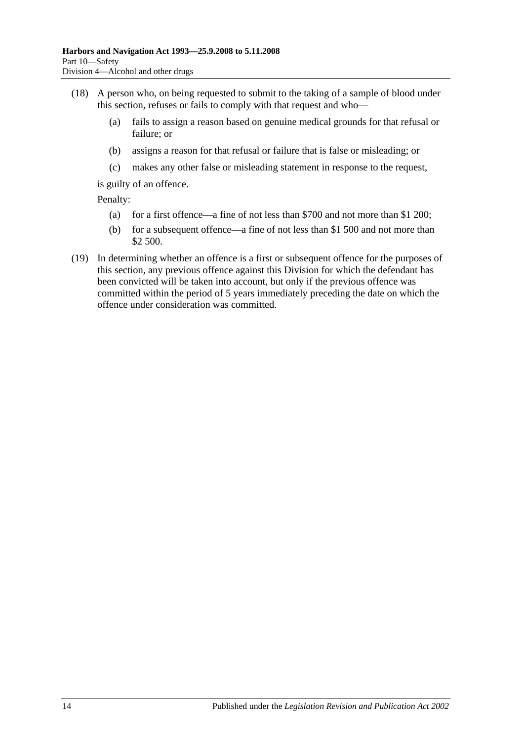(18) A person who, on being requested to submit to the taking of a sample of blood under this section, refuses or fails to comply with that request and who—

(a) fails to assign a reason based on genuine medical grounds for that refusal or failure; or

(b) assigns a reason for that refusal or failure that is false or misleading; or

(c) makes any other false or misleading statement in response to the request,

is guilty of an offence.

Penalty:

(a) for a first offence—a fine of not less than $700 and not more than $1 200;

(b) for a subsequent offence—a fine of not less than $1 500 and not more than $2 500.

(19) In determining whether an offence is a first or subsequent offence for the purposes of this section, any previous offence against this Division for which the defendant has been convicted will be taken into account, but only if the previous offence was committed within the period of 5 years immediately preceding the date on which the offence under consideration was committed.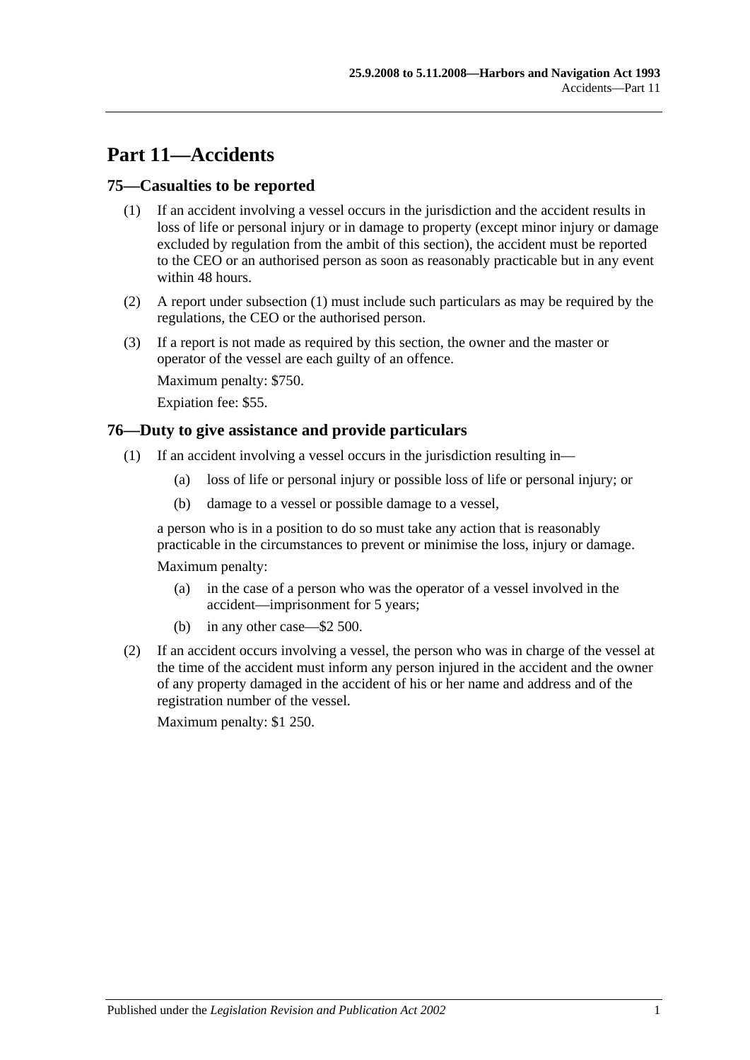# Part 11—Accidents

## 75—Casualties to be reported

(1) If an accident involving a vessel occurs in the jurisdiction and the accident results in loss of life or personal injury or in damage to property (except minor injury or damage excluded by regulation from the ambit of this section), the accident must be reported to the CEO or an authorised person as soon as reasonably practicable but in any event within 48 hours.

(2) A report under subsection (1) must include such particulars as may be required by the regulations, the CEO or the authorised person.

(3) If a report is not made as required by this section, the owner and the master or operator of the vessel are each guilty of an offence.

Maximum penalty: $750.

Expiation fee: $55.

## 76—Duty to give assistance and provide particulars

(1) If an accident involving a vessel occurs in the jurisdiction resulting in—

(a) loss of life or personal injury or possible loss of life or personal injury; or

(b) damage to a vessel or possible damage to a vessel,

a person who is in a position to do so must take any action that is reasonably practicable in the circumstances to prevent or minimise the loss, injury or damage.

Maximum penalty:

(a) in the case of a person who was the operator of a vessel involved in the accident—imprisonment for 5 years;

(b) in any other case—$2 500.

(2) If an accident occurs involving a vessel, the person who was in charge of the vessel at the time of the accident must inform any person injured in the accident and the owner of any property damaged in the accident of his or her name and address and of the registration number of the vessel.

Maximum penalty: $1 250.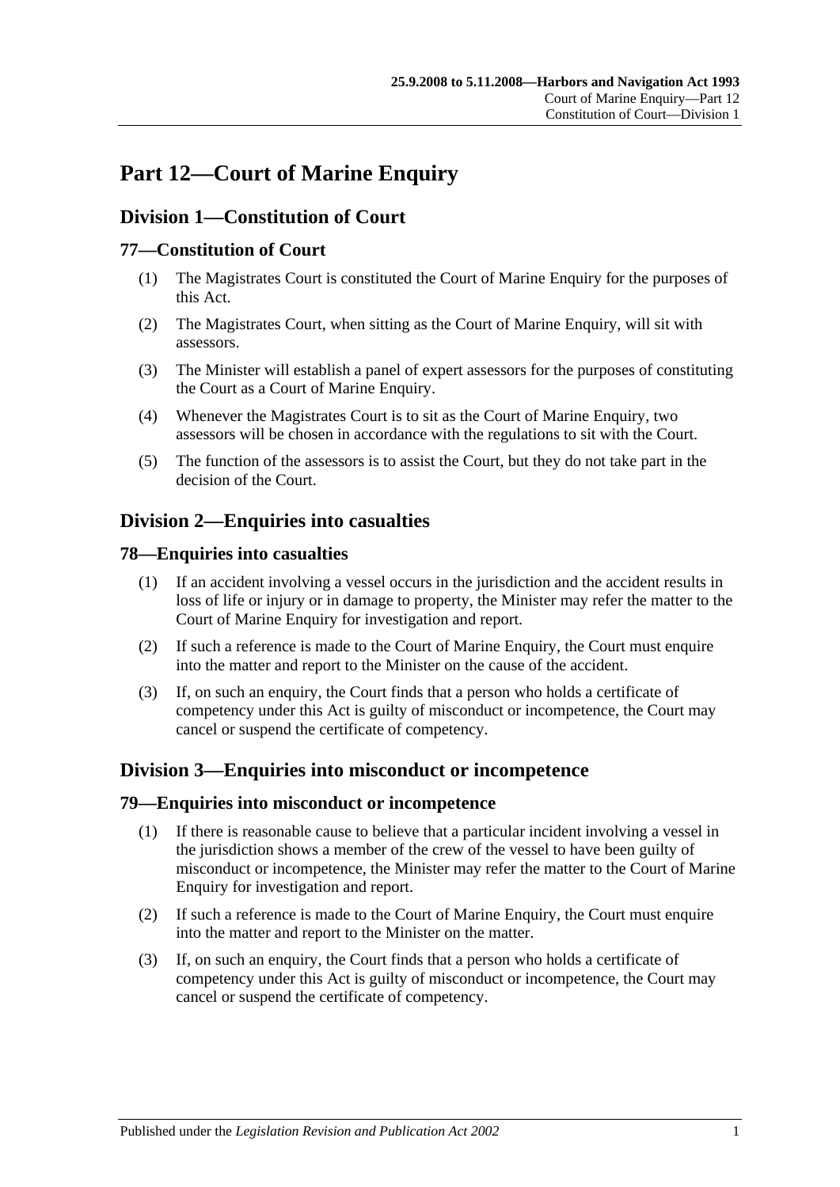# Part 12—Court of Marine Enquiry

## Division 1—Constitution of Court

### 77—Constitution of Court

(1) The Magistrates Court is constituted the Court of Marine Enquiry for the purposes of this Act.

(2) The Magistrates Court, when sitting as the Court of Marine Enquiry, will sit with assessors.

(3) The Minister will establish a panel of expert assessors for the purposes of constituting the Court as a Court of Marine Enquiry.

(4) Whenever the Magistrates Court is to sit as the Court of Marine Enquiry, two assessors will be chosen in accordance with the regulations to sit with the Court.

(5) The function of the assessors is to assist the Court, but they do not take part in the decision of the Court.

## Division 2—Enquiries into casualties

### 78—Enquiries into casualties

(1) If an accident involving a vessel occurs in the jurisdiction and the accident results in loss of life or injury or in damage to property, the Minister may refer the matter to the Court of Marine Enquiry for investigation and report.

(2) If such a reference is made to the Court of Marine Enquiry, the Court must enquire into the matter and report to the Minister on the cause of the accident.

(3) If, on such an enquiry, the Court finds that a person who holds a certificate of competency under this Act is guilty of misconduct or incompetence, the Court may cancel or suspend the certificate of competency.

## Division 3—Enquiries into misconduct or incompetence

### 79—Enquiries into misconduct or incompetence

(1) If there is reasonable cause to believe that a particular incident involving a vessel in the jurisdiction shows a member of the crew of the vessel to have been guilty of misconduct or incompetence, the Minister may refer the matter to the Court of Marine Enquiry for investigation and report.

(2) If such a reference is made to the Court of Marine Enquiry, the Court must enquire into the matter and report to the Minister on the matter.

(3) If, on such an enquiry, the Court finds that a person who holds a certificate of competency under this Act is guilty of misconduct or incompetence, the Court may cancel or suspend the certificate of competency.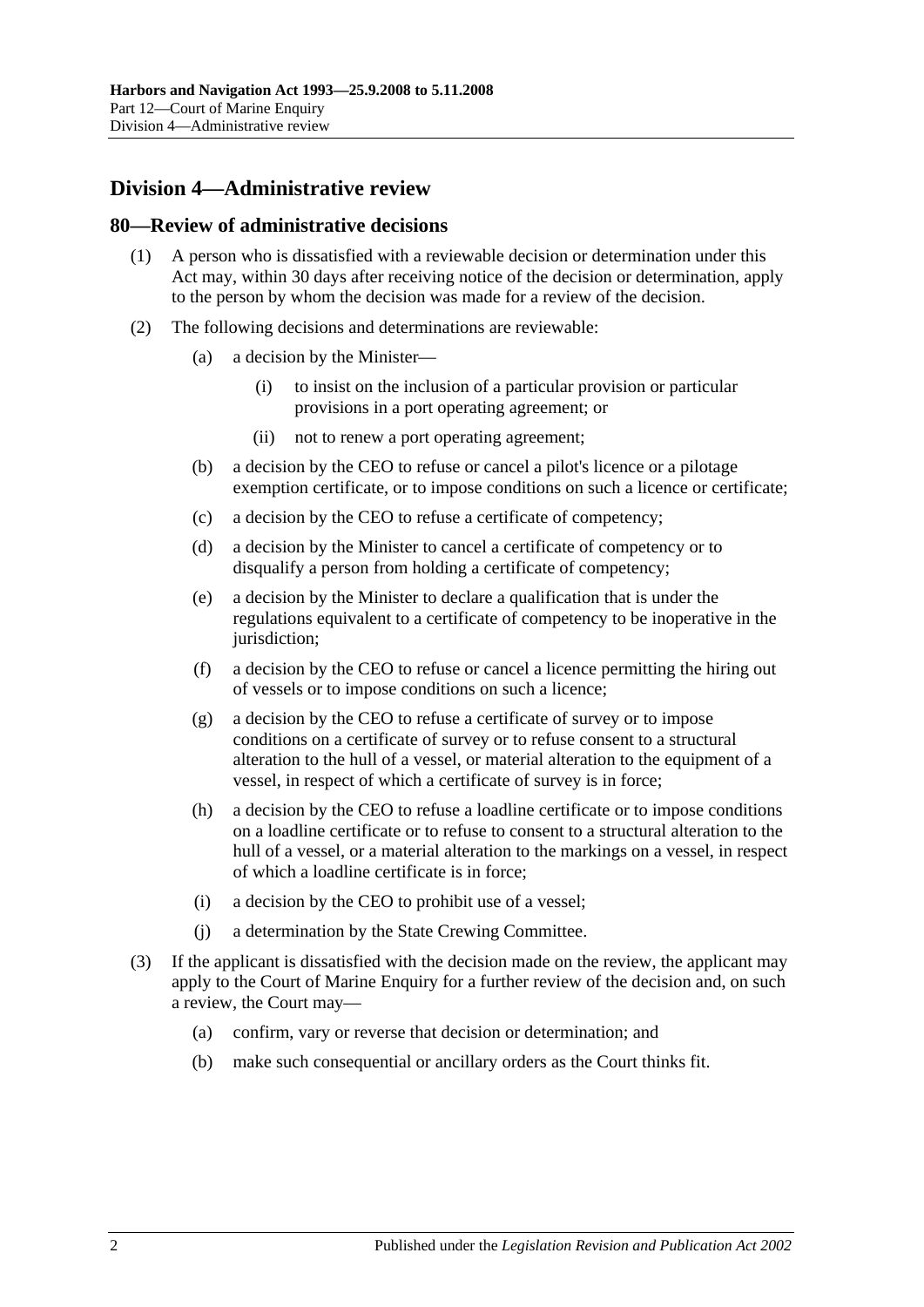## Division 4—Administrative review

### 80—Review of administrative decisions

(1) A person who is dissatisfied with a reviewable decision or determination under this Act may, within 30 days after receiving notice of the decision or determination, apply to the person by whom the decision was made for a review of the decision.

(2) The following decisions and determinations are reviewable:

(a) a decision by the Minister—

(i) to insist on the inclusion of a particular provision or particular provisions in a port operating agreement; or

(ii) not to renew a port operating agreement;

(b) a decision by the CEO to refuse or cancel a pilot's licence or a pilotage exemption certificate, or to impose conditions on such a licence or certificate;

(c) a decision by the CEO to refuse a certificate of competency;

(d) a decision by the Minister to cancel a certificate of competency or to disqualify a person from holding a certificate of competency;

(e) a decision by the Minister to declare a qualification that is under the regulations equivalent to a certificate of competency to be inoperative in the jurisdiction;

(f) a decision by the CEO to refuse or cancel a licence permitting the hiring out of vessels or to impose conditions on such a licence;

(g) a decision by the CEO to refuse a certificate of survey or to impose conditions on a certificate of survey or to refuse consent to a structural alteration to the hull of a vessel, or material alteration to the equipment of a vessel, in respect of which a certificate of survey is in force;

(h) a decision by the CEO to refuse a loadline certificate or to impose conditions on a loadline certificate or to refuse to consent to a structural alteration to the hull of a vessel, or a material alteration to the markings on a vessel, in respect of which a loadline certificate is in force;

(i) a decision by the CEO to prohibit use of a vessel;

(j) a determination by the State Crewing Committee.

(3) If the applicant is dissatisfied with the decision made on the review, the applicant may apply to the Court of Marine Enquiry for a further review of the decision and, on such a review, the Court may—

(a) confirm, vary or reverse that decision or determination; and

(b) make such consequential or ancillary orders as the Court thinks fit.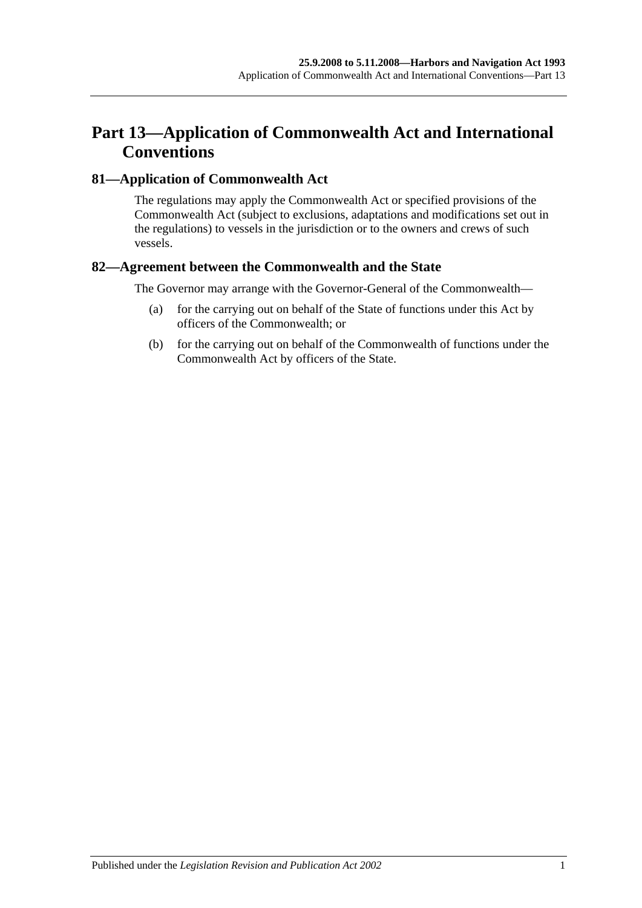# Part 13—Application of Commonwealth Act and International Conventions

## 81—Application of Commonwealth Act

The regulations may apply the Commonwealth Act or specified provisions of the Commonwealth Act (subject to exclusions, adaptations and modifications set out in the regulations) to vessels in the jurisdiction or to the owners and crews of such vessels.

## 82—Agreement between the Commonwealth and the State

The Governor may arrange with the Governor-General of the Commonwealth—

(a) for the carrying out on behalf of the State of functions under this Act by officers of the Commonwealth; or

(b) for the carrying out on behalf of the Commonwealth of functions under the Commonwealth Act by officers of the State.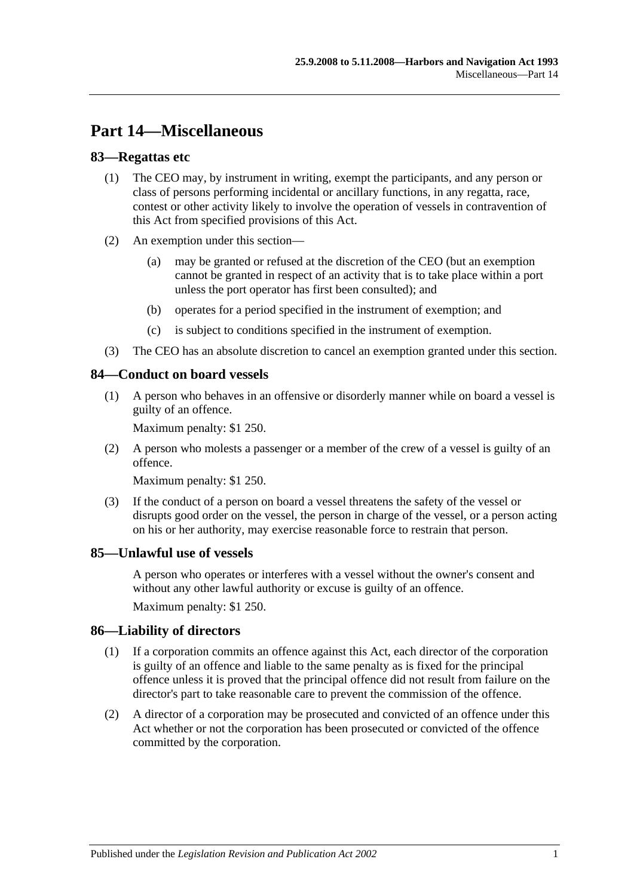# Part 14—Miscellaneous

## 83—Regattas etc

(1) The CEO may, by instrument in writing, exempt the participants, and any person or class of persons performing incidental or ancillary functions, in any regatta, race, contest or other activity likely to involve the operation of vessels in contravention of this Act from specified provisions of this Act.

(2) An exemption under this section—

(a) may be granted or refused at the discretion of the CEO (but an exemption cannot be granted in respect of an activity that is to take place within a port unless the port operator has first been consulted); and

(b) operates for a period specified in the instrument of exemption; and

(c) is subject to conditions specified in the instrument of exemption.

(3) The CEO has an absolute discretion to cancel an exemption granted under this section.

## 84—Conduct on board vessels

(1) A person who behaves in an offensive or disorderly manner while on board a vessel is guilty of an offence.

Maximum penalty: $1 250.

(2) A person who molests a passenger or a member of the crew of a vessel is guilty of an offence.

Maximum penalty: $1 250.

(3) If the conduct of a person on board a vessel threatens the safety of the vessel or disrupts good order on the vessel, the person in charge of the vessel, or a person acting on his or her authority, may exercise reasonable force to restrain that person.

## 85—Unlawful use of vessels

A person who operates or interferes with a vessel without the owner's consent and without any other lawful authority or excuse is guilty of an offence.

Maximum penalty: $1 250.

## 86—Liability of directors

(1) If a corporation commits an offence against this Act, each director of the corporation is guilty of an offence and liable to the same penalty as is fixed for the principal offence unless it is proved that the principal offence did not result from failure on the director's part to take reasonable care to prevent the commission of the offence.

(2) A director of a corporation may be prosecuted and convicted of an offence under this Act whether or not the corporation has been prosecuted or convicted of the offence committed by the corporation.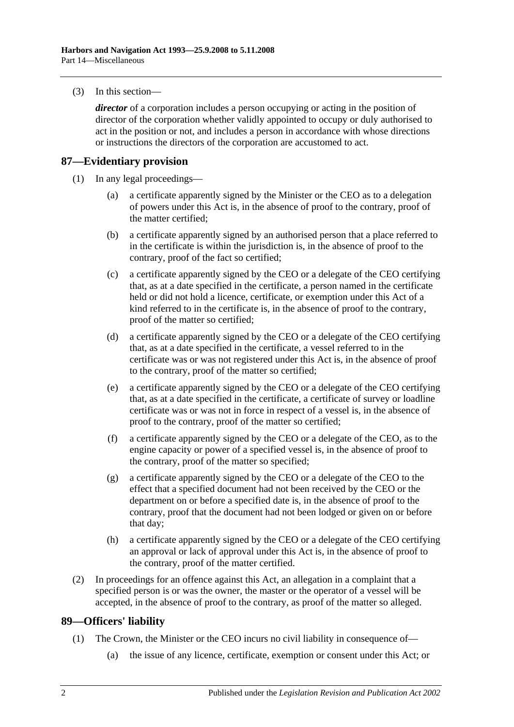(3) In this section—

*director* of a corporation includes a person occupying or acting in the position of director of the corporation whether validly appointed to occupy or duly authorised to act in the position or not, and includes a person in accordance with whose directions or instructions the directors of the corporation are accustomed to act.

## 87—Evidentiary provision

(1) In any legal proceedings—

(a) a certificate apparently signed by the Minister or the CEO as to a delegation of powers under this Act is, in the absence of proof to the contrary, proof of the matter certified;

(b) a certificate apparently signed by an authorised person that a place referred to in the certificate is within the jurisdiction is, in the absence of proof to the contrary, proof of the fact so certified;

(c) a certificate apparently signed by the CEO or a delegate of the CEO certifying that, as at a date specified in the certificate, a person named in the certificate held or did not hold a licence, certificate, or exemption under this Act of a kind referred to in the certificate is, in the absence of proof to the contrary, proof of the matter so certified;

(d) a certificate apparently signed by the CEO or a delegate of the CEO certifying that, as at a date specified in the certificate, a vessel referred to in the certificate was or was not registered under this Act is, in the absence of proof to the contrary, proof of the matter so certified;

(e) a certificate apparently signed by the CEO or a delegate of the CEO certifying that, as at a date specified in the certificate, a certificate of survey or loadline certificate was or was not in force in respect of a vessel is, in the absence of proof to the contrary, proof of the matter so certified;

(f) a certificate apparently signed by the CEO or a delegate of the CEO, as to the engine capacity or power of a specified vessel is, in the absence of proof to the contrary, proof of the matter so specified;

(g) a certificate apparently signed by the CEO or a delegate of the CEO to the effect that a specified document had not been received by the CEO or the department on or before a specified date is, in the absence of proof to the contrary, proof that the document had not been lodged or given on or before that day;

(h) a certificate apparently signed by the CEO or a delegate of the CEO certifying an approval or lack of approval under this Act is, in the absence of proof to the contrary, proof of the matter certified.

(2) In proceedings for an offence against this Act, an allegation in a complaint that a specified person is or was the owner, the master or the operator of a vessel will be accepted, in the absence of proof to the contrary, as proof of the matter so alleged.

## 89—Officers' liability

(1) The Crown, the Minister or the CEO incurs no civil liability in consequence of—

(a) the issue of any licence, certificate, exemption or consent under this Act; or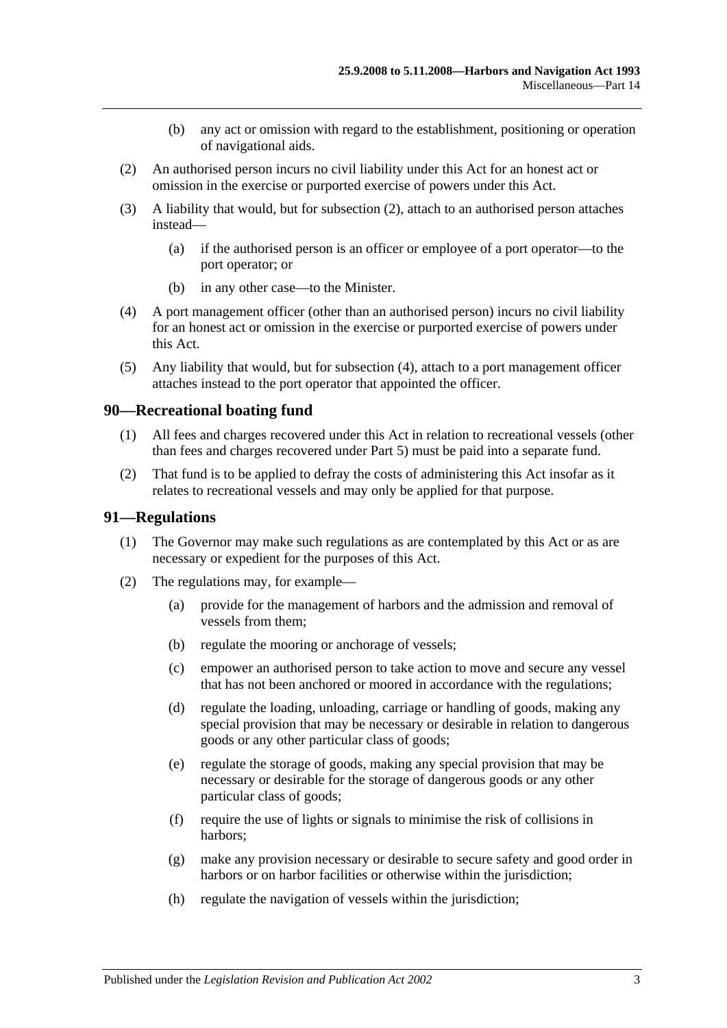(b) any act or omission with regard to the establishment, positioning or operation of navigational aids.

(2) An authorised person incurs no civil liability under this Act for an honest act or omission in the exercise or purported exercise of powers under this Act.

(3) A liability that would, but for subsection (2), attach to an authorised person attaches instead—

(a) if the authorised person is an officer or employee of a port operator—to the port operator; or

(b) in any other case—to the Minister.

(4) A port management officer (other than an authorised person) incurs no civil liability for an honest act or omission in the exercise or purported exercise of powers under this Act.

(5) Any liability that would, but for subsection (4), attach to a port management officer attaches instead to the port operator that appointed the officer.

## 90—Recreational boating fund

(1) All fees and charges recovered under this Act in relation to recreational vessels (other than fees and charges recovered under Part 5) must be paid into a separate fund.

(2) That fund is to be applied to defray the costs of administering this Act insofar as it relates to recreational vessels and may only be applied for that purpose.

## 91—Regulations

(1) The Governor may make such regulations as are contemplated by this Act or as are necessary or expedient for the purposes of this Act.

(2) The regulations may, for example—

(a) provide for the management of harbors and the admission and removal of vessels from them;

(b) regulate the mooring or anchorage of vessels;

(c) empower an authorised person to take action to move and secure any vessel that has not been anchored or moored in accordance with the regulations;

(d) regulate the loading, unloading, carriage or handling of goods, making any special provision that may be necessary or desirable in relation to dangerous goods or any other particular class of goods;

(e) regulate the storage of goods, making any special provision that may be necessary or desirable for the storage of dangerous goods or any other particular class of goods;

(f) require the use of lights or signals to minimise the risk of collisions in harbors;

(g) make any provision necessary or desirable to secure safety and good order in harbors or on harbor facilities or otherwise within the jurisdiction;

(h) regulate the navigation of vessels within the jurisdiction;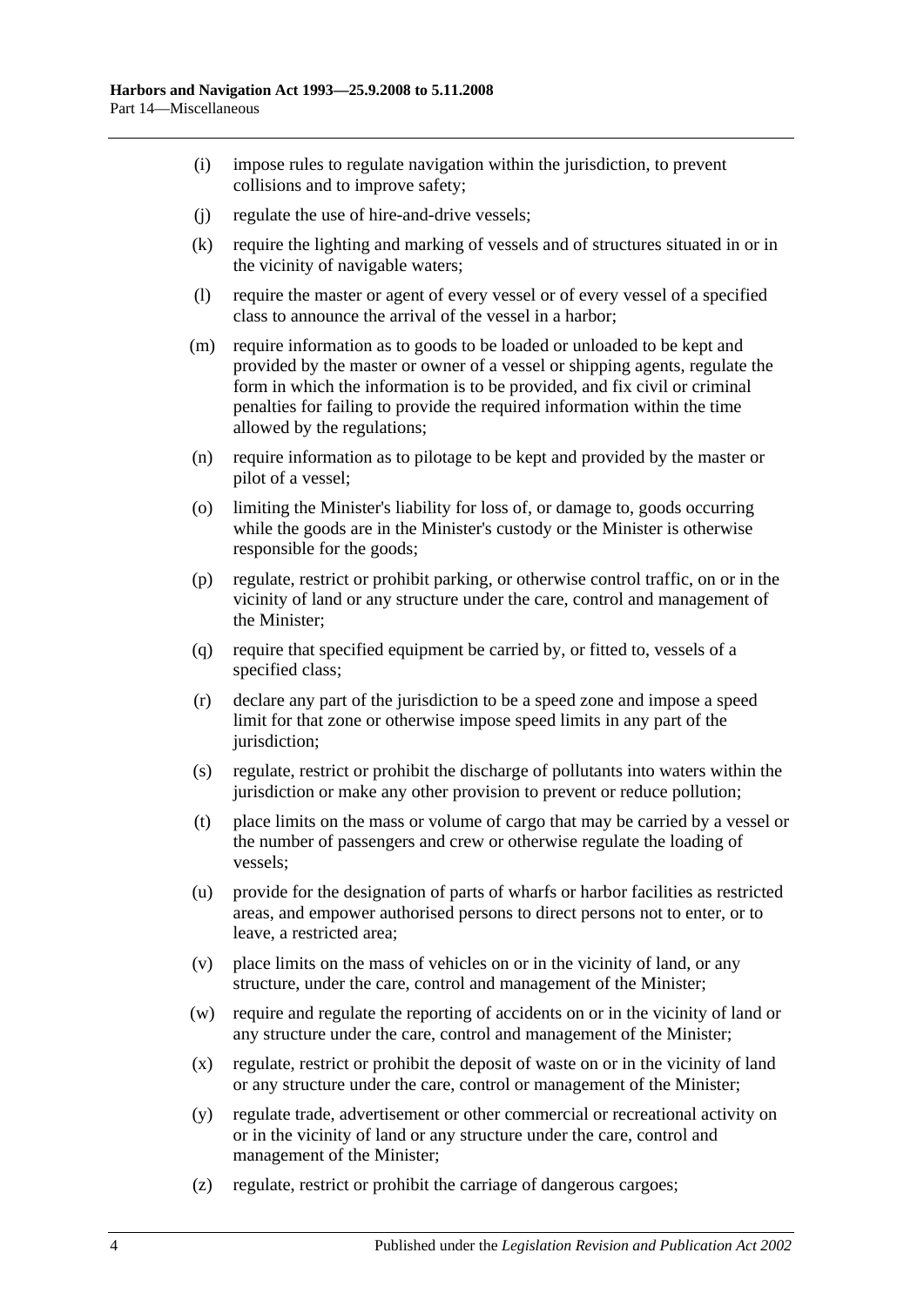(i) impose rules to regulate navigation within the jurisdiction, to prevent collisions and to improve safety;

(j) regulate the use of hire-and-drive vessels;

(k) require the lighting and marking of vessels and of structures situated in or in the vicinity of navigable waters;

(l) require the master or agent of every vessel or of every vessel of a specified class to announce the arrival of the vessel in a harbor;

(m) require information as to goods to be loaded or unloaded to be kept and provided by the master or owner of a vessel or shipping agents, regulate the form in which the information is to be provided, and fix civil or criminal penalties for failing to provide the required information within the time allowed by the regulations;

(n) require information as to pilotage to be kept and provided by the master or pilot of a vessel;

(o) limiting the Minister's liability for loss of, or damage to, goods occurring while the goods are in the Minister's custody or the Minister is otherwise responsible for the goods;

(p) regulate, restrict or prohibit parking, or otherwise control traffic, on or in the vicinity of land or any structure under the care, control and management of the Minister;

(q) require that specified equipment be carried by, or fitted to, vessels of a specified class;

(r) declare any part of the jurisdiction to be a speed zone and impose a speed limit for that zone or otherwise impose speed limits in any part of the jurisdiction;

(s) regulate, restrict or prohibit the discharge of pollutants into waters within the jurisdiction or make any other provision to prevent or reduce pollution;

(t) place limits on the mass or volume of cargo that may be carried by a vessel or the number of passengers and crew or otherwise regulate the loading of vessels;

(u) provide for the designation of parts of wharfs or harbor facilities as restricted areas, and empower authorised persons to direct persons not to enter, or to leave, a restricted area;

(v) place limits on the mass of vehicles on or in the vicinity of land, or any structure, under the care, control and management of the Minister;

(w) require and regulate the reporting of accidents on or in the vicinity of land or any structure under the care, control and management of the Minister;

(x) regulate, restrict or prohibit the deposit of waste on or in the vicinity of land or any structure under the care, control or management of the Minister;

(y) regulate trade, advertisement or other commercial or recreational activity on or in the vicinity of land or any structure under the care, control and management of the Minister;

(z) regulate, restrict or prohibit the carriage of dangerous cargoes;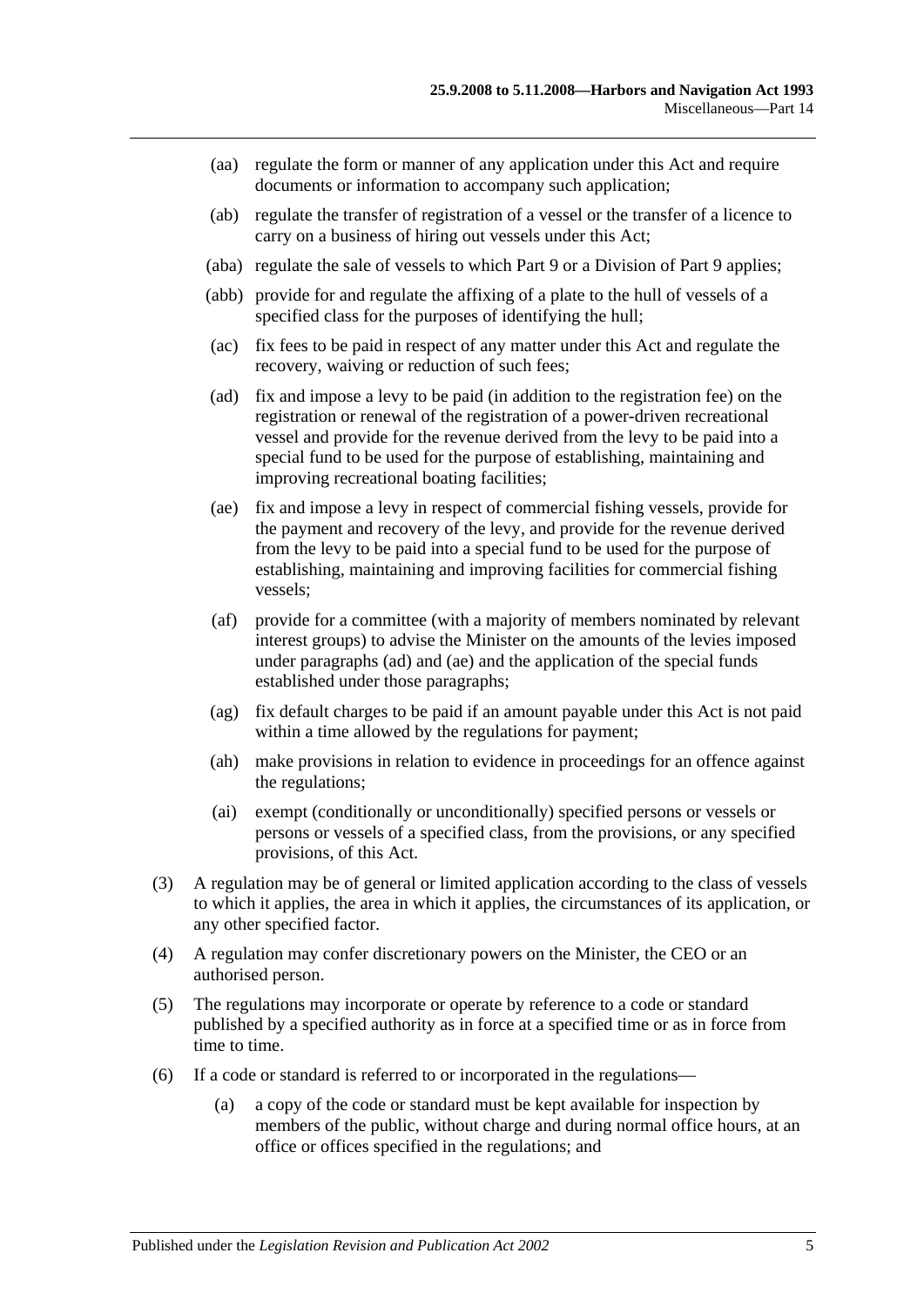(aa) regulate the form or manner of any application under this Act and require documents or information to accompany such application;

(ab) regulate the transfer of registration of a vessel or the transfer of a licence to carry on a business of hiring out vessels under this Act;

(aba) regulate the sale of vessels to which Part 9 or a Division of Part 9 applies;

(abb) provide for and regulate the affixing of a plate to the hull of vessels of a specified class for the purposes of identifying the hull;

(ac) fix fees to be paid in respect of any matter under this Act and regulate the recovery, waiving or reduction of such fees;

(ad) fix and impose a levy to be paid (in addition to the registration fee) on the registration or renewal of the registration of a power-driven recreational vessel and provide for the revenue derived from the levy to be paid into a special fund to be used for the purpose of establishing, maintaining and improving recreational boating facilities;

(ae) fix and impose a levy in respect of commercial fishing vessels, provide for the payment and recovery of the levy, and provide for the revenue derived from the levy to be paid into a special fund to be used for the purpose of establishing, maintaining and improving facilities for commercial fishing vessels;

(af) provide for a committee (with a majority of members nominated by relevant interest groups) to advise the Minister on the amounts of the levies imposed under paragraphs (ad) and (ae) and the application of the special funds established under those paragraphs;

(ag) fix default charges to be paid if an amount payable under this Act is not paid within a time allowed by the regulations for payment;

(ah) make provisions in relation to evidence in proceedings for an offence against the regulations;

(ai) exempt (conditionally or unconditionally) specified persons or vessels or persons or vessels of a specified class, from the provisions, or any specified provisions, of this Act.

(3) A regulation may be of general or limited application according to the class of vessels to which it applies, the area in which it applies, the circumstances of its application, or any other specified factor.

(4) A regulation may confer discretionary powers on the Minister, the CEO or an authorised person.

(5) The regulations may incorporate or operate by reference to a code or standard published by a specified authority as in force at a specified time or as in force from time to time.

(6) If a code or standard is referred to or incorporated in the regulations—

(a) a copy of the code or standard must be kept available for inspection by members of the public, without charge and during normal office hours, at an office or offices specified in the regulations; and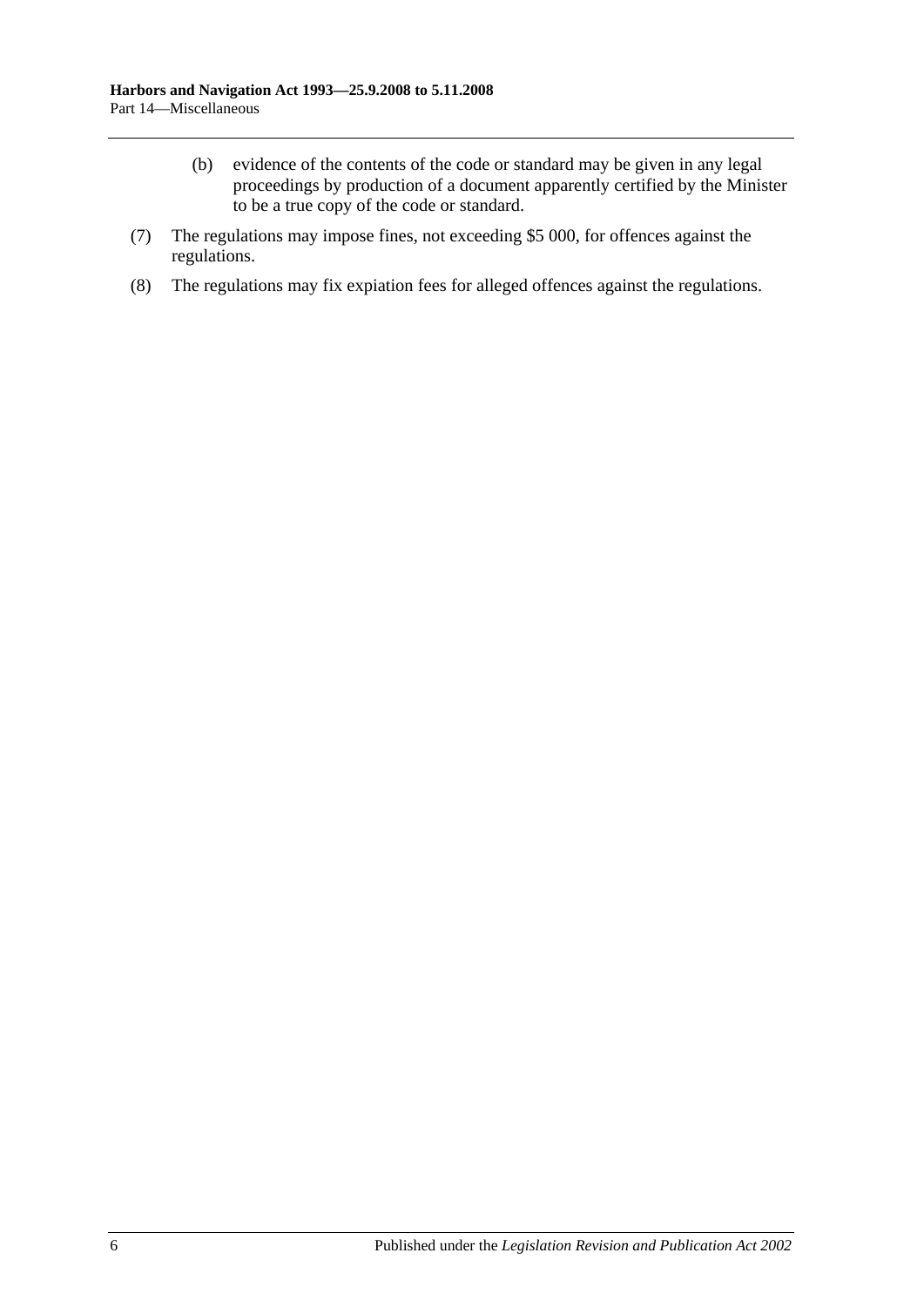(b) evidence of the contents of the code or standard may be given in any legal proceedings by production of a document apparently certified by the Minister to be a true copy of the code or standard.

(7) The regulations may impose fines, not exceeding $5 000, for offences against the regulations.

(8) The regulations may fix expiation fees for alleged offences against the regulations.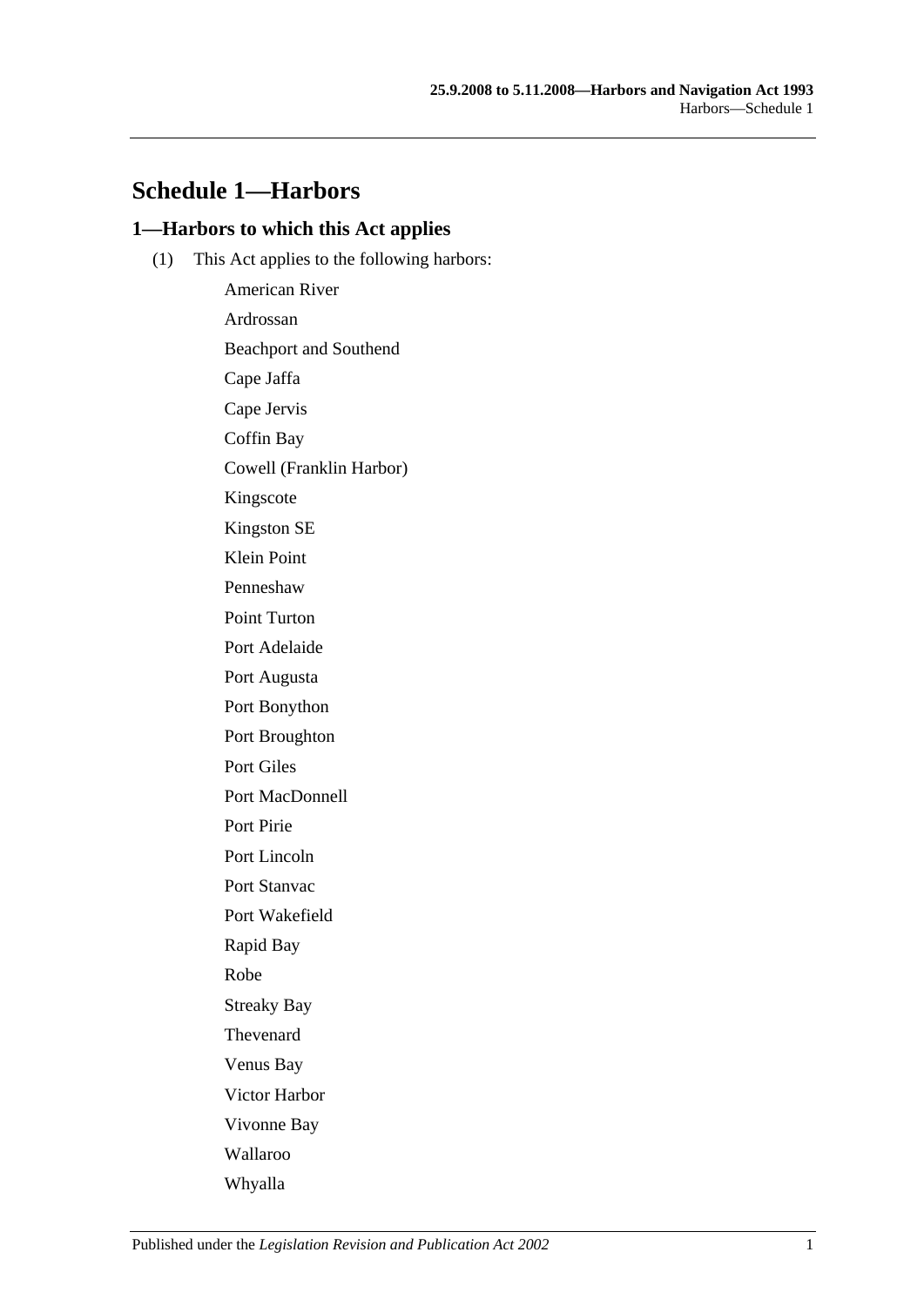# Schedule 1—Harbors

## 1—Harbors to which this Act applies

(1) This Act applies to the following harbors:

American River

Ardrossan

Beachport and Southend

Cape Jaffa

Cape Jervis

Coffin Bay

Cowell (Franklin Harbor)

Kingscote

Kingston SE

Klein Point

Penneshaw

Point Turton

Port Adelaide

Port Augusta

Port Bonython

Port Broughton

Port Giles

Port MacDonnell

Port Pirie

Port Lincoln

Port Stanvac

Port Wakefield

Rapid Bay

Robe

Streaky Bay

Thevenard

Venus Bay

Victor Harbor

Vivonne Bay

Wallaroo

Whyalla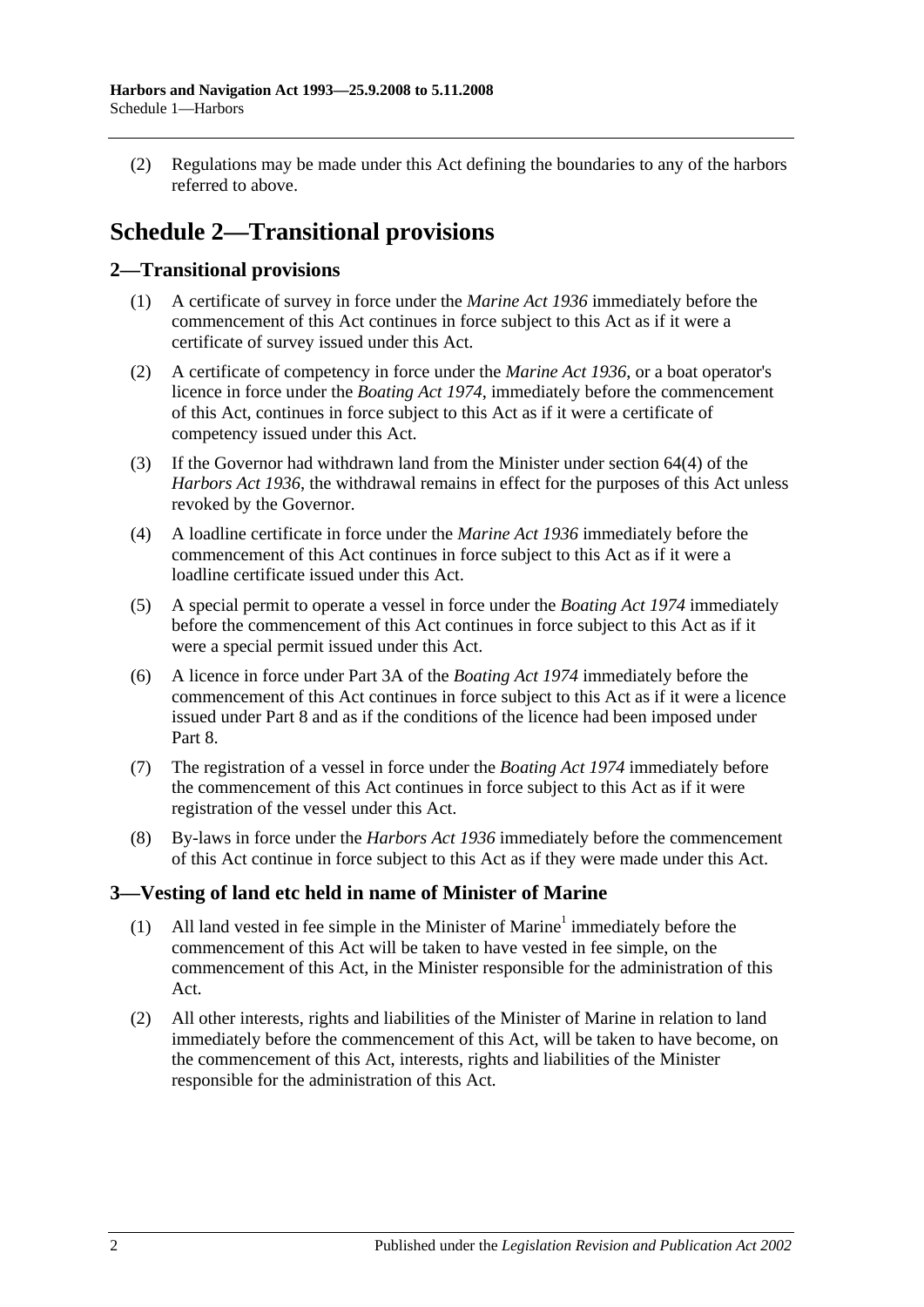(2) Regulations may be made under this Act defining the boundaries to any of the harbors referred to above.

# Schedule 2—Transitional provisions

## 2—Transitional provisions

(1) A certificate of survey in force under the *Marine Act 1936* immediately before the commencement of this Act continues in force subject to this Act as if it were a certificate of survey issued under this Act.

(2) A certificate of competency in force under the *Marine Act 1936*, or a boat operator's licence in force under the *Boating Act 1974*, immediately before the commencement of this Act, continues in force subject to this Act as if it were a certificate of competency issued under this Act.

(3) If the Governor had withdrawn land from the Minister under section 64(4) of the *Harbors Act 1936*, the withdrawal remains in effect for the purposes of this Act unless revoked by the Governor.

(4) A loadline certificate in force under the *Marine Act 1936* immediately before the commencement of this Act continues in force subject to this Act as if it were a loadline certificate issued under this Act.

(5) A special permit to operate a vessel in force under the *Boating Act 1974* immediately before the commencement of this Act continues in force subject to this Act as if it were a special permit issued under this Act.

(6) A licence in force under Part 3A of the *Boating Act 1974* immediately before the commencement of this Act continues in force subject to this Act as if it were a licence issued under Part 8 and as if the conditions of the licence had been imposed under Part 8.

(7) The registration of a vessel in force under the *Boating Act 1974* immediately before the commencement of this Act continues in force subject to this Act as if it were registration of the vessel under this Act.

(8) By-laws in force under the *Harbors Act 1936* immediately before the commencement of this Act continue in force subject to this Act as if they were made under this Act.

## 3—Vesting of land etc held in name of Minister of Marine

(1) All land vested in fee simple in the Minister of Marine[1] immediately before the commencement of this Act will be taken to have vested in fee simple, on the commencement of this Act, in the Minister responsible for the administration of this Act.

(2) All other interests, rights and liabilities of the Minister of Marine in relation to land immediately before the commencement of this Act, will be taken to have become, on the commencement of this Act, interests, rights and liabilities of the Minister responsible for the administration of this Act.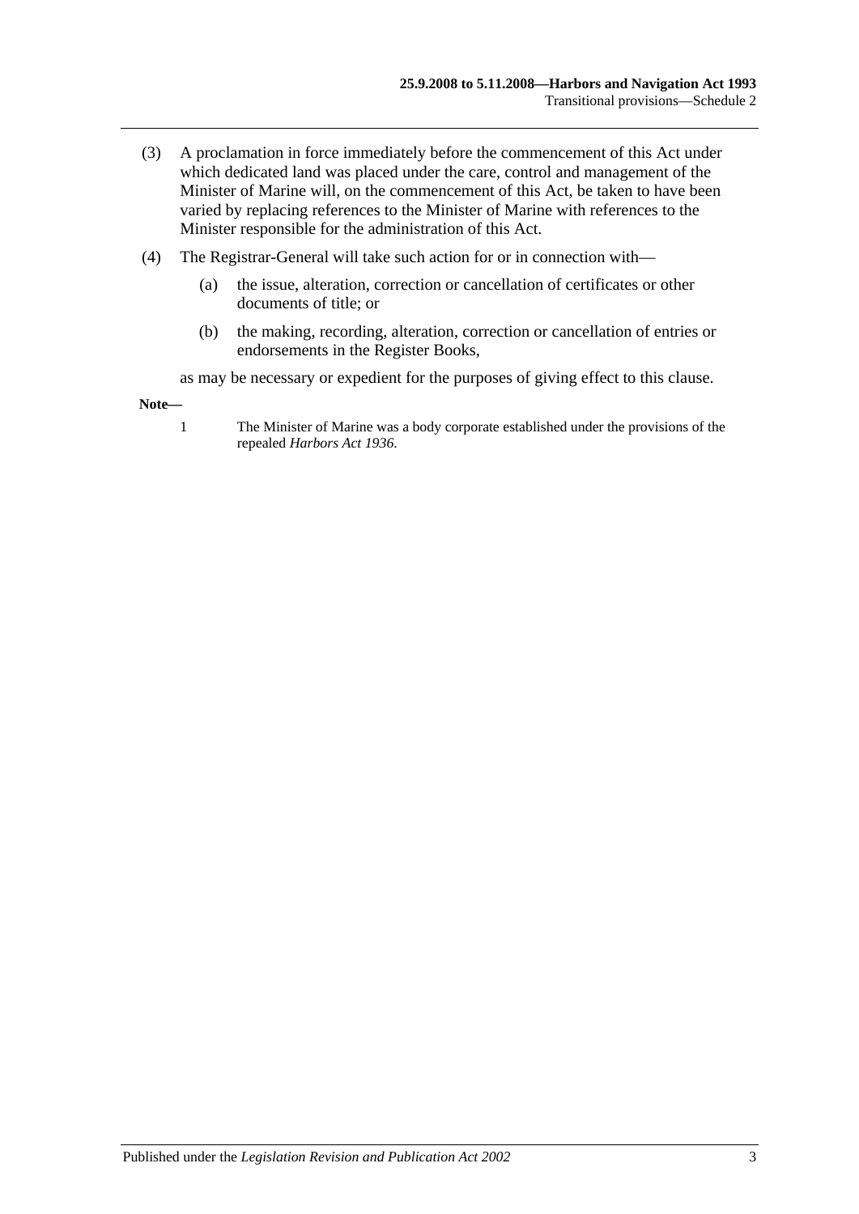(3) A proclamation in force immediately before the commencement of this Act under which dedicated land was placed under the care, control and management of the Minister of Marine will, on the commencement of this Act, be taken to have been varied by replacing references to the Minister of Marine with references to the Minister responsible for the administration of this Act.

(4) The Registrar-General will take such action for or in connection with—

(a) the issue, alteration, correction or cancellation of certificates or other documents of title; or

(b) the making, recording, alteration, correction or cancellation of entries or endorsements in the Register Books,

as may be necessary or expedient for the purposes of giving effect to this clause.

**Note—**

1 The Minister of Marine was a body corporate established under the provisions of the repealed *Harbors Act 1936*.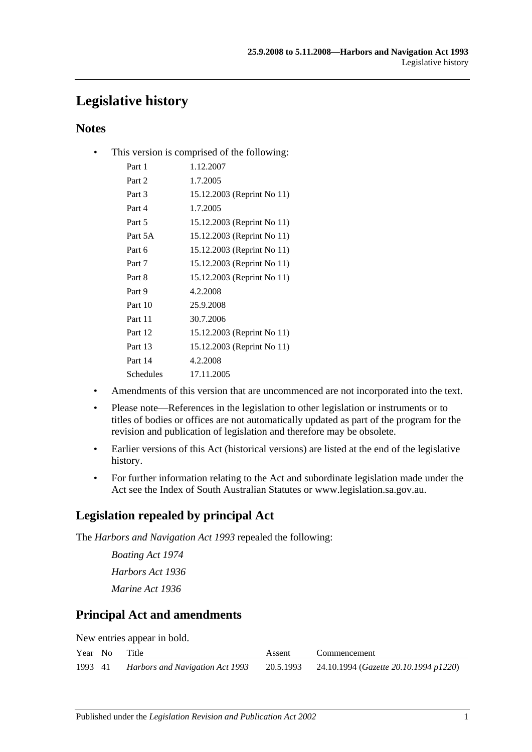# Legislative history

## Notes

- This version is comprised of the following:

| | |
|---|---|
| Part 1 | 1.12.2007 |
| Part 2 | 1.7.2005 |
| Part 3 | 15.12.2003 (Reprint No 11) |
| Part 4 | 1.7.2005 |
| Part 5 | 15.12.2003 (Reprint No 11) |
| Part 5A | 15.12.2003 (Reprint No 11) |
| Part 6 | 15.12.2003 (Reprint No 11) |
| Part 7 | 15.12.2003 (Reprint No 11) |
| Part 8 | 15.12.2003 (Reprint No 11) |
| Part 9 | 4.2.2008 |
| Part 10 | 25.9.2008 |
| Part 11 | 30.7.2006 |
| Part 12 | 15.12.2003 (Reprint No 11) |
| Part 13 | 15.12.2003 (Reprint No 11) |
| Part 14 | 4.2.2008 |
| Schedules | 17.11.2005 |

- Amendments of this version that are uncommenced are not incorporated into the text.
- Please note—References in the legislation to other legislation or instruments or to titles of bodies or offices are not automatically updated as part of the program for the revision and publication of legislation and therefore may be obsolete.
- Earlier versions of this Act (historical versions) are listed at the end of the legislative history.
- For further information relating to the Act and subordinate legislation made under the Act see the Index of South Australian Statutes or www.legislation.sa.gov.au.

## Legislation repealed by principal Act

The *Harbors and Navigation Act 1993* repealed the following:

*Boating Act 1974*

*Harbors Act 1936*

*Marine Act 1936*

## Principal Act and amendments

New entries appear in bold.

| Year | No | Title | Assent | Commencement |
|---|---|---|---|---|
| 1993 | 41 | *Harbors and Navigation Act 1993* | 20.5.1993 | 24.10.1994 (*Gazette 20.10.1994 p1220*) |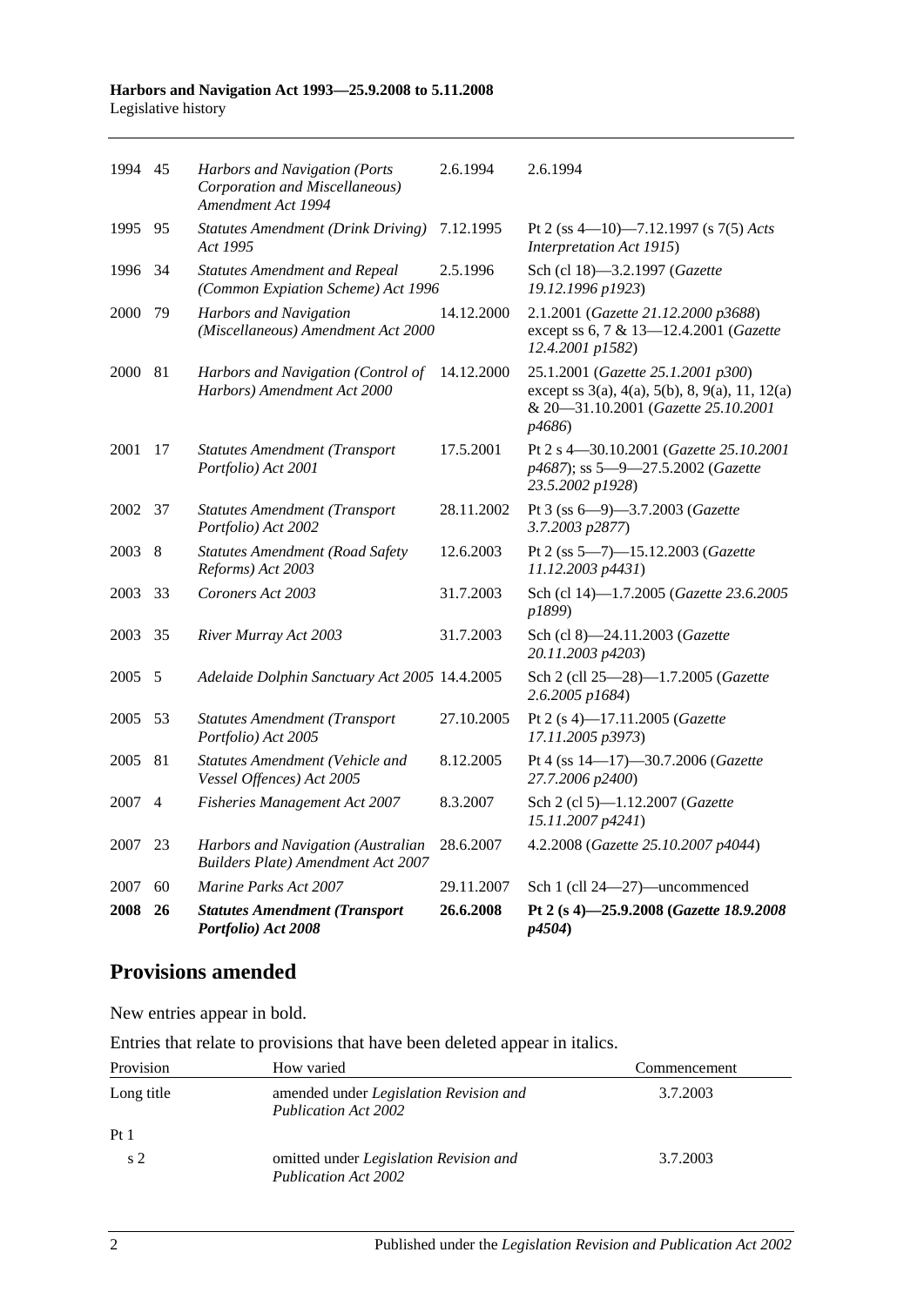| | | | | |
|---|---|---|---|---|
| 1994 | 45 | *Harbors and Navigation (Ports Corporation and Miscellaneous) Amendment Act 1994* | 2.6.1994 | 2.6.1994 |
| 1995 | 95 | *Statutes Amendment (Drink Driving) Act 1995* | 7.12.1995 | Pt 2 (ss 4—10)—7.12.1997 (s 7(5) *Acts Interpretation Act 1915*) |
| 1996 | 34 | *Statutes Amendment and Repeal (Common Expiation Scheme) Act 1996* | 2.5.1996 | Sch (cl 18)—3.2.1997 (*Gazette 19.12.1996 p1923*) |
| 2000 | 79 | *Harbors and Navigation (Miscellaneous) Amendment Act 2000* | 14.12.2000 | 2.1.2001 (*Gazette 21.12.2000 p3688*) except ss 6, 7 & 13—12.4.2001 (*Gazette 12.4.2001 p1582*) |
| 2000 | 81 | *Harbors and Navigation (Control of Harbors) Amendment Act 2000* | 14.12.2000 | 25.1.2001 (*Gazette 25.1.2001 p300*) except ss 3(a), 4(a), 5(b), 8, 9(a), 11, 12(a) & 20—31.10.2001 (*Gazette 25.10.2001 p4686*) |
| 2001 | 17 | *Statutes Amendment (Transport Portfolio) Act 2001* | 17.5.2001 | Pt 2 s 4—30.10.2001 (*Gazette 25.10.2001 p4687*); ss 5—9—27.5.2002 (*Gazette 23.5.2002 p1928*) |
| 2002 | 37 | *Statutes Amendment (Transport Portfolio) Act 2002* | 28.11.2002 | Pt 3 (ss 6—9)—3.7.2003 (*Gazette 3.7.2003 p2877*) |
| 2003 | 8 | *Statutes Amendment (Road Safety Reforms) Act 2003* | 12.6.2003 | Pt 2 (ss 5—7)—15.12.2003 (*Gazette 11.12.2003 p4431*) |
| 2003 | 33 | *Coroners Act 2003* | 31.7.2003 | Sch (cl 14)—1.7.2005 (*Gazette 23.6.2005 p1899*) |
| 2003 | 35 | *River Murray Act 2003* | 31.7.2003 | Sch (cl 8)—24.11.2003 (*Gazette 20.11.2003 p4203*) |
| 2005 | 5 | *Adelaide Dolphin Sanctuary Act 2005* | 14.4.2005 | Sch 2 (cll 25—28)—1.7.2005 (*Gazette 2.6.2005 p1684*) |
| 2005 | 53 | *Statutes Amendment (Transport Portfolio) Act 2005* | 27.10.2005 | Pt 2 (s 4)—17.11.2005 (*Gazette 17.11.2005 p3973*) |
| 2005 | 81 | *Statutes Amendment (Vehicle and Vessel Offences) Act 2005* | 8.12.2005 | Pt 4 (ss 14—17)—30.7.2006 (*Gazette 27.7.2006 p2400*) |
| 2007 | 4 | *Fisheries Management Act 2007* | 8.3.2007 | Sch 2 (cl 5)—1.12.2007 (*Gazette 15.11.2007 p4241*) |
| 2007 | 23 | *Harbors and Navigation (Australian Builders Plate) Amendment Act 2007* | 28.6.2007 | 4.2.2008 (*Gazette 25.10.2007 p4044*) |
| 2007 | 60 | *Marine Parks Act 2007* | 29.11.2007 | Sch 1 (cll 24—27)—uncommenced |
| **2008** | **26** | ***Statutes Amendment (Transport Portfolio) Act 2008*** | **26.6.2008** | **Pt 2 (s 4)—25.9.2008 (*Gazette 18.9.2008 p4504*)** |

## Provisions amended

New entries appear in bold.

Entries that relate to provisions that have been deleted appear in italics.

| Provision | How varied | Commencement |
|---|---|---|
| Long title | amended under *Legislation Revision and Publication Act 2002* | 3.7.2003 |
| Pt 1 | | |
| s 2 | omitted under *Legislation Revision and Publication Act 2002* | 3.7.2003 |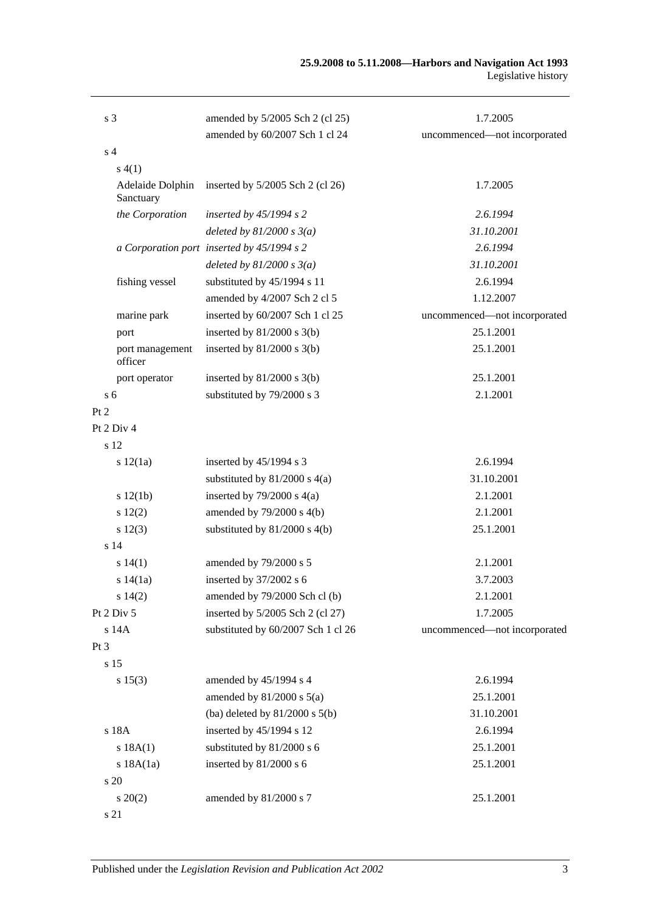| | | |
|---|---|---|
| s 3 | amended by 5/2005 Sch 2 (cl 25) | 1.7.2005 |
| | amended by 60/2007 Sch 1 cl 24 | uncommenced—not incorporated |
| s 4 | | |
| s 4(1) | | |
| Adelaide Dolphin Sanctuary | inserted by 5/2005 Sch 2 (cl 26) | 1.7.2005 |
| *the Corporation* | *inserted by 45/1994 s 2* | *2.6.1994* |
| | *deleted by 81/2000 s 3(a)* | *31.10.2001* |
| *a Corporation port* | *inserted by 45/1994 s 2* | *2.6.1994* |
| | *deleted by 81/2000 s 3(a)* | *31.10.2001* |
| fishing vessel | substituted by 45/1994 s 11 | 2.6.1994 |
| | amended by 4/2007 Sch 2 cl 5 | 1.12.2007 |
| marine park | inserted by 60/2007 Sch 1 cl 25 | uncommenced—not incorporated |
| port | inserted by 81/2000 s 3(b) | 25.1.2001 |
| port management officer | inserted by 81/2000 s 3(b) | 25.1.2001 |
| port operator | inserted by 81/2000 s 3(b) | 25.1.2001 |
| s 6 | substituted by 79/2000 s 3 | 2.1.2001 |
| Pt 2 | | |
| Pt 2 Div 4 | | |
| s 12 | | |
| s 12(1a) | inserted by 45/1994 s 3 | 2.6.1994 |
| | substituted by 81/2000 s 4(a) | 31.10.2001 |
| s 12(1b) | inserted by 79/2000 s 4(a) | 2.1.2001 |
| s 12(2) | amended by 79/2000 s 4(b) | 2.1.2001 |
| s 12(3) | substituted by 81/2000 s 4(b) | 25.1.2001 |
| s 14 | | |
| s 14(1) | amended by 79/2000 s 5 | 2.1.2001 |
| s 14(1a) | inserted by 37/2002 s 6 | 3.7.2003 |
| s 14(2) | amended by 79/2000 Sch cl (b) | 2.1.2001 |
| Pt 2 Div 5 | inserted by 5/2005 Sch 2 (cl 27) | 1.7.2005 |
| s 14A | substituted by 60/2007 Sch 1 cl 26 | uncommenced—not incorporated |
| Pt 3 | | |
| s 15 | | |
| s 15(3) | amended by 45/1994 s 4 | 2.6.1994 |
| | amended by 81/2000 s 5(a) | 25.1.2001 |
| | (ba) deleted by 81/2000 s 5(b) | 31.10.2001 |
| s 18A | inserted by 45/1994 s 12 | 2.6.1994 |
| s 18A(1) | substituted by 81/2000 s 6 | 25.1.2001 |
| s 18A(1a) | inserted by 81/2000 s 6 | 25.1.2001 |
| s 20 | | |
| s 20(2) | amended by 81/2000 s 7 | 25.1.2001 |
| s 21 | | |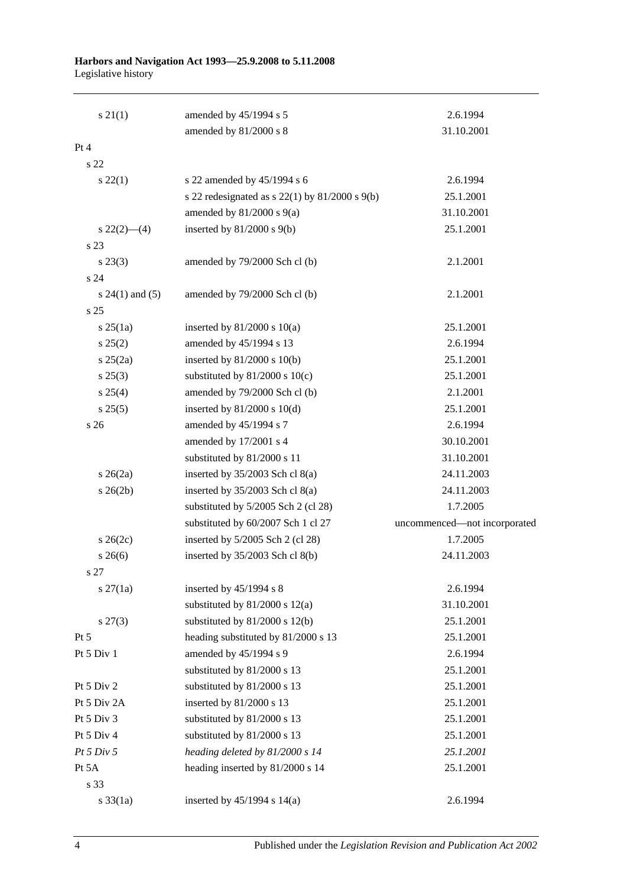| | | |
|---|---|---|
| s 21(1) | amended by 45/1994 s 5 | 2.6.1994 |
| | amended by 81/2000 s 8 | 31.10.2001 |
| Pt 4 | | |
| s 22 | | |
| s 22(1) | s 22 amended by 45/1994 s 6 | 2.6.1994 |
| | s 22 redesignated as s 22(1) by 81/2000 s 9(b) | 25.1.2001 |
| | amended by 81/2000 s 9(a) | 31.10.2001 |
| s 22(2)—(4) | inserted by 81/2000 s 9(b) | 25.1.2001 |
| s 23 | | |
| s 23(3) | amended by 79/2000 Sch cl (b) | 2.1.2001 |
| s 24 | | |
| s 24(1) and (5) | amended by 79/2000 Sch cl (b) | 2.1.2001 |
| s 25 | | |
| s 25(1a) | inserted by 81/2000 s 10(a) | 25.1.2001 |
| s 25(2) | amended by 45/1994 s 13 | 2.6.1994 |
| s 25(2a) | inserted by 81/2000 s 10(b) | 25.1.2001 |
| s 25(3) | substituted by 81/2000 s 10(c) | 25.1.2001 |
| s 25(4) | amended by 79/2000 Sch cl (b) | 2.1.2001 |
| s 25(5) | inserted by 81/2000 s 10(d) | 25.1.2001 |
| s 26 | amended by 45/1994 s 7 | 2.6.1994 |
| | amended by 17/2001 s 4 | 30.10.2001 |
| | substituted by 81/2000 s 11 | 31.10.2001 |
| s 26(2a) | inserted by 35/2003 Sch cl 8(a) | 24.11.2003 |
| s 26(2b) | inserted by 35/2003 Sch cl 8(a) | 24.11.2003 |
| | substituted by 5/2005 Sch 2 (cl 28) | 1.7.2005 |
| | substituted by 60/2007 Sch 1 cl 27 | uncommenced—not incorporated |
| s 26(2c) | inserted by 5/2005 Sch 2 (cl 28) | 1.7.2005 |
| s 26(6) | inserted by 35/2003 Sch cl 8(b) | 24.11.2003 |
| s 27 | | |
| s 27(1a) | inserted by 45/1994 s 8 | 2.6.1994 |
| | substituted by 81/2000 s 12(a) | 31.10.2001 |
| s 27(3) | substituted by 81/2000 s 12(b) | 25.1.2001 |
| Pt 5 | heading substituted by 81/2000 s 13 | 25.1.2001 |
| Pt 5 Div 1 | amended by 45/1994 s 9 | 2.6.1994 |
| | substituted by 81/2000 s 13 | 25.1.2001 |
| Pt 5 Div 2 | substituted by 81/2000 s 13 | 25.1.2001 |
| Pt 5 Div 2A | inserted by 81/2000 s 13 | 25.1.2001 |
| Pt 5 Div 3 | substituted by 81/2000 s 13 | 25.1.2001 |
| Pt 5 Div 4 | substituted by 81/2000 s 13 | 25.1.2001 |
| *Pt 5 Div 5* | *heading deleted by 81/2000 s 14* | *25.1.2001* |
| Pt 5A | heading inserted by 81/2000 s 14 | 25.1.2001 |
| s 33 | | |
| s 33(1a) | inserted by 45/1994 s 14(a) | 2.6.1994 |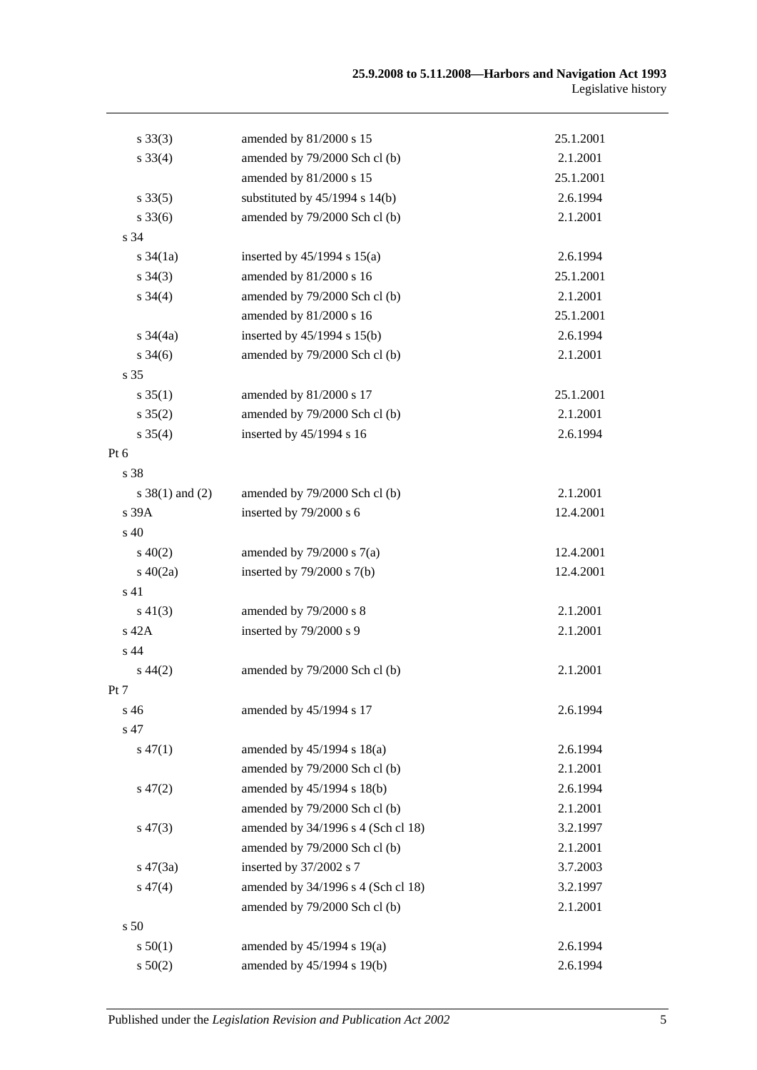| | | |
|---|---|---|
| s 33(3) | amended by 81/2000 s 15 | 25.1.2001 |
| s 33(4) | amended by 79/2000 Sch cl (b) | 2.1.2001 |
| | amended by 81/2000 s 15 | 25.1.2001 |
| s 33(5) | substituted by 45/1994 s 14(b) | 2.6.1994 |
| s 33(6) | amended by 79/2000 Sch cl (b) | 2.1.2001 |
| s 34 | | |
| s 34(1a) | inserted by 45/1994 s 15(a) | 2.6.1994 |
| s 34(3) | amended by 81/2000 s 16 | 25.1.2001 |
| s 34(4) | amended by 79/2000 Sch cl (b) | 2.1.2001 |
| | amended by 81/2000 s 16 | 25.1.2001 |
| s 34(4a) | inserted by 45/1994 s 15(b) | 2.6.1994 |
| s 34(6) | amended by 79/2000 Sch cl (b) | 2.1.2001 |
| s 35 | | |
| s 35(1) | amended by 81/2000 s 17 | 25.1.2001 |
| s 35(2) | amended by 79/2000 Sch cl (b) | 2.1.2001 |
| s 35(4) | inserted by 45/1994 s 16 | 2.6.1994 |
| Pt 6 | | |
| s 38 | | |
| s 38(1) and (2) | amended by 79/2000 Sch cl (b) | 2.1.2001 |
| s 39A | inserted by 79/2000 s 6 | 12.4.2001 |
| s 40 | | |
| s 40(2) | amended by 79/2000 s 7(a) | 12.4.2001 |
| s 40(2a) | inserted by 79/2000 s 7(b) | 12.4.2001 |
| s 41 | | |
| s 41(3) | amended by 79/2000 s 8 | 2.1.2001 |
| s 42A | inserted by 79/2000 s 9 | 2.1.2001 |
| s 44 | | |
| s 44(2) | amended by 79/2000 Sch cl (b) | 2.1.2001 |
| Pt 7 | | |
| s 46 | amended by 45/1994 s 17 | 2.6.1994 |
| s 47 | | |
| s 47(1) | amended by 45/1994 s 18(a) | 2.6.1994 |
| | amended by 79/2000 Sch cl (b) | 2.1.2001 |
| s 47(2) | amended by 45/1994 s 18(b) | 2.6.1994 |
| | amended by 79/2000 Sch cl (b) | 2.1.2001 |
| s 47(3) | amended by 34/1996 s 4 (Sch cl 18) | 3.2.1997 |
| | amended by 79/2000 Sch cl (b) | 2.1.2001 |
| s 47(3a) | inserted by 37/2002 s 7 | 3.7.2003 |
| s 47(4) | amended by 34/1996 s 4 (Sch cl 18) | 3.2.1997 |
| | amended by 79/2000 Sch cl (b) | 2.1.2001 |
| s 50 | | |
| s 50(1) | amended by 45/1994 s 19(a) | 2.6.1994 |
| s 50(2) | amended by 45/1994 s 19(b) | 2.6.1994 |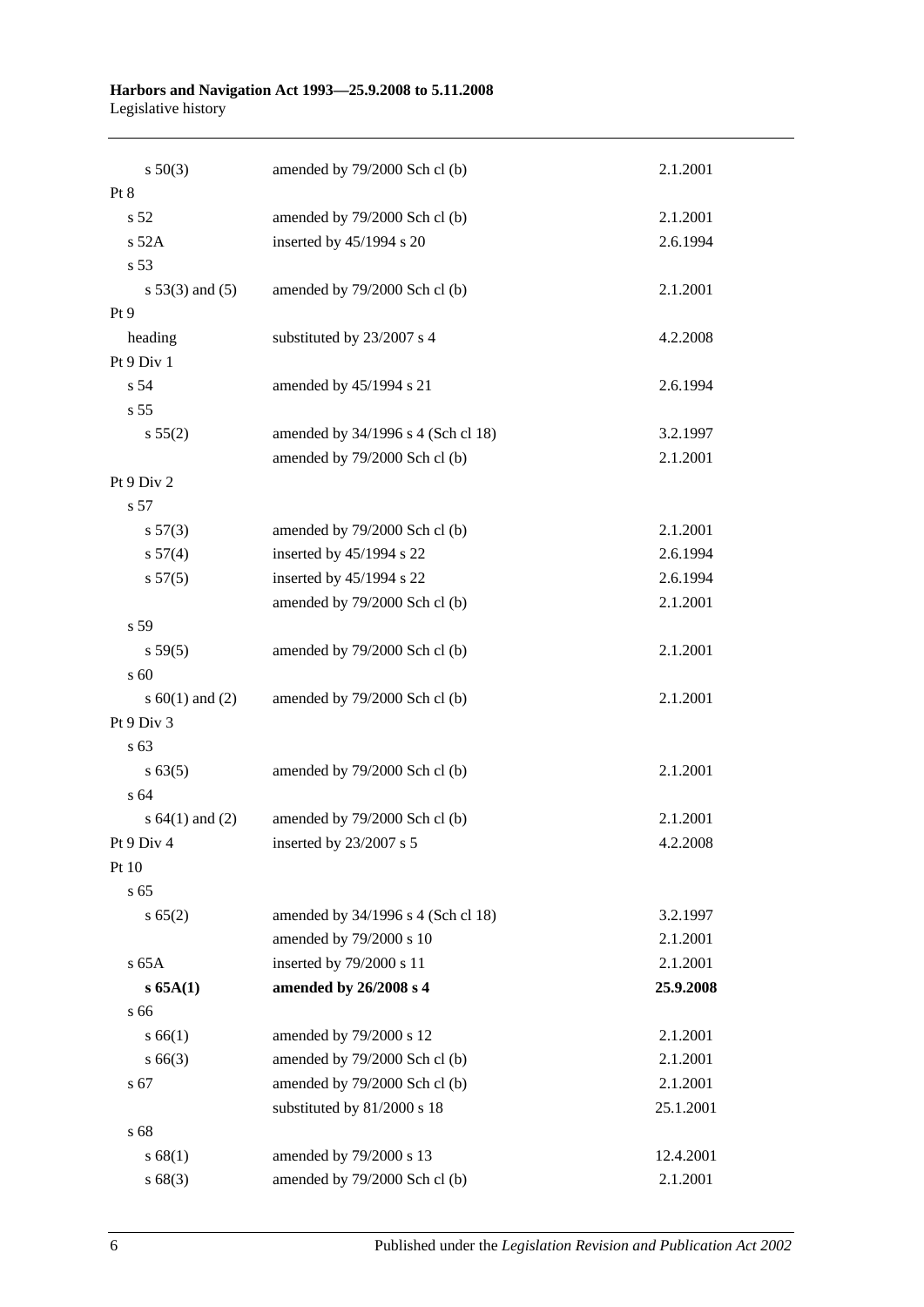| | | |
|---|---|---|
| s 50(3) | amended by 79/2000 Sch cl (b) | 2.1.2001 |
| Pt 8 | | |
| s 52 | amended by 79/2000 Sch cl (b) | 2.1.2001 |
| s 52A | inserted by 45/1994 s 20 | 2.6.1994 |
| s 53 | | |
| s 53(3) and (5) | amended by 79/2000 Sch cl (b) | 2.1.2001 |
| Pt 9 | | |
| heading | substituted by 23/2007 s 4 | 4.2.2008 |
| Pt 9 Div 1 | | |
| s 54 | amended by 45/1994 s 21 | 2.6.1994 |
| s 55 | | |
| s 55(2) | amended by 34/1996 s 4 (Sch cl 18) | 3.2.1997 |
| | amended by 79/2000 Sch cl (b) | 2.1.2001 |
| Pt 9 Div 2 | | |
| s 57 | | |
| s 57(3) | amended by 79/2000 Sch cl (b) | 2.1.2001 |
| s 57(4) | inserted by 45/1994 s 22 | 2.6.1994 |
| s 57(5) | inserted by 45/1994 s 22 | 2.6.1994 |
| | amended by 79/2000 Sch cl (b) | 2.1.2001 |
| s 59 | | |
| s 59(5) | amended by 79/2000 Sch cl (b) | 2.1.2001 |
| s 60 | | |
| s 60(1) and (2) | amended by 79/2000 Sch cl (b) | 2.1.2001 |
| Pt 9 Div 3 | | |
| s 63 | | |
| s 63(5) | amended by 79/2000 Sch cl (b) | 2.1.2001 |
| s 64 | | |
| s 64(1) and (2) | amended by 79/2000 Sch cl (b) | 2.1.2001 |
| Pt 9 Div 4 | inserted by 23/2007 s 5 | 4.2.2008 |
| Pt 10 | | |
| s 65 | | |
| s 65(2) | amended by 34/1996 s 4 (Sch cl 18) | 3.2.1997 |
| | amended by 79/2000 s 10 | 2.1.2001 |
| s 65A | inserted by 79/2000 s 11 | 2.1.2001 |
| **s 65A(1)** | **amended by 26/2008 s 4** | **25.9.2008** |
| s 66 | | |
| s 66(1) | amended by 79/2000 s 12 | 2.1.2001 |
| s 66(3) | amended by 79/2000 Sch cl (b) | 2.1.2001 |
| s 67 | amended by 79/2000 Sch cl (b) | 2.1.2001 |
| | substituted by 81/2000 s 18 | 25.1.2001 |
| s 68 | | |
| s 68(1) | amended by 79/2000 s 13 | 12.4.2001 |
| s 68(3) | amended by 79/2000 Sch cl (b) | 2.1.2001 |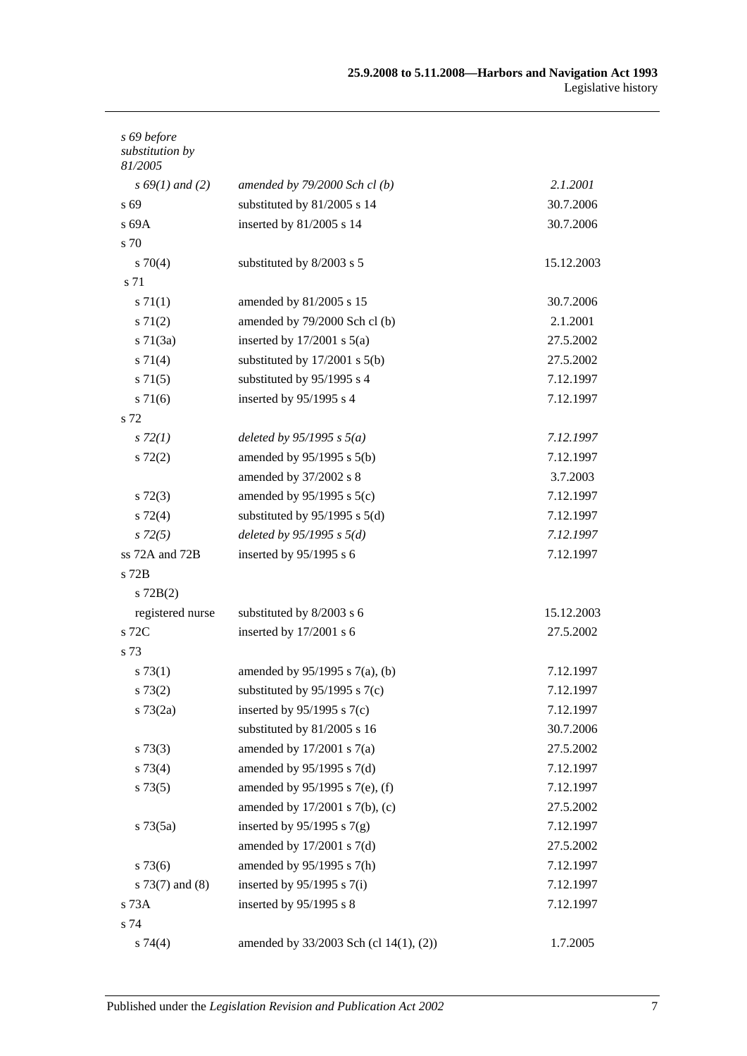| | | |
|---|---|---|
| *s 69 before substitution by 81/2005* | | |
| *s 69(1) and (2)* | *amended by 79/2000 Sch cl (b)* | *2.1.2001* |
| s 69 | substituted by 81/2005 s 14 | 30.7.2006 |
| s 69A | inserted by 81/2005 s 14 | 30.7.2006 |
| s 70 | | |
| s 70(4) | substituted by 8/2003 s 5 | 15.12.2003 |
| s 71 | | |
| s 71(1) | amended by 81/2005 s 15 | 30.7.2006 |
| s 71(2) | amended by 79/2000 Sch cl (b) | 2.1.2001 |
| s 71(3a) | inserted by 17/2001 s 5(a) | 27.5.2002 |
| s 71(4) | substituted by 17/2001 s 5(b) | 27.5.2002 |
| s 71(5) | substituted by 95/1995 s 4 | 7.12.1997 |
| s 71(6) | inserted by 95/1995 s 4 | 7.12.1997 |
| s 72 | | |
| *s 72(1)* | *deleted by 95/1995 s 5(a)* | *7.12.1997* |
| s 72(2) | amended by 95/1995 s 5(b) | 7.12.1997 |
| | amended by 37/2002 s 8 | 3.7.2003 |
| s 72(3) | amended by 95/1995 s 5(c) | 7.12.1997 |
| s 72(4) | substituted by 95/1995 s 5(d) | 7.12.1997 |
| *s 72(5)* | *deleted by 95/1995 s 5(d)* | *7.12.1997* |
| ss 72A and 72B | inserted by 95/1995 s 6 | 7.12.1997 |
| s 72B | | |
| s 72B(2) | | |
| registered nurse | substituted by 8/2003 s 6 | 15.12.2003 |
| s 72C | inserted by 17/2001 s 6 | 27.5.2002 |
| s 73 | | |
| s 73(1) | amended by 95/1995 s 7(a), (b) | 7.12.1997 |
| s 73(2) | substituted by 95/1995 s 7(c) | 7.12.1997 |
| s 73(2a) | inserted by 95/1995 s 7(c) | 7.12.1997 |
| | substituted by 81/2005 s 16 | 30.7.2006 |
| s 73(3) | amended by 17/2001 s 7(a) | 27.5.2002 |
| s 73(4) | amended by 95/1995 s 7(d) | 7.12.1997 |
| s 73(5) | amended by 95/1995 s 7(e), (f) | 7.12.1997 |
| | amended by 17/2001 s 7(b), (c) | 27.5.2002 |
| s 73(5a) | inserted by 95/1995 s 7(g) | 7.12.1997 |
| | amended by 17/2001 s 7(d) | 27.5.2002 |
| s 73(6) | amended by 95/1995 s 7(h) | 7.12.1997 |
| s 73(7) and (8) | inserted by 95/1995 s 7(i) | 7.12.1997 |
| s 73A | inserted by 95/1995 s 8 | 7.12.1997 |
| s 74 | | |
| s 74(4) | amended by 33/2003 Sch (cl 14(1), (2)) | 1.7.2005 |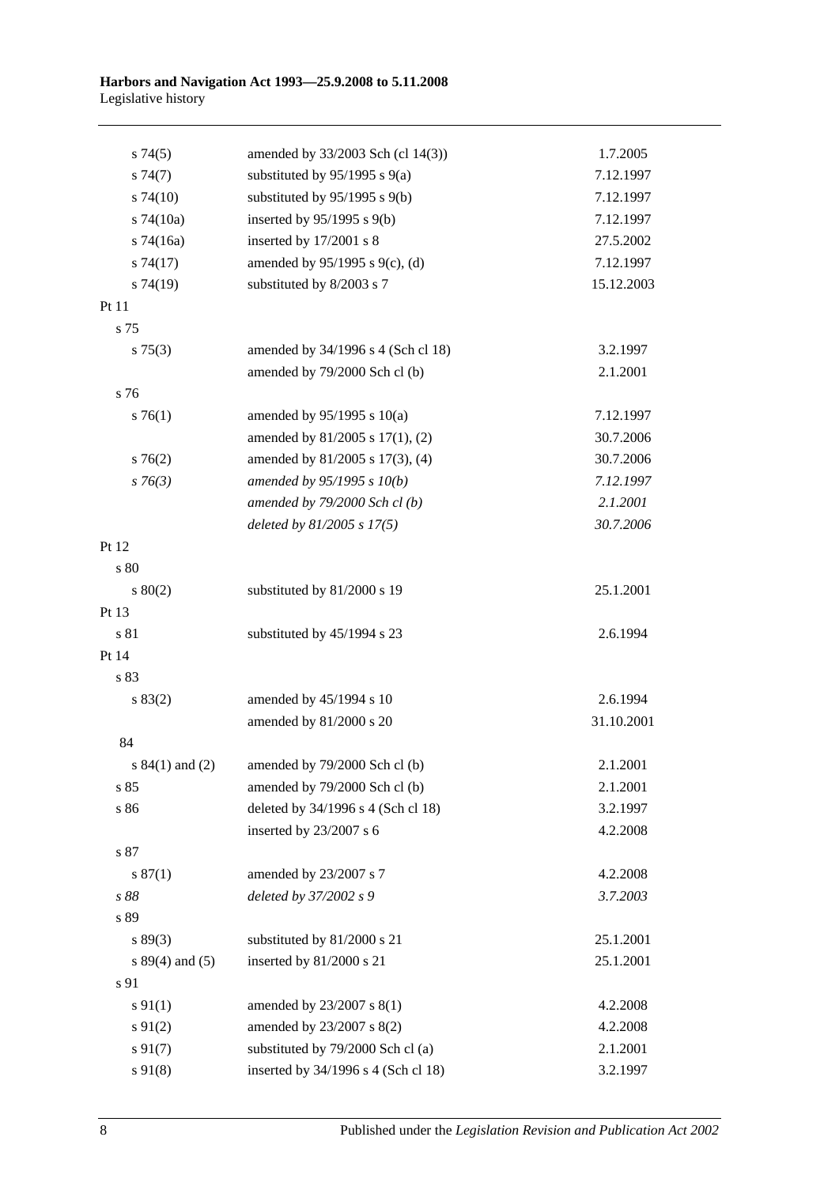| | | |
|---|---|---|
| s 74(5) | amended by 33/2003 Sch (cl 14(3)) | 1.7.2005 |
| s 74(7) | substituted by 95/1995 s 9(a) | 7.12.1997 |
| s 74(10) | substituted by 95/1995 s 9(b) | 7.12.1997 |
| s 74(10a) | inserted by 95/1995 s 9(b) | 7.12.1997 |
| s 74(16a) | inserted by 17/2001 s 8 | 27.5.2002 |
| s 74(17) | amended by 95/1995 s 9(c), (d) | 7.12.1997 |
| s 74(19) | substituted by 8/2003 s 7 | 15.12.2003 |
| Pt 11 | | |
| s 75 | | |
| s 75(3) | amended by 34/1996 s 4 (Sch cl 18) | 3.2.1997 |
| | amended by 79/2000 Sch cl (b) | 2.1.2001 |
| s 76 | | |
| s 76(1) | amended by 95/1995 s 10(a) | 7.12.1997 |
| | amended by 81/2005 s 17(1), (2) | 30.7.2006 |
| s 76(2) | amended by 81/2005 s 17(3), (4) | 30.7.2006 |
| *s 76(3)* | *amended by 95/1995 s 10(b)* | *7.12.1997* |
| | *amended by 79/2000 Sch cl (b)* | *2.1.2001* |
| | *deleted by 81/2005 s 17(5)* | *30.7.2006* |
| Pt 12 | | |
| s 80 | | |
| s 80(2) | substituted by 81/2000 s 19 | 25.1.2001 |
| Pt 13 | | |
| s 81 | substituted by 45/1994 s 23 | 2.6.1994 |
| Pt 14 | | |
| s 83 | | |
| s 83(2) | amended by 45/1994 s 10 | 2.6.1994 |
| | amended by 81/2000 s 20 | 31.10.2001 |
| 84 | | |
| s 84(1) and (2) | amended by 79/2000 Sch cl (b) | 2.1.2001 |
| s 85 | amended by 79/2000 Sch cl (b) | 2.1.2001 |
| s 86 | deleted by 34/1996 s 4 (Sch cl 18) | 3.2.1997 |
| | inserted by 23/2007 s 6 | 4.2.2008 |
| s 87 | | |
| s 87(1) | amended by 23/2007 s 7 | 4.2.2008 |
| *s 88* | *deleted by 37/2002 s 9* | *3.7.2003* |
| s 89 | | |
| s 89(3) | substituted by 81/2000 s 21 | 25.1.2001 |
| s 89(4) and (5) | inserted by 81/2000 s 21 | 25.1.2001 |
| s 91 | | |
| s 91(1) | amended by 23/2007 s 8(1) | 4.2.2008 |
| s 91(2) | amended by 23/2007 s 8(2) | 4.2.2008 |
| s 91(7) | substituted by 79/2000 Sch cl (a) | 2.1.2001 |
| s 91(8) | inserted by 34/1996 s 4 (Sch cl 18) | 3.2.1997 |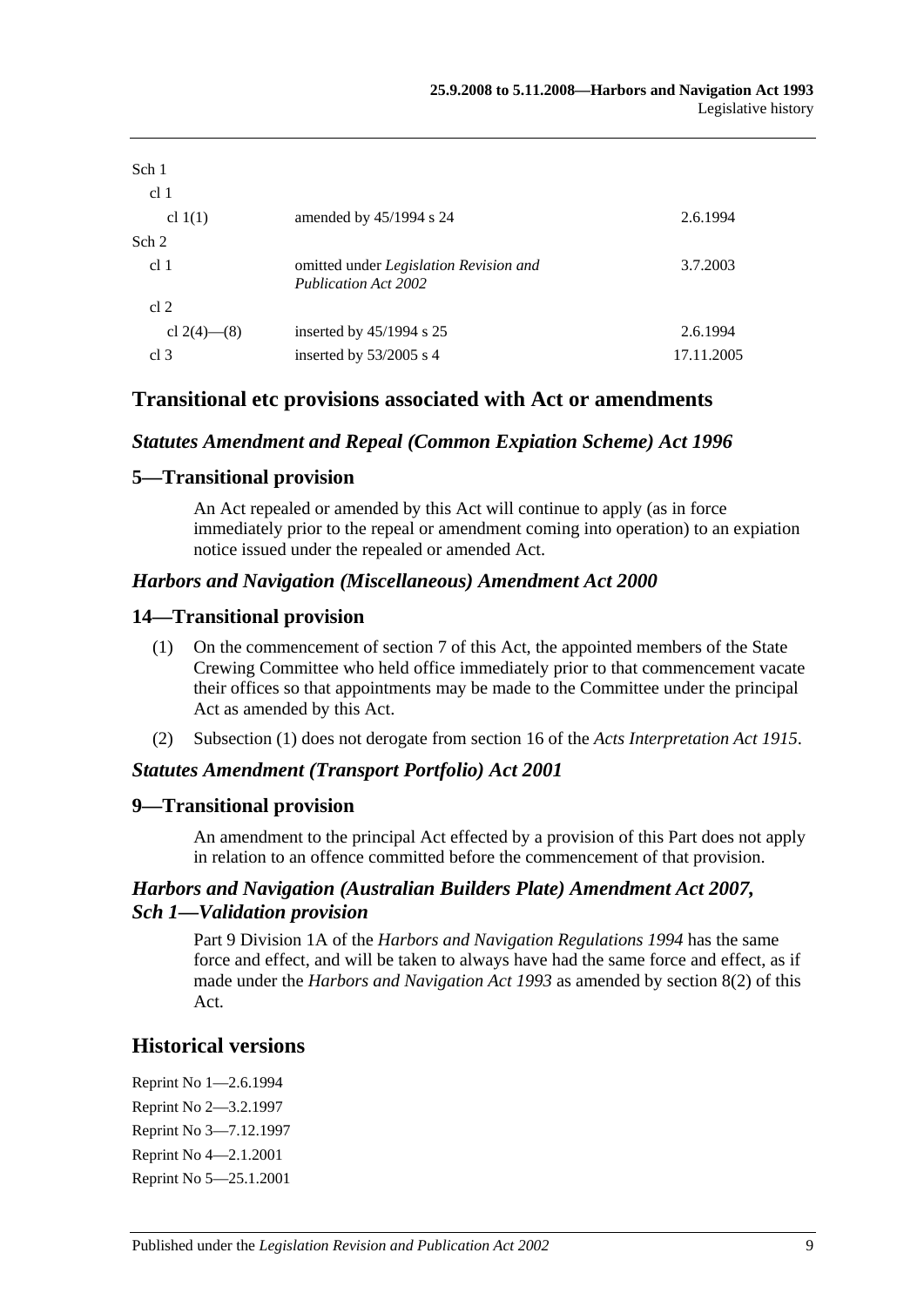| | | |
|---|---|---|
| Sch 1 | | |
| cl 1 | | |
| cl 1(1) | amended by 45/1994 s 24 | 2.6.1994 |
| Sch 2 | | |
| cl 1 | omitted under *Legislation Revision and Publication Act 2002* | 3.7.2003 |
| cl 2 | | |
| cl 2(4)—(8) | inserted by 45/1994 s 25 | 2.6.1994 |
| cl 3 | inserted by 53/2005 s 4 | 17.11.2005 |

## Transitional etc provisions associated with Act or amendments

### *Statutes Amendment and Repeal (Common Expiation Scheme) Act 1996*

### 5—Transitional provision

An Act repealed or amended by this Act will continue to apply (as in force immediately prior to the repeal or amendment coming into operation) to an expiation notice issued under the repealed or amended Act.

### *Harbors and Navigation (Miscellaneous) Amendment Act 2000*

### 14—Transitional provision

(1) On the commencement of section 7 of this Act, the appointed members of the State Crewing Committee who held office immediately prior to that commencement vacate their offices so that appointments may be made to the Committee under the principal Act as amended by this Act.

(2) Subsection (1) does not derogate from section 16 of the *Acts Interpretation Act 1915*.

### *Statutes Amendment (Transport Portfolio) Act 2001*

### 9—Transitional provision

An amendment to the principal Act effected by a provision of this Part does not apply in relation to an offence committed before the commencement of that provision.

### *Harbors and Navigation (Australian Builders Plate) Amendment Act 2007, Sch 1—Validation provision*

Part 9 Division 1A of the *Harbors and Navigation Regulations 1994* has the same force and effect, and will be taken to always have had the same force and effect, as if made under the *Harbors and Navigation Act 1993* as amended by section 8(2) of this Act.

## Historical versions

Reprint No 1—2.6.1994
Reprint No 2—3.2.1997
Reprint No 3—7.12.1997
Reprint No 4—2.1.2001
Reprint No 5—25.1.2001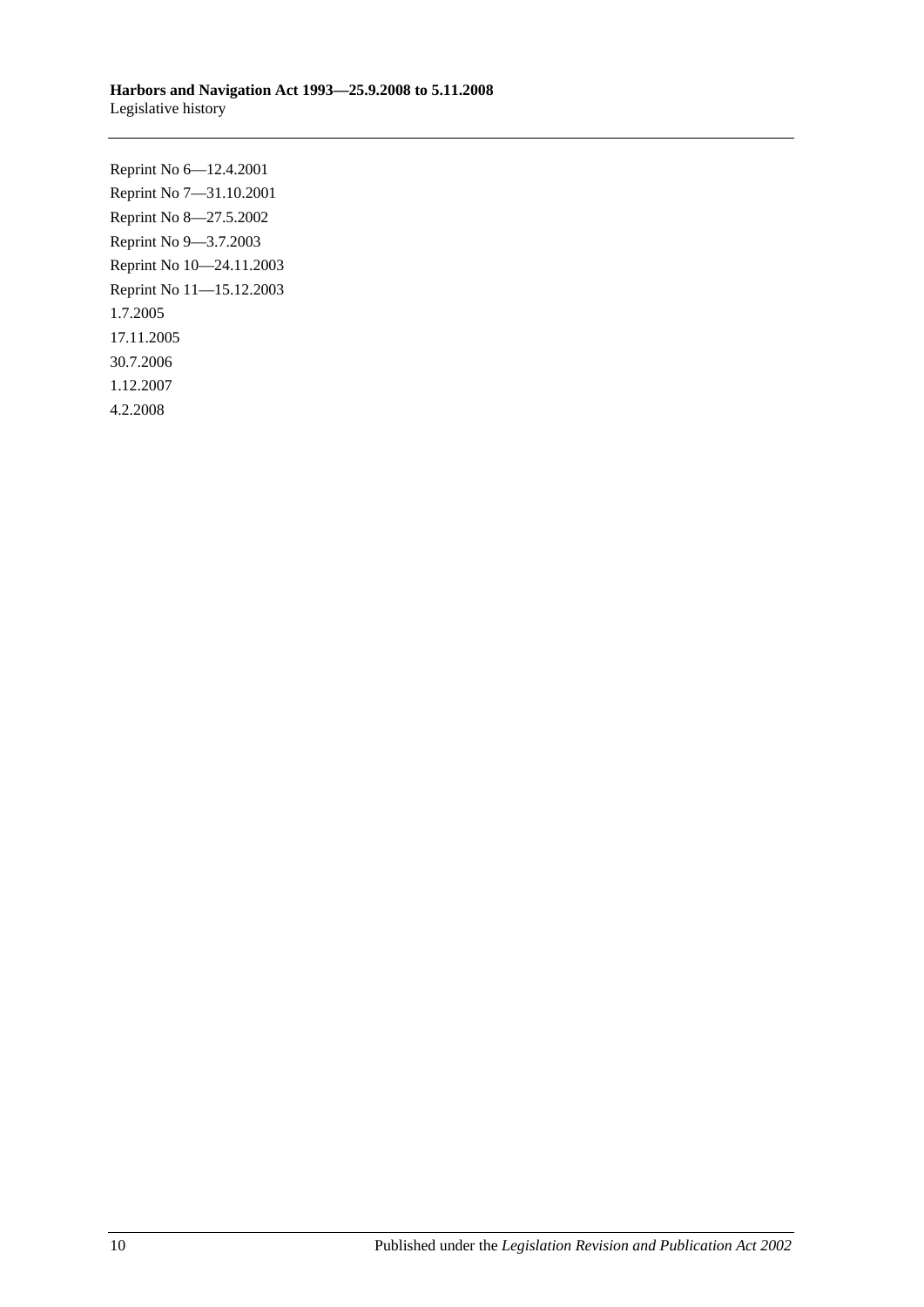Reprint No 6—12.4.2001

Reprint No 7—31.10.2001

Reprint No 8—27.5.2002

Reprint No 9—3.7.2003

Reprint No 10—24.11.2003

Reprint No 11—15.12.2003

1.7.2005

17.11.2005

30.7.2006

1.12.2007

4.2.2008